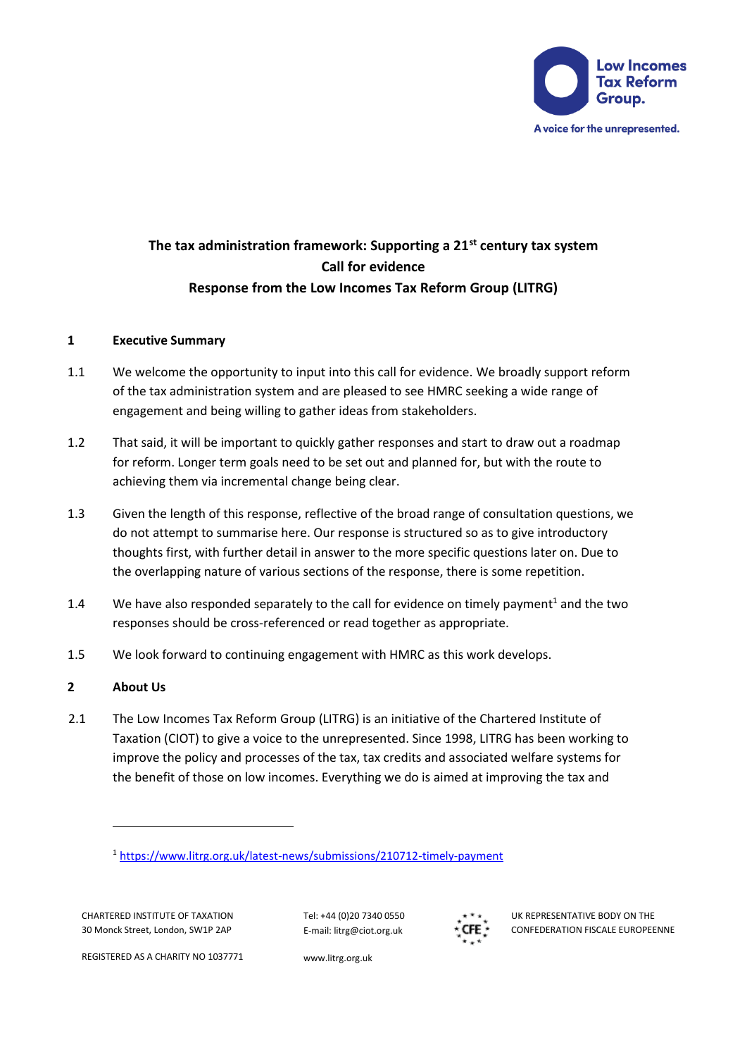Low Incomes Tax Reform Group.

A voice for the unrepresented.

# The tax administration framework: Supporting a 21st century tax system
## Call for evidence
## Response from the Low Incomes Tax Reform Group (LITRG)

## 1 Executive Summary

1.1 We welcome the opportunity to input into this call for evidence. We broadly support reform of the tax administration system and are pleased to see HMRC seeking a wide range of engagement and being willing to gather ideas from stakeholders.

1.2 That said, it will be important to quickly gather responses and start to draw out a roadmap for reform. Longer term goals need to be set out and planned for, but with the route to achieving them via incremental change being clear.

1.3 Given the length of this response, reflective of the broad range of consultation questions, we do not attempt to summarise here. Our response is structured so as to give introductory thoughts first, with further detail in answer to the more specific questions later on. Due to the overlapping nature of various sections of the response, there is some repetition.

1.4 We have also responded separately to the call for evidence on timely payment[1] and the two responses should be cross-referenced or read together as appropriate.

1.5 We look forward to continuing engagement with HMRC as this work develops.

## 2 About Us

2.1 The Low Incomes Tax Reform Group (LITRG) is an initiative of the Chartered Institute of Taxation (CIOT) to give a voice to the unrepresented. Since 1998, LITRG has been working to improve the policy and processes of the tax, tax credits and associated welfare systems for the benefit of those on low incomes. Everything we do is aimed at improving the tax and

[1] https://www.litrg.org.uk/latest-news/submissions/210712-timely-payment

CHARTERED INSTITUTE OF TAXATION
30 Monck Street, London, SW1P 2AP

REGISTERED AS A CHARITY NO 1037771

Tel: +44 (0)20 7340 0550
E-mail: litrg@ciot.org.uk

www.litrg.org.uk

UK REPRESENTATIVE BODY ON THE CONFEDERATION FISCALE EUROPEENNE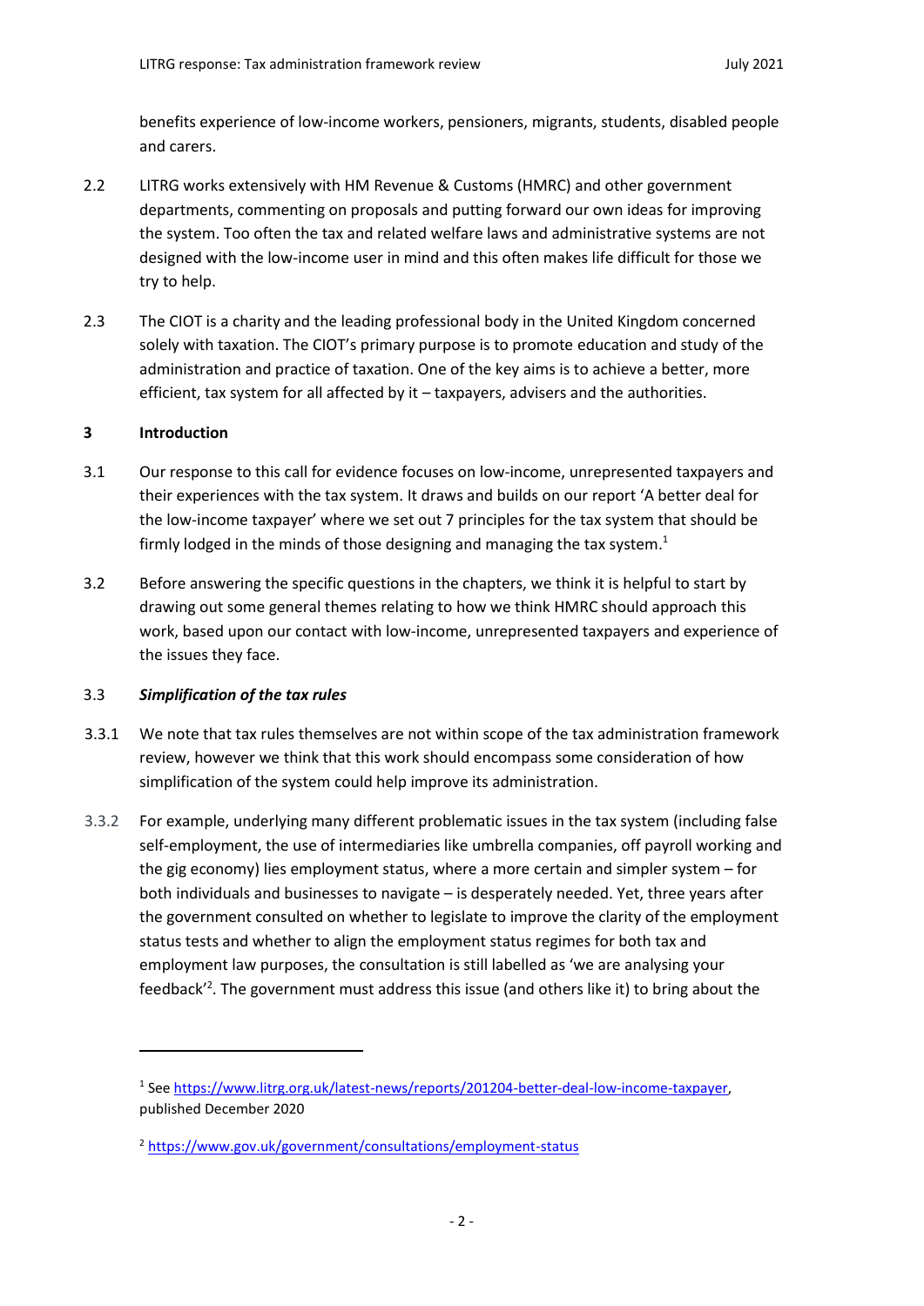benefits experience of low-income workers, pensioners, migrants, students, disabled people and carers.

2.2 LITRG works extensively with HM Revenue & Customs (HMRC) and other government departments, commenting on proposals and putting forward our own ideas for improving the system. Too often the tax and related welfare laws and administrative systems are not designed with the low-income user in mind and this often makes life difficult for those we try to help.

2.3 The CIOT is a charity and the leading professional body in the United Kingdom concerned solely with taxation. The CIOT's primary purpose is to promote education and study of the administration and practice of taxation. One of the key aims is to achieve a better, more efficient, tax system for all affected by it – taxpayers, advisers and the authorities.

## 3 Introduction

3.1 Our response to this call for evidence focuses on low-income, unrepresented taxpayers and their experiences with the tax system. It draws and builds on our report 'A better deal for the low-income taxpayer' where we set out 7 principles for the tax system that should be firmly lodged in the minds of those designing and managing the tax system.[1]

3.2 Before answering the specific questions in the chapters, we think it is helpful to start by drawing out some general themes relating to how we think HMRC should approach this work, based upon our contact with low-income, unrepresented taxpayers and experience of the issues they face.

### 3.3 *Simplification of the tax rules*

3.3.1 We note that tax rules themselves are not within scope of the tax administration framework review, however we think that this work should encompass some consideration of how simplification of the system could help improve its administration.

3.3.2 For example, underlying many different problematic issues in the tax system (including false self-employment, the use of intermediaries like umbrella companies, off payroll working and the gig economy) lies employment status, where a more certain and simpler system – for both individuals and businesses to navigate – is desperately needed. Yet, three years after the government consulted on whether to legislate to improve the clarity of the employment status tests and whether to align the employment status regimes for both tax and employment law purposes, the consultation is still labelled as 'we are analysing your feedback'[2]. The government must address this issue (and others like it) to bring about the

---

[1] See https://www.litrg.org.uk/latest-news/reports/201204-better-deal-low-income-taxpayer, published December 2020

[2] https://www.gov.uk/government/consultations/employment-status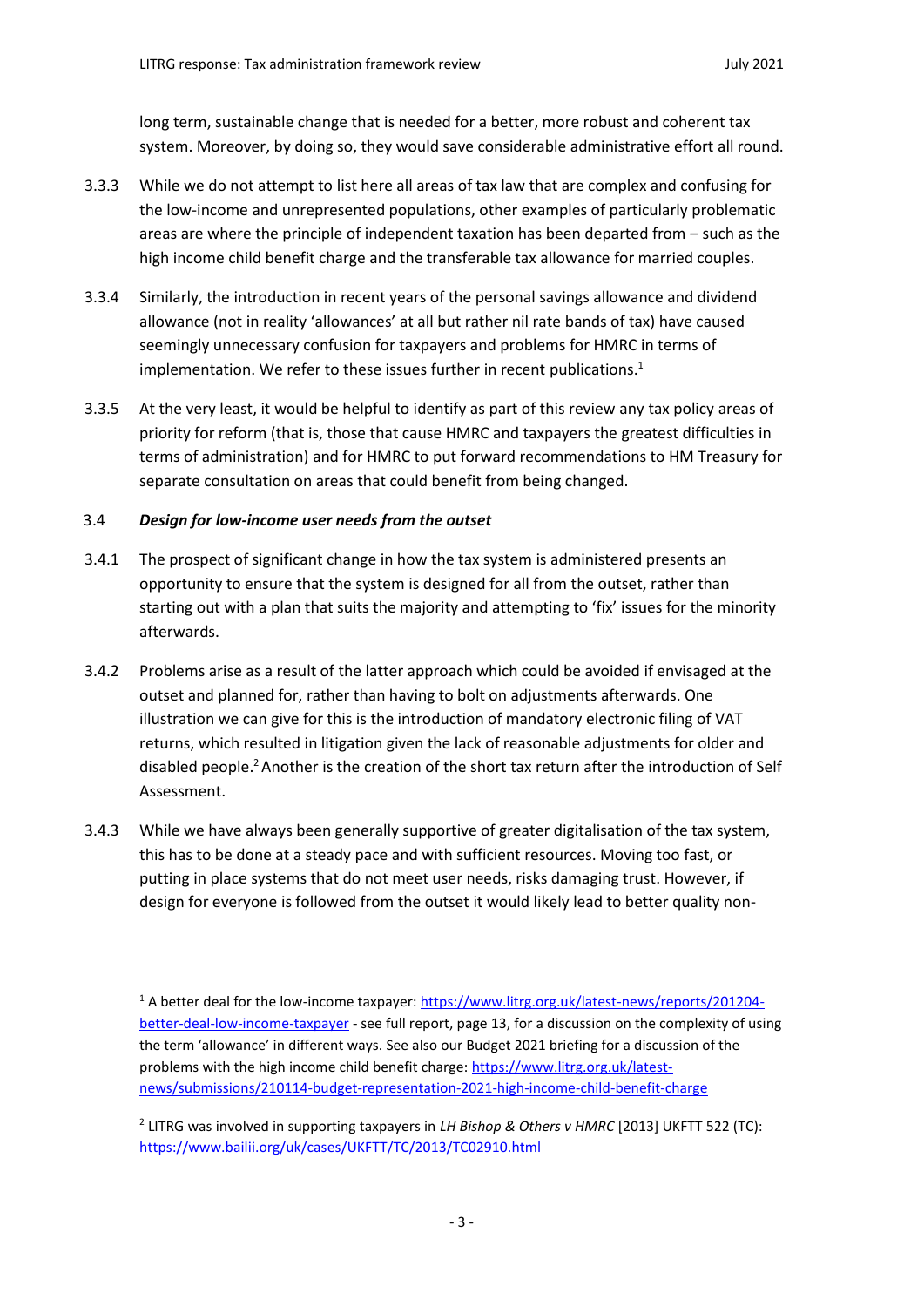long term, sustainable change that is needed for a better, more robust and coherent tax system. Moreover, by doing so, they would save considerable administrative effort all round.

3.3.3 While we do not attempt to list here all areas of tax law that are complex and confusing for the low-income and unrepresented populations, other examples of particularly problematic areas are where the principle of independent taxation has been departed from – such as the high income child benefit charge and the transferable tax allowance for married couples.

3.3.4 Similarly, the introduction in recent years of the personal savings allowance and dividend allowance (not in reality 'allowances' at all but rather nil rate bands of tax) have caused seemingly unnecessary confusion for taxpayers and problems for HMRC in terms of implementation. We refer to these issues further in recent publications.[1]

3.3.5 At the very least, it would be helpful to identify as part of this review any tax policy areas of priority for reform (that is, those that cause HMRC and taxpayers the greatest difficulties in terms of administration) and for HMRC to put forward recommendations to HM Treasury for separate consultation on areas that could benefit from being changed.

### 3.4 *Design for low-income user needs from the outset*

3.4.1 The prospect of significant change in how the tax system is administered presents an opportunity to ensure that the system is designed for all from the outset, rather than starting out with a plan that suits the majority and attempting to 'fix' issues for the minority afterwards.

3.4.2 Problems arise as a result of the latter approach which could be avoided if envisaged at the outset and planned for, rather than having to bolt on adjustments afterwards. One illustration we can give for this is the introduction of mandatory electronic filing of VAT returns, which resulted in litigation given the lack of reasonable adjustments for older and disabled people.[2] Another is the creation of the short tax return after the introduction of Self Assessment.

3.4.3 While we have always been generally supportive of greater digitalisation of the tax system, this has to be done at a steady pace and with sufficient resources. Moving too fast, or putting in place systems that do not meet user needs, risks damaging trust. However, if design for everyone is followed from the outset it would likely lead to better quality non-

---

[1] A better deal for the low-income taxpayer: https://www.litrg.org.uk/latest-news/reports/201204-better-deal-low-income-taxpayer - see full report, page 13, for a discussion on the complexity of using the term 'allowance' in different ways. See also our Budget 2021 briefing for a discussion of the problems with the high income child benefit charge: https://www.litrg.org.uk/latest-news/submissions/210114-budget-representation-2021-high-income-child-benefit-charge

[2] LITRG was involved in supporting taxpayers in *LH Bishop & Others v HMRC* [2013] UKFTT 522 (TC): https://www.bailii.org/uk/cases/UKFTT/TC/2013/TC02910.html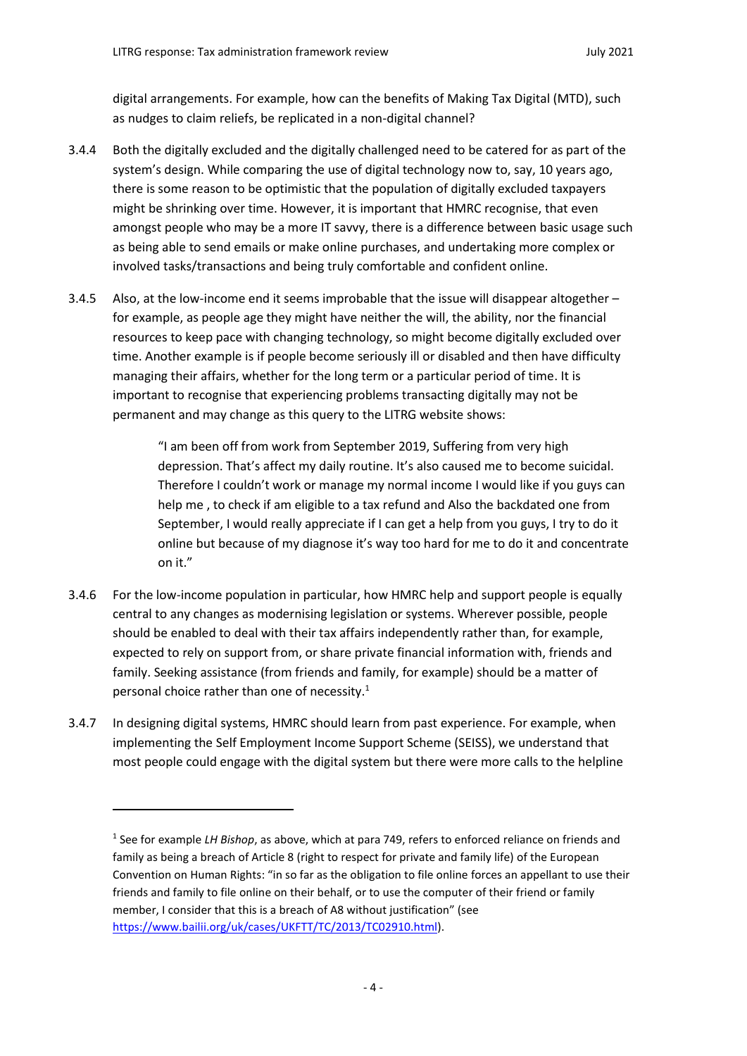digital arrangements. For example, how can the benefits of Making Tax Digital (MTD), such as nudges to claim reliefs, be replicated in a non-digital channel?

3.4.4 Both the digitally excluded and the digitally challenged need to be catered for as part of the system's design. While comparing the use of digital technology now to, say, 10 years ago, there is some reason to be optimistic that the population of digitally excluded taxpayers might be shrinking over time. However, it is important that HMRC recognise, that even amongst people who may be a more IT savvy, there is a difference between basic usage such as being able to send emails or make online purchases, and undertaking more complex or involved tasks/transactions and being truly comfortable and confident online.

3.4.5 Also, at the low-income end it seems improbable that the issue will disappear altogether – for example, as people age they might have neither the will, the ability, nor the financial resources to keep pace with changing technology, so might become digitally excluded over time. Another example is if people become seriously ill or disabled and then have difficulty managing their affairs, whether for the long term or a particular period of time. It is important to recognise that experiencing problems transacting digitally may not be permanent and may change as this query to the LITRG website shows:

> "I am been off from work from September 2019, Suffering from very high depression. That's affect my daily routine. It's also caused me to become suicidal. Therefore I couldn't work or manage my normal income I would like if you guys can help me , to check if am eligible to a tax refund and Also the backdated one from September, I would really appreciate if I can get a help from you guys, I try to do it online but because of my diagnose it's way too hard for me to do it and concentrate on it."

3.4.6 For the low-income population in particular, how HMRC help and support people is equally central to any changes as modernising legislation or systems. Wherever possible, people should be enabled to deal with their tax affairs independently rather than, for example, expected to rely on support from, or share private financial information with, friends and family. Seeking assistance (from friends and family, for example) should be a matter of personal choice rather than one of necessity.[1]

3.4.7 In designing digital systems, HMRC should learn from past experience. For example, when implementing the Self Employment Income Support Scheme (SEISS), we understand that most people could engage with the digital system but there were more calls to the helpline

---

[1] See for example *LH Bishop*, as above, which at para 749, refers to enforced reliance on friends and family as being a breach of Article 8 (right to respect for private and family life) of the European Convention on Human Rights: "in so far as the obligation to file online forces an appellant to use their friends and family to file online on their behalf, or to use the computer of their friend or family member, I consider that this is a breach of A8 without justification" (see https://www.bailii.org/uk/cases/UKFTT/TC/2013/TC02910.html).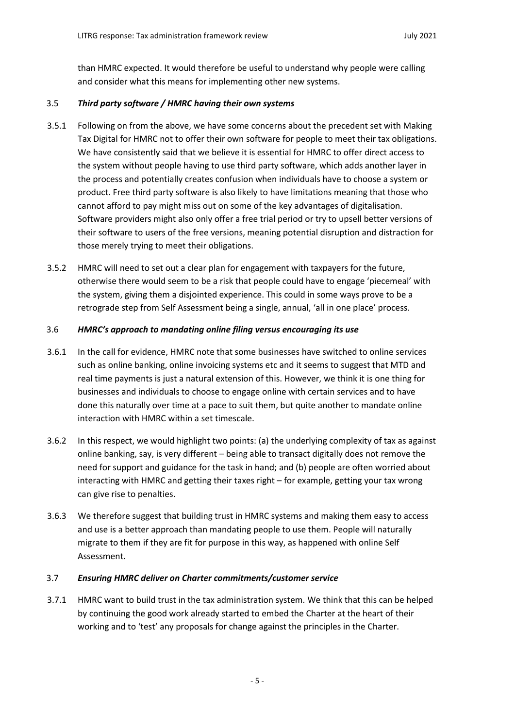than HMRC expected. It would therefore be useful to understand why people were calling and consider what this means for implementing other new systems.

### 3.5 *Third party software / HMRC having their own systems*

3.5.1 Following on from the above, we have some concerns about the precedent set with Making Tax Digital for HMRC not to offer their own software for people to meet their tax obligations. We have consistently said that we believe it is essential for HMRC to offer direct access to the system without people having to use third party software, which adds another layer in the process and potentially creates confusion when individuals have to choose a system or product. Free third party software is also likely to have limitations meaning that those who cannot afford to pay might miss out on some of the key advantages of digitalisation. Software providers might also only offer a free trial period or try to upsell better versions of their software to users of the free versions, meaning potential disruption and distraction for those merely trying to meet their obligations.

3.5.2 HMRC will need to set out a clear plan for engagement with taxpayers for the future, otherwise there would seem to be a risk that people could have to engage 'piecemeal' with the system, giving them a disjointed experience. This could in some ways prove to be a retrograde step from Self Assessment being a single, annual, 'all in one place' process.

### 3.6 *HMRC's approach to mandating online filing versus encouraging its use*

3.6.1 In the call for evidence, HMRC note that some businesses have switched to online services such as online banking, online invoicing systems etc and it seems to suggest that MTD and real time payments is just a natural extension of this. However, we think it is one thing for businesses and individuals to choose to engage online with certain services and to have done this naturally over time at a pace to suit them, but quite another to mandate online interaction with HMRC within a set timescale.

3.6.2 In this respect, we would highlight two points: (a) the underlying complexity of tax as against online banking, say, is very different – being able to transact digitally does not remove the need for support and guidance for the task in hand; and (b) people are often worried about interacting with HMRC and getting their taxes right – for example, getting your tax wrong can give rise to penalties.

3.6.3 We therefore suggest that building trust in HMRC systems and making them easy to access and use is a better approach than mandating people to use them. People will naturally migrate to them if they are fit for purpose in this way, as happened with online Self Assessment.

### 3.7 *Ensuring HMRC deliver on Charter commitments/customer service*

3.7.1 HMRC want to build trust in the tax administration system. We think that this can be helped by continuing the good work already started to embed the Charter at the heart of their working and to 'test' any proposals for change against the principles in the Charter.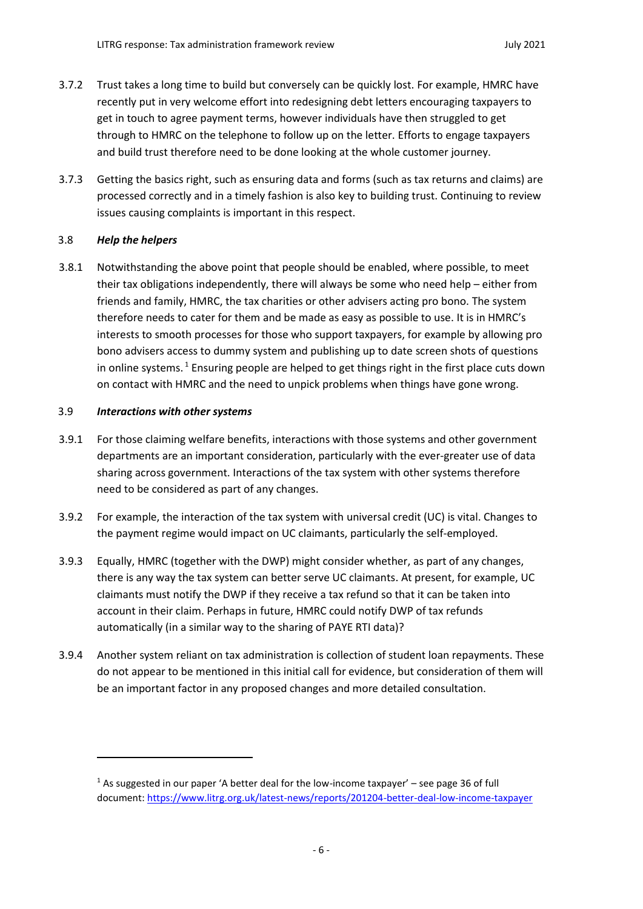3.7.2 Trust takes a long time to build but conversely can be quickly lost. For example, HMRC have recently put in very welcome effort into redesigning debt letters encouraging taxpayers to get in touch to agree payment terms, however individuals have then struggled to get through to HMRC on the telephone to follow up on the letter. Efforts to engage taxpayers and build trust therefore need to be done looking at the whole customer journey.

3.7.3 Getting the basics right, such as ensuring data and forms (such as tax returns and claims) are processed correctly and in a timely fashion is also key to building trust. Continuing to review issues causing complaints is important in this respect.

### 3.8 *Help the helpers*

3.8.1 Notwithstanding the above point that people should be enabled, where possible, to meet their tax obligations independently, there will always be some who need help – either from friends and family, HMRC, the tax charities or other advisers acting pro bono. The system therefore needs to cater for them and be made as easy as possible to use. It is in HMRC's interests to smooth processes for those who support taxpayers, for example by allowing pro bono advisers access to dummy system and publishing up to date screen shots of questions in online systems.[1] Ensuring people are helped to get things right in the first place cuts down on contact with HMRC and the need to unpick problems when things have gone wrong.

### 3.9 *Interactions with other systems*

3.9.1 For those claiming welfare benefits, interactions with those systems and other government departments are an important consideration, particularly with the ever-greater use of data sharing across government. Interactions of the tax system with other systems therefore need to be considered as part of any changes.

3.9.2 For example, the interaction of the tax system with universal credit (UC) is vital. Changes to the payment regime would impact on UC claimants, particularly the self-employed.

3.9.3 Equally, HMRC (together with the DWP) might consider whether, as part of any changes, there is any way the tax system can better serve UC claimants. At present, for example, UC claimants must notify the DWP if they receive a tax refund so that it can be taken into account in their claim. Perhaps in future, HMRC could notify DWP of tax refunds automatically (in a similar way to the sharing of PAYE RTI data)?

3.9.4 Another system reliant on tax administration is collection of student loan repayments. These do not appear to be mentioned in this initial call for evidence, but consideration of them will be an important factor in any proposed changes and more detailed consultation.

---

[1] As suggested in our paper 'A better deal for the low-income taxpayer' – see page 36 of full document: https://www.litrg.org.uk/latest-news/reports/201204-better-deal-low-income-taxpayer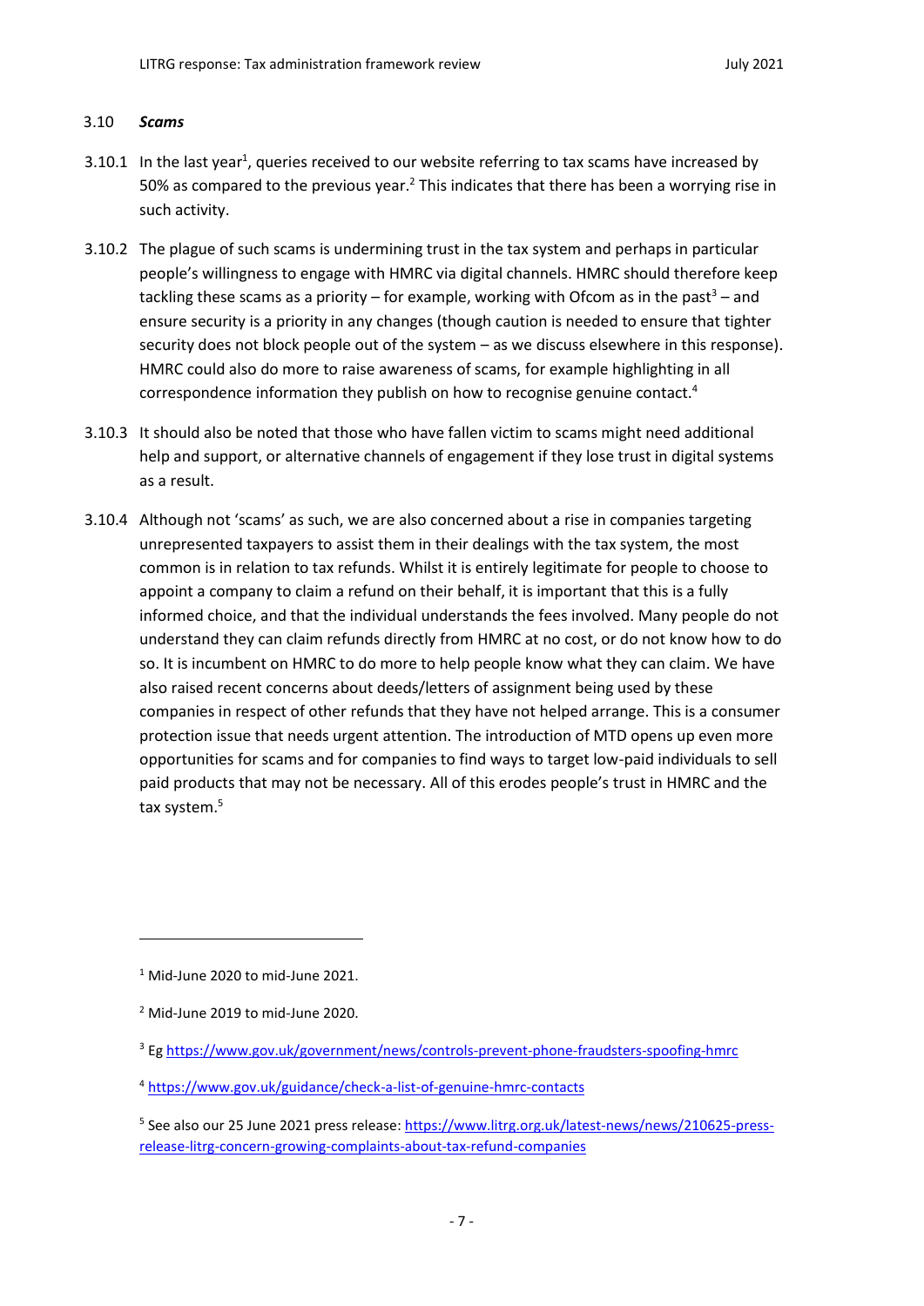### 3.10 *Scams*

3.10.1 In the last year[1], queries received to our website referring to tax scams have increased by 50% as compared to the previous year.[2] This indicates that there has been a worrying rise in such activity.

3.10.2 The plague of such scams is undermining trust in the tax system and perhaps in particular people's willingness to engage with HMRC via digital channels. HMRC should therefore keep tackling these scams as a priority – for example, working with Ofcom as in the past[3] – and ensure security is a priority in any changes (though caution is needed to ensure that tighter security does not block people out of the system – as we discuss elsewhere in this response). HMRC could also do more to raise awareness of scams, for example highlighting in all correspondence information they publish on how to recognise genuine contact.[4]

3.10.3 It should also be noted that those who have fallen victim to scams might need additional help and support, or alternative channels of engagement if they lose trust in digital systems as a result.

3.10.4 Although not 'scams' as such, we are also concerned about a rise in companies targeting unrepresented taxpayers to assist them in their dealings with the tax system, the most common is in relation to tax refunds. Whilst it is entirely legitimate for people to choose to appoint a company to claim a refund on their behalf, it is important that this is a fully informed choice, and that the individual understands the fees involved. Many people do not understand they can claim refunds directly from HMRC at no cost, or do not know how to do so. It is incumbent on HMRC to do more to help people know what they can claim. We have also raised recent concerns about deeds/letters of assignment being used by these companies in respect of other refunds that they have not helped arrange. This is a consumer protection issue that needs urgent attention. The introduction of MTD opens up even more opportunities for scams and for companies to find ways to target low-paid individuals to sell paid products that may not be necessary. All of this erodes people's trust in HMRC and the tax system.[5]

---

[1] Mid-June 2020 to mid-June 2021.

[2] Mid-June 2019 to mid-June 2020.

[3] Eg https://www.gov.uk/government/news/controls-prevent-phone-fraudsters-spoofing-hmrc

[4] https://www.gov.uk/guidance/check-a-list-of-genuine-hmrc-contacts

[5] See also our 25 June 2021 press release: https://www.litrg.org.uk/latest-news/news/210625-press-release-litrg-concern-growing-complaints-about-tax-refund-companies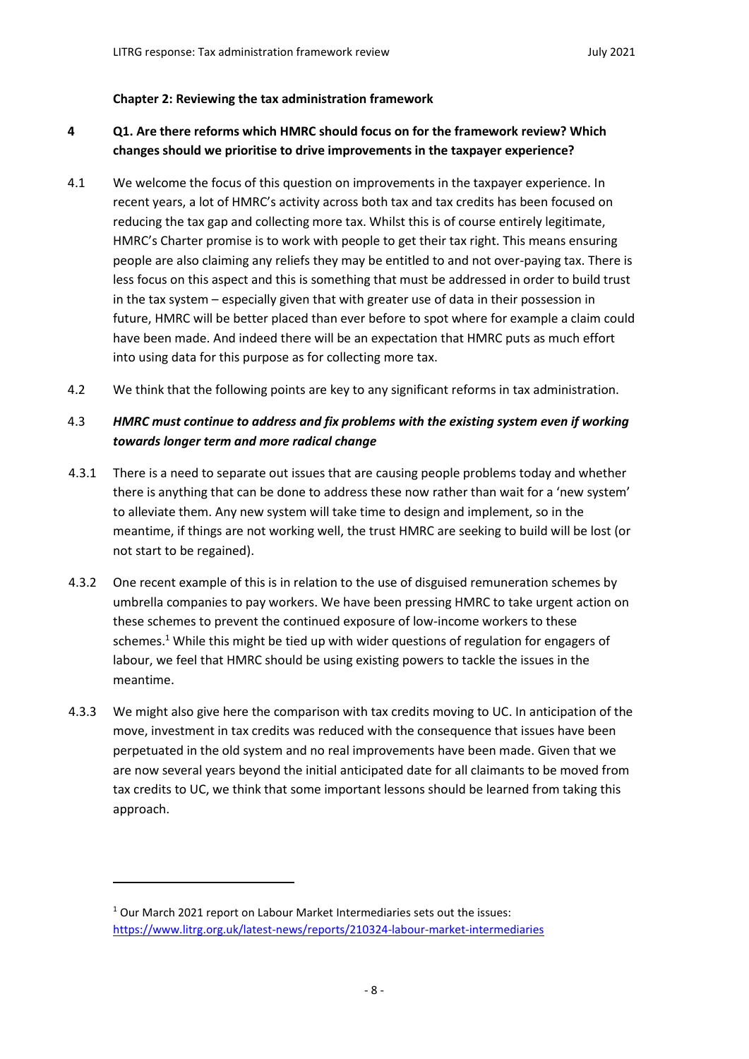**Chapter 2: Reviewing the tax administration framework**

**4 Q1. Are there reforms which HMRC should focus on for the framework review? Which changes should we prioritise to drive improvements in the taxpayer experience?**

4.1 We welcome the focus of this question on improvements in the taxpayer experience. In recent years, a lot of HMRC's activity across both tax and tax credits has been focused on reducing the tax gap and collecting more tax. Whilst this is of course entirely legitimate, HMRC's Charter promise is to work with people to get their tax right. This means ensuring people are also claiming any reliefs they may be entitled to and not over-paying tax. There is less focus on this aspect and this is something that must be addressed in order to build trust in the tax system – especially given that with greater use of data in their possession in future, HMRC will be better placed than ever before to spot where for example a claim could have been made. And indeed there will be an expectation that HMRC puts as much effort into using data for this purpose as for collecting more tax.

4.2 We think that the following points are key to any significant reforms in tax administration.

4.3 ***HMRC must continue to address and fix problems with the existing system even if working towards longer term and more radical change***

4.3.1 There is a need to separate out issues that are causing people problems today and whether there is anything that can be done to address these now rather than wait for a 'new system' to alleviate them. Any new system will take time to design and implement, so in the meantime, if things are not working well, the trust HMRC are seeking to build will be lost (or not start to be regained).

4.3.2 One recent example of this is in relation to the use of disguised remuneration schemes by umbrella companies to pay workers. We have been pressing HMRC to take urgent action on these schemes to prevent the continued exposure of low-income workers to these schemes.[1] While this might be tied up with wider questions of regulation for engagers of labour, we feel that HMRC should be using existing powers to tackle the issues in the meantime.

4.3.3 We might also give here the comparison with tax credits moving to UC. In anticipation of the move, investment in tax credits was reduced with the consequence that issues have been perpetuated in the old system and no real improvements have been made. Given that we are now several years beyond the initial anticipated date for all claimants to be moved from tax credits to UC, we think that some important lessons should be learned from taking this approach.

---

[1] Our March 2021 report on Labour Market Intermediaries sets out the issues: https://www.litrg.org.uk/latest-news/reports/210324-labour-market-intermediaries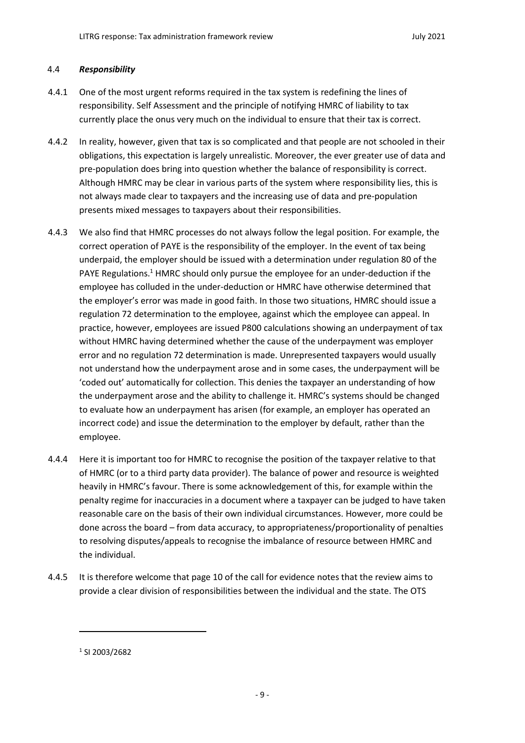### 4.4 *Responsibility*

4.4.1 One of the most urgent reforms required in the tax system is redefining the lines of responsibility. Self Assessment and the principle of notifying HMRC of liability to tax currently place the onus very much on the individual to ensure that their tax is correct.

4.4.2 In reality, however, given that tax is so complicated and that people are not schooled in their obligations, this expectation is largely unrealistic. Moreover, the ever greater use of data and pre-population does bring into question whether the balance of responsibility is correct. Although HMRC may be clear in various parts of the system where responsibility lies, this is not always made clear to taxpayers and the increasing use of data and pre-population presents mixed messages to taxpayers about their responsibilities.

4.4.3 We also find that HMRC processes do not always follow the legal position. For example, the correct operation of PAYE is the responsibility of the employer. In the event of tax being underpaid, the employer should be issued with a determination under regulation 80 of the PAYE Regulations.[1] HMRC should only pursue the employee for an under-deduction if the employee has colluded in the under-deduction or HMRC have otherwise determined that the employer's error was made in good faith. In those two situations, HMRC should issue a regulation 72 determination to the employee, against which the employee can appeal. In practice, however, employees are issued P800 calculations showing an underpayment of tax without HMRC having determined whether the cause of the underpayment was employer error and no regulation 72 determination is made. Unrepresented taxpayers would usually not understand how the underpayment arose and in some cases, the underpayment will be 'coded out' automatically for collection. This denies the taxpayer an understanding of how the underpayment arose and the ability to challenge it. HMRC's systems should be changed to evaluate how an underpayment has arisen (for example, an employer has operated an incorrect code) and issue the determination to the employer by default, rather than the employee.

4.4.4 Here it is important too for HMRC to recognise the position of the taxpayer relative to that of HMRC (or to a third party data provider). The balance of power and resource is weighted heavily in HMRC's favour. There is some acknowledgement of this, for example within the penalty regime for inaccuracies in a document where a taxpayer can be judged to have taken reasonable care on the basis of their own individual circumstances. However, more could be done across the board – from data accuracy, to appropriateness/proportionality of penalties to resolving disputes/appeals to recognise the imbalance of resource between HMRC and the individual.

4.4.5 It is therefore welcome that page 10 of the call for evidence notes that the review aims to provide a clear division of responsibilities between the individual and the state. The OTS

---

[1] SI 2003/2682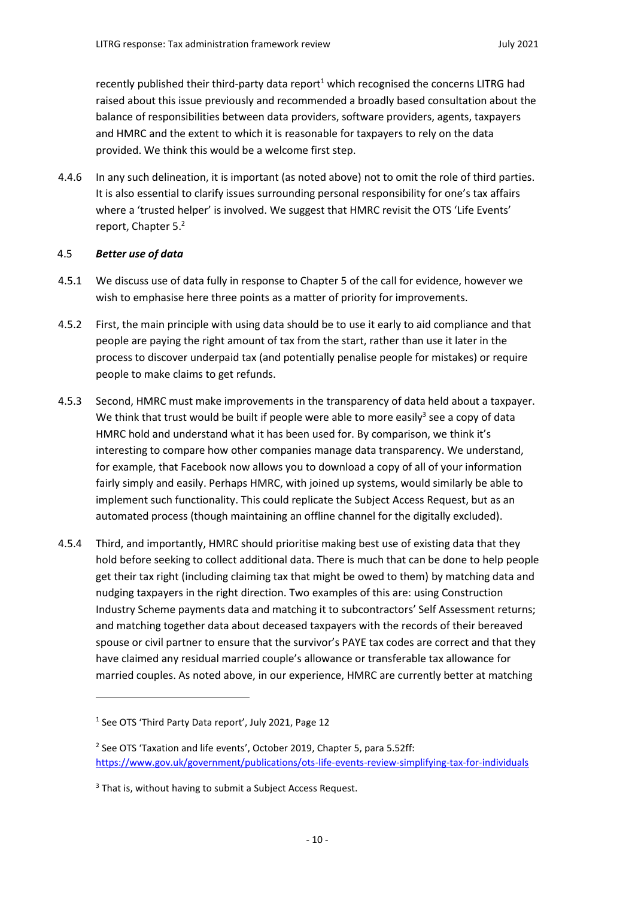recently published their third-party data report[1] which recognised the concerns LITRG had raised about this issue previously and recommended a broadly based consultation about the balance of responsibilities between data providers, software providers, agents, taxpayers and HMRC and the extent to which it is reasonable for taxpayers to rely on the data provided. We think this would be a welcome first step.

4.4.6 In any such delineation, it is important (as noted above) not to omit the role of third parties. It is also essential to clarify issues surrounding personal responsibility for one's tax affairs where a 'trusted helper' is involved. We suggest that HMRC revisit the OTS 'Life Events' report, Chapter 5.[2]

### 4.5 *Better use of data*

4.5.1 We discuss use of data fully in response to Chapter 5 of the call for evidence, however we wish to emphasise here three points as a matter of priority for improvements.

4.5.2 First, the main principle with using data should be to use it early to aid compliance and that people are paying the right amount of tax from the start, rather than use it later in the process to discover underpaid tax (and potentially penalise people for mistakes) or require people to make claims to get refunds.

4.5.3 Second, HMRC must make improvements in the transparency of data held about a taxpayer. We think that trust would be built if people were able to more easily[3] see a copy of data HMRC hold and understand what it has been used for. By comparison, we think it's interesting to compare how other companies manage data transparency. We understand, for example, that Facebook now allows you to download a copy of all of your information fairly simply and easily. Perhaps HMRC, with joined up systems, would similarly be able to implement such functionality. This could replicate the Subject Access Request, but as an automated process (though maintaining an offline channel for the digitally excluded).

4.5.4 Third, and importantly, HMRC should prioritise making best use of existing data that they hold before seeking to collect additional data. There is much that can be done to help people get their tax right (including claiming tax that might be owed to them) by matching data and nudging taxpayers in the right direction. Two examples of this are: using Construction Industry Scheme payments data and matching it to subcontractors' Self Assessment returns; and matching together data about deceased taxpayers with the records of their bereaved spouse or civil partner to ensure that the survivor's PAYE tax codes are correct and that they have claimed any residual married couple's allowance or transferable tax allowance for married couples. As noted above, in our experience, HMRC are currently better at matching

---

[1] See OTS 'Third Party Data report', July 2021, Page 12

[2] See OTS 'Taxation and life events', October 2019, Chapter 5, para 5.52ff: https://www.gov.uk/government/publications/ots-life-events-review-simplifying-tax-for-individuals

[3] That is, without having to submit a Subject Access Request.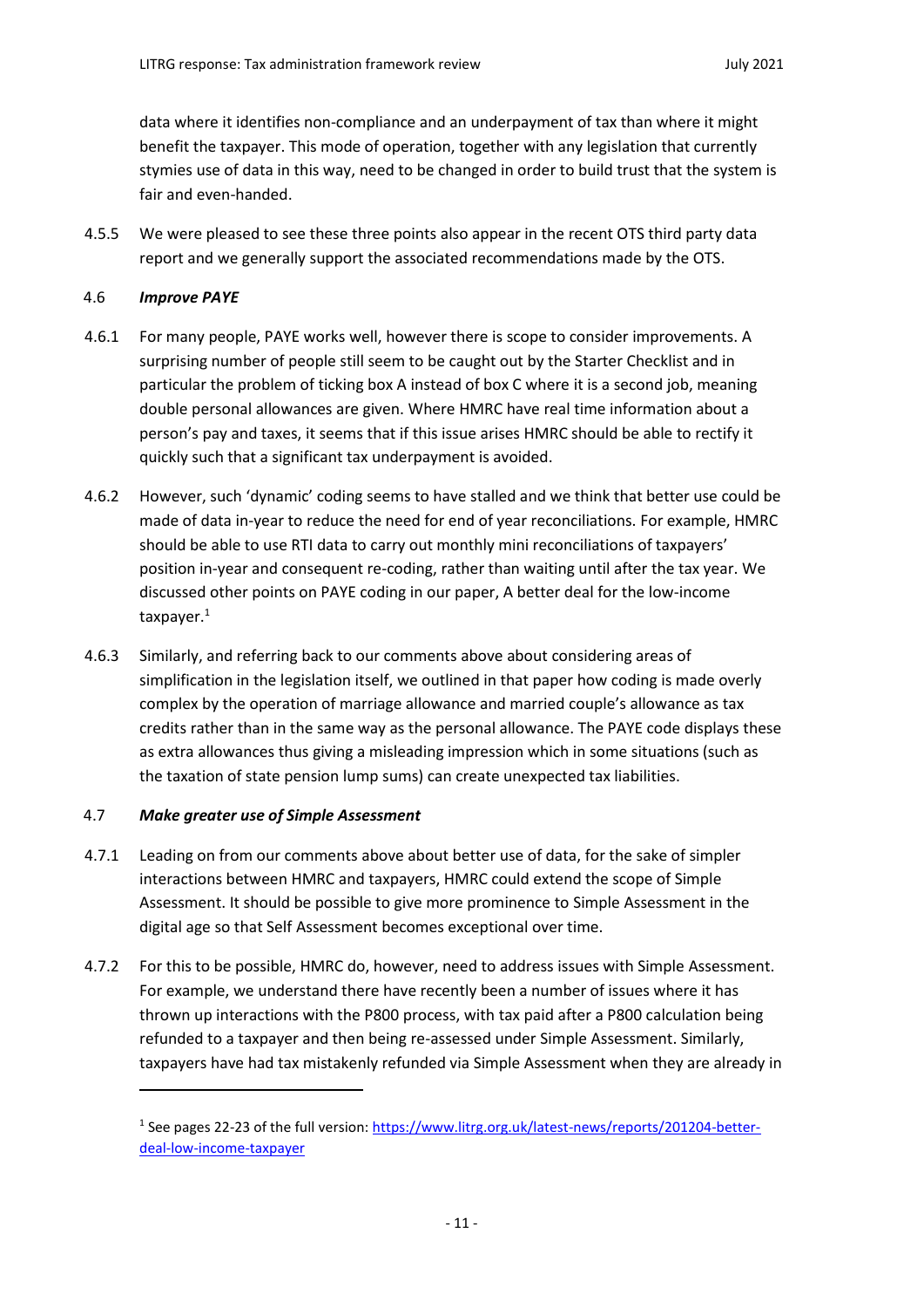data where it identifies non-compliance and an underpayment of tax than where it might benefit the taxpayer. This mode of operation, together with any legislation that currently stymies use of data in this way, need to be changed in order to build trust that the system is fair and even-handed.

4.5.5 We were pleased to see these three points also appear in the recent OTS third party data report and we generally support the associated recommendations made by the OTS.

### 4.6 *Improve PAYE*

4.6.1 For many people, PAYE works well, however there is scope to consider improvements. A surprising number of people still seem to be caught out by the Starter Checklist and in particular the problem of ticking box A instead of box C where it is a second job, meaning double personal allowances are given. Where HMRC have real time information about a person's pay and taxes, it seems that if this issue arises HMRC should be able to rectify it quickly such that a significant tax underpayment is avoided.

4.6.2 However, such 'dynamic' coding seems to have stalled and we think that better use could be made of data in-year to reduce the need for end of year reconciliations. For example, HMRC should be able to use RTI data to carry out monthly mini reconciliations of taxpayers' position in-year and consequent re-coding, rather than waiting until after the tax year. We discussed other points on PAYE coding in our paper, A better deal for the low-income taxpayer.[1]

4.6.3 Similarly, and referring back to our comments above about considering areas of simplification in the legislation itself, we outlined in that paper how coding is made overly complex by the operation of marriage allowance and married couple's allowance as tax credits rather than in the same way as the personal allowance. The PAYE code displays these as extra allowances thus giving a misleading impression which in some situations (such as the taxation of state pension lump sums) can create unexpected tax liabilities.

### 4.7 *Make greater use of Simple Assessment*

4.7.1 Leading on from our comments above about better use of data, for the sake of simpler interactions between HMRC and taxpayers, HMRC could extend the scope of Simple Assessment. It should be possible to give more prominence to Simple Assessment in the digital age so that Self Assessment becomes exceptional over time.

4.7.2 For this to be possible, HMRC do, however, need to address issues with Simple Assessment. For example, we understand there have recently been a number of issues where it has thrown up interactions with the P800 process, with tax paid after a P800 calculation being refunded to a taxpayer and then being re-assessed under Simple Assessment. Similarly, taxpayers have had tax mistakenly refunded via Simple Assessment when they are already in

---

[1] See pages 22-23 of the full version: https://www.litrg.org.uk/latest-news/reports/201204-better-deal-low-income-taxpayer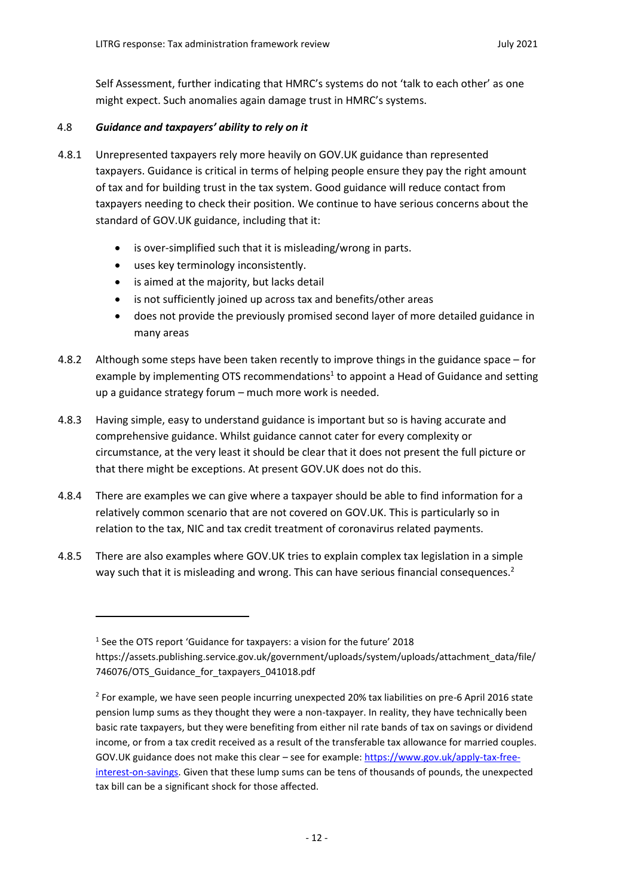Self Assessment, further indicating that HMRC's systems do not 'talk to each other' as one might expect. Such anomalies again damage trust in HMRC's systems.

### 4.8 *Guidance and taxpayers' ability to rely on it*

4.8.1 Unrepresented taxpayers rely more heavily on GOV.UK guidance than represented taxpayers. Guidance is critical in terms of helping people ensure they pay the right amount of tax and for building trust in the tax system. Good guidance will reduce contact from taxpayers needing to check their position. We continue to have serious concerns about the standard of GOV.UK guidance, including that it:

- is over-simplified such that it is misleading/wrong in parts.
- uses key terminology inconsistently.
- is aimed at the majority, but lacks detail
- is not sufficiently joined up across tax and benefits/other areas
- does not provide the previously promised second layer of more detailed guidance in many areas

4.8.2 Although some steps have been taken recently to improve things in the guidance space – for example by implementing OTS recommendations[1] to appoint a Head of Guidance and setting up a guidance strategy forum – much more work is needed.

4.8.3 Having simple, easy to understand guidance is important but so is having accurate and comprehensive guidance. Whilst guidance cannot cater for every complexity or circumstance, at the very least it should be clear that it does not present the full picture or that there might be exceptions. At present GOV.UK does not do this.

4.8.4 There are examples we can give where a taxpayer should be able to find information for a relatively common scenario that are not covered on GOV.UK. This is particularly so in relation to the tax, NIC and tax credit treatment of coronavirus related payments.

4.8.5 There are also examples where GOV.UK tries to explain complex tax legislation in a simple way such that it is misleading and wrong. This can have serious financial consequences.[2]

---

[1] See the OTS report 'Guidance for taxpayers: a vision for the future' 2018 https://assets.publishing.service.gov.uk/government/uploads/system/uploads/attachment_data/file/746076/OTS_Guidance_for_taxpayers_041018.pdf

[2] For example, we have seen people incurring unexpected 20% tax liabilities on pre-6 April 2016 state pension lump sums as they thought they were a non-taxpayer. In reality, they have technically been basic rate taxpayers, but they were benefiting from either nil rate bands of tax on savings or dividend income, or from a tax credit received as a result of the transferable tax allowance for married couples. GOV.UK guidance does not make this clear – see for example: [https://www.gov.uk/apply-tax-free-interest-on-savings](https://www.gov.uk/apply-tax-free-interest-on-savings). Given that these lump sums can be tens of thousands of pounds, the unexpected tax bill can be a significant shock for those affected.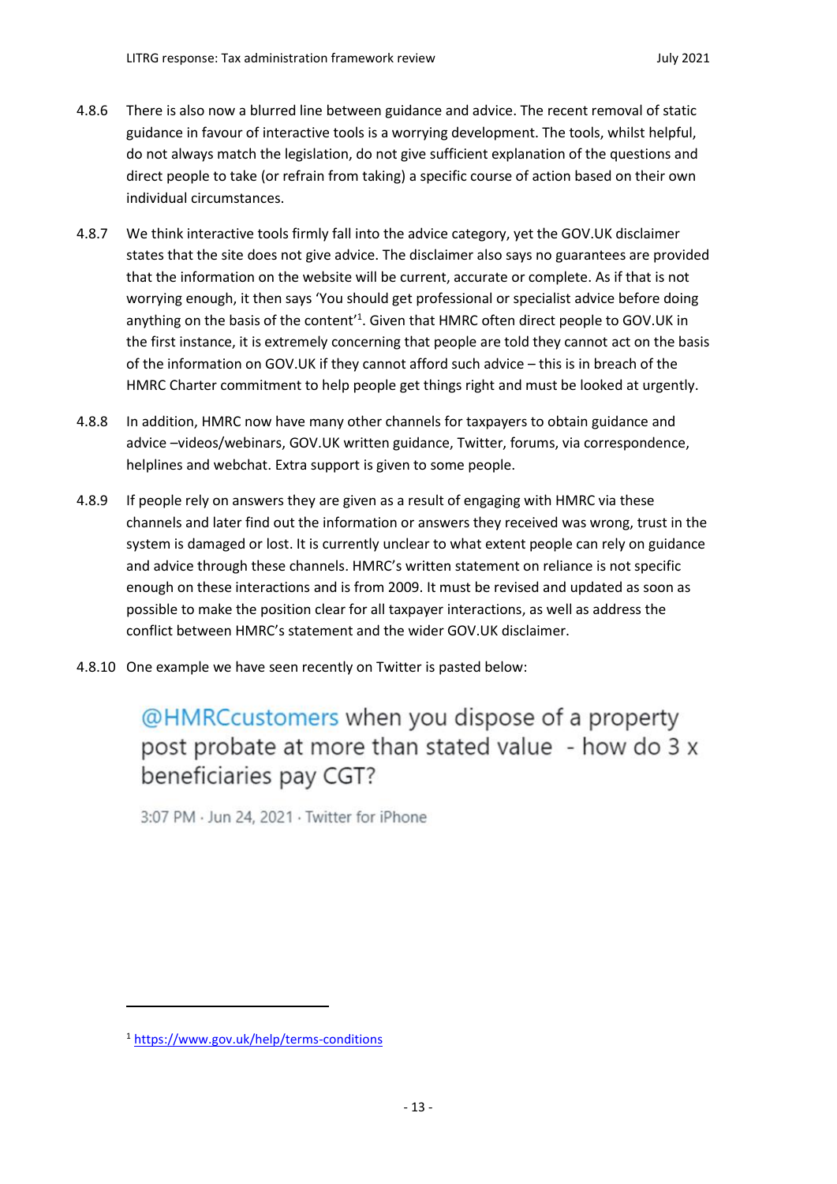4.8.6 There is also now a blurred line between guidance and advice. The recent removal of static guidance in favour of interactive tools is a worrying development. The tools, whilst helpful, do not always match the legislation, do not give sufficient explanation of the questions and direct people to take (or refrain from taking) a specific course of action based on their own individual circumstances.

4.8.7 We think interactive tools firmly fall into the advice category, yet the GOV.UK disclaimer states that the site does not give advice. The disclaimer also says no guarantees are provided that the information on the website will be current, accurate or complete. As if that is not worrying enough, it then says 'You should get professional or specialist advice before doing anything on the basis of the content'[1]. Given that HMRC often direct people to GOV.UK in the first instance, it is extremely concerning that people are told they cannot act on the basis of the information on GOV.UK if they cannot afford such advice – this is in breach of the HMRC Charter commitment to help people get things right and must be looked at urgently.

4.8.8 In addition, HMRC now have many other channels for taxpayers to obtain guidance and advice –videos/webinars, GOV.UK written guidance, Twitter, forums, via correspondence, helplines and webchat. Extra support is given to some people.

4.8.9 If people rely on answers they are given as a result of engaging with HMRC via these channels and later find out the information or answers they received was wrong, trust in the system is damaged or lost. It is currently unclear to what extent people can rely on guidance and advice through these channels. HMRC's written statement on reliance is not specific enough on these interactions and is from 2009. It must be revised and updated as soon as possible to make the position clear for all taxpayer interactions, as well as address the conflict between HMRC's statement and the wider GOV.UK disclaimer.

4.8.10 One example we have seen recently on Twitter is pasted below:

> @HMRCcustomers when you dispose of a property post probate at more than stated value - how do 3 x beneficiaries pay CGT?
>
> 3:07 PM · Jun 24, 2021 · Twitter for iPhone

[1] https://www.gov.uk/help/terms-conditions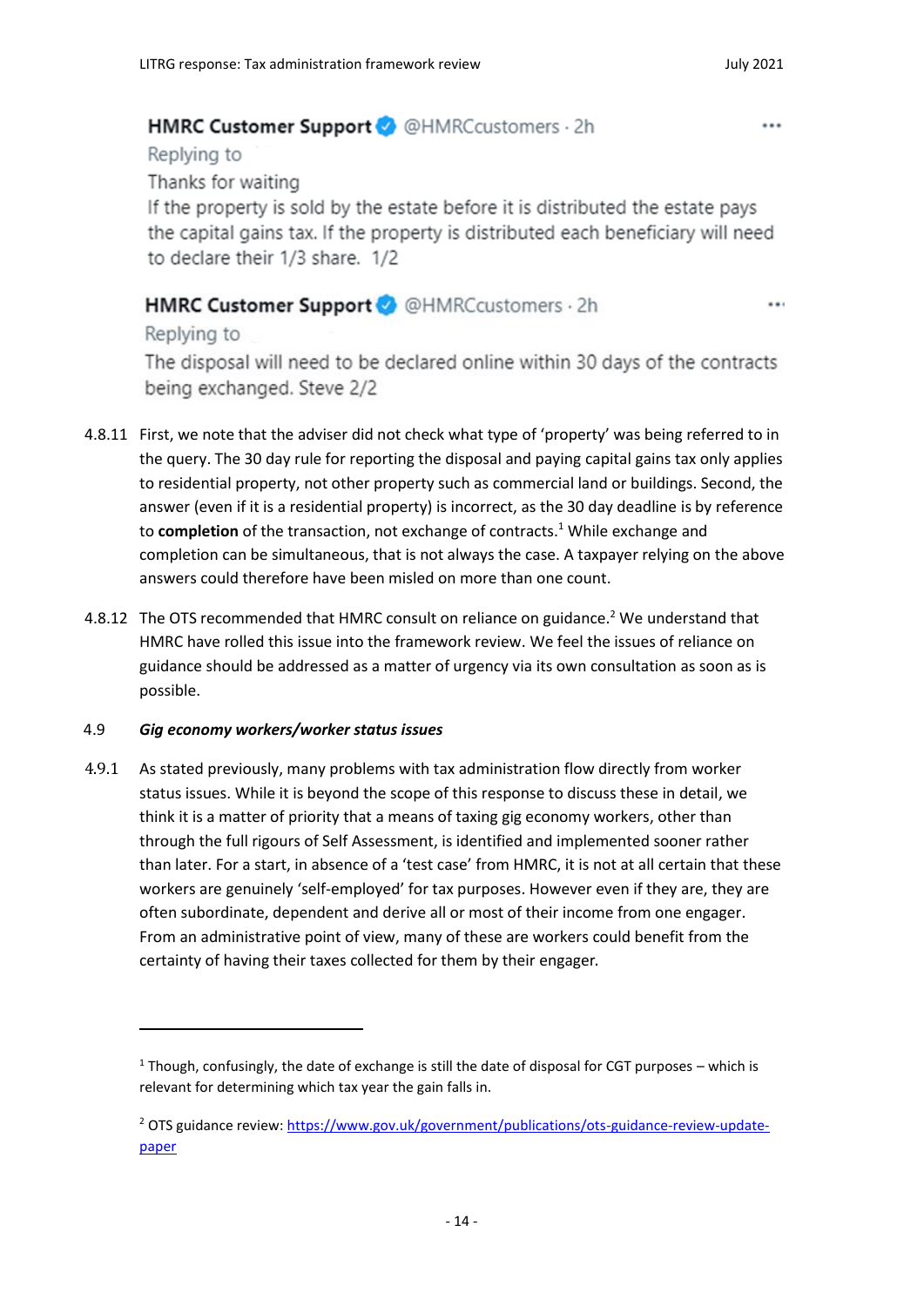HMRC Customer Support @HMRCcustomers · 2h

Replying to

Thanks for waiting

If the property is sold by the estate before it is distributed the estate pays the capital gains tax. If the property is distributed each beneficiary will need to declare their 1/3 share. 1/2

HMRC Customer Support @HMRCcustomers · 2h

Replying to

The disposal will need to be declared online within 30 days of the contracts being exchanged. Steve 2/2

4.8.11 First, we note that the adviser did not check what type of 'property' was being referred to in the query. The 30 day rule for reporting the disposal and paying capital gains tax only applies to residential property, not other property such as commercial land or buildings. Second, the answer (even if it is a residential property) is incorrect, as the 30 day deadline is by reference to **completion** of the transaction, not exchange of contracts.[1] While exchange and completion can be simultaneous, that is not always the case. A taxpayer relying on the above answers could therefore have been misled on more than one count.

4.8.12 The OTS recommended that HMRC consult on reliance on guidance.[2] We understand that HMRC have rolled this issue into the framework review. We feel the issues of reliance on guidance should be addressed as a matter of urgency via its own consultation as soon as is possible.

### 4.9 *Gig economy workers/worker status issues*

4.9.1 As stated previously, many problems with tax administration flow directly from worker status issues. While it is beyond the scope of this response to discuss these in detail, we think it is a matter of priority that a means of taxing gig economy workers, other than through the full rigours of Self Assessment, is identified and implemented sooner rather than later. For a start, in absence of a 'test case' from HMRC, it is not at all certain that these workers are genuinely 'self-employed' for tax purposes. However even if they are, they are often subordinate, dependent and derive all or most of their income from one engager. From an administrative point of view, many of these are workers could benefit from the certainty of having their taxes collected for them by their engager.

---

[1] Though, confusingly, the date of exchange is still the date of disposal for CGT purposes – which is relevant for determining which tax year the gain falls in.

[2] OTS guidance review: https://www.gov.uk/government/publications/ots-guidance-review-update-paper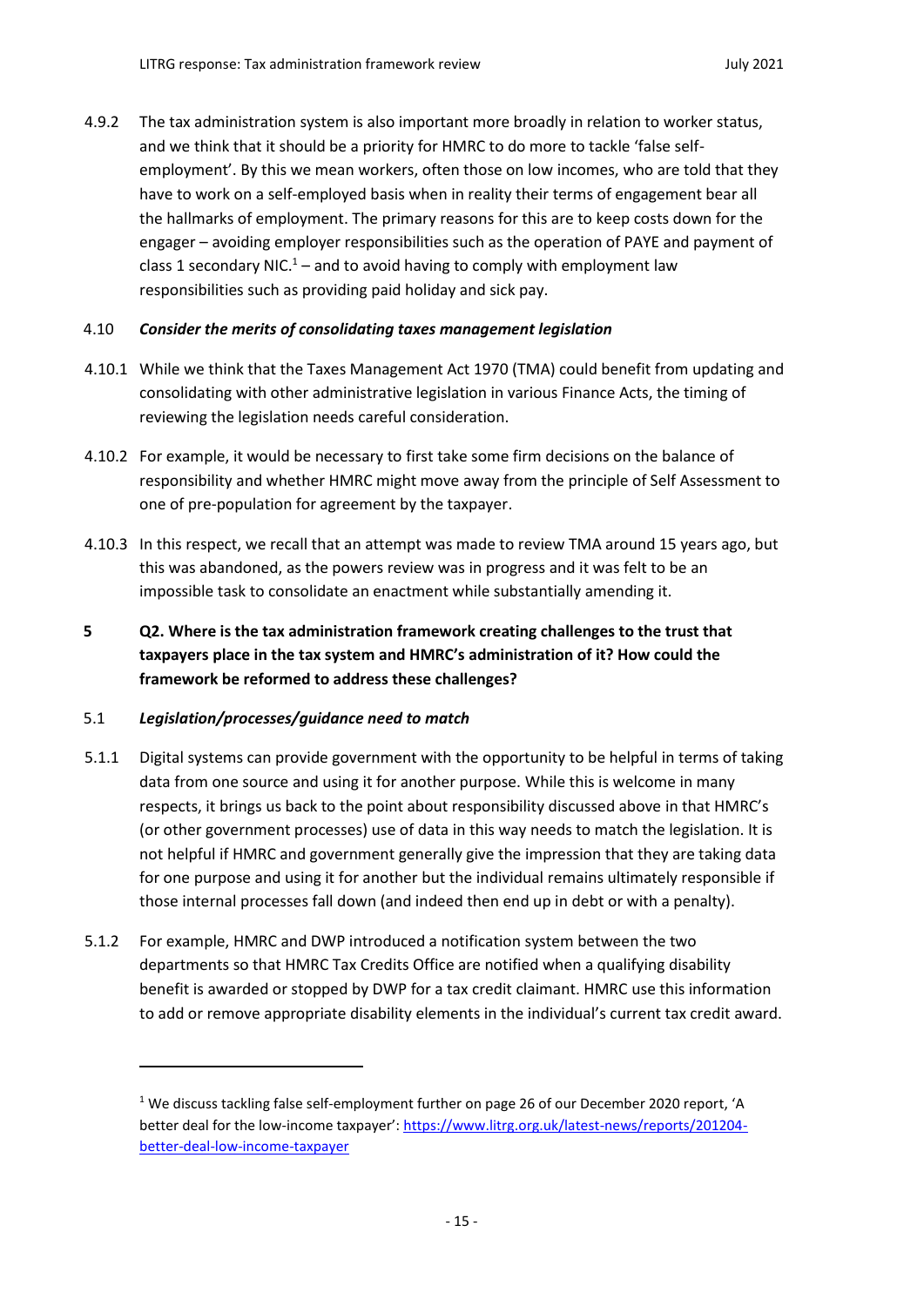4.9.2 The tax administration system is also important more broadly in relation to worker status, and we think that it should be a priority for HMRC to do more to tackle 'false self-employment'. By this we mean workers, often those on low incomes, who are told that they have to work on a self-employed basis when in reality their terms of engagement bear all the hallmarks of employment. The primary reasons for this are to keep costs down for the engager – avoiding employer responsibilities such as the operation of PAYE and payment of class 1 secondary NIC.[1] – and to avoid having to comply with employment law responsibilities such as providing paid holiday and sick pay.

### 4.10 *Consider the merits of consolidating taxes management legislation*

4.10.1 While we think that the Taxes Management Act 1970 (TMA) could benefit from updating and consolidating with other administrative legislation in various Finance Acts, the timing of reviewing the legislation needs careful consideration.

4.10.2 For example, it would be necessary to first take some firm decisions on the balance of responsibility and whether HMRC might move away from the principle of Self Assessment to one of pre-population for agreement by the taxpayer.

4.10.3 In this respect, we recall that an attempt was made to review TMA around 15 years ago, but this was abandoned, as the powers review was in progress and it was felt to be an impossible task to consolidate an enactment while substantially amending it.

## 5 Q2. Where is the tax administration framework creating challenges to the trust that taxpayers place in the tax system and HMRC's administration of it? How could the framework be reformed to address these challenges?

### 5.1 *Legislation/processes/guidance need to match*

5.1.1 Digital systems can provide government with the opportunity to be helpful in terms of taking data from one source and using it for another purpose. While this is welcome in many respects, it brings us back to the point about responsibility discussed above in that HMRC's (or other government processes) use of data in this way needs to match the legislation. It is not helpful if HMRC and government generally give the impression that they are taking data for one purpose and using it for another but the individual remains ultimately responsible if those internal processes fall down (and indeed then end up in debt or with a penalty).

5.1.2 For example, HMRC and DWP introduced a notification system between the two departments so that HMRC Tax Credits Office are notified when a qualifying disability benefit is awarded or stopped by DWP for a tax credit claimant. HMRC use this information to add or remove appropriate disability elements in the individual's current tax credit award.

---

[1] We discuss tackling false self-employment further on page 26 of our December 2020 report, 'A better deal for the low-income taxpayer': https://www.litrg.org.uk/latest-news/reports/201204-better-deal-low-income-taxpayer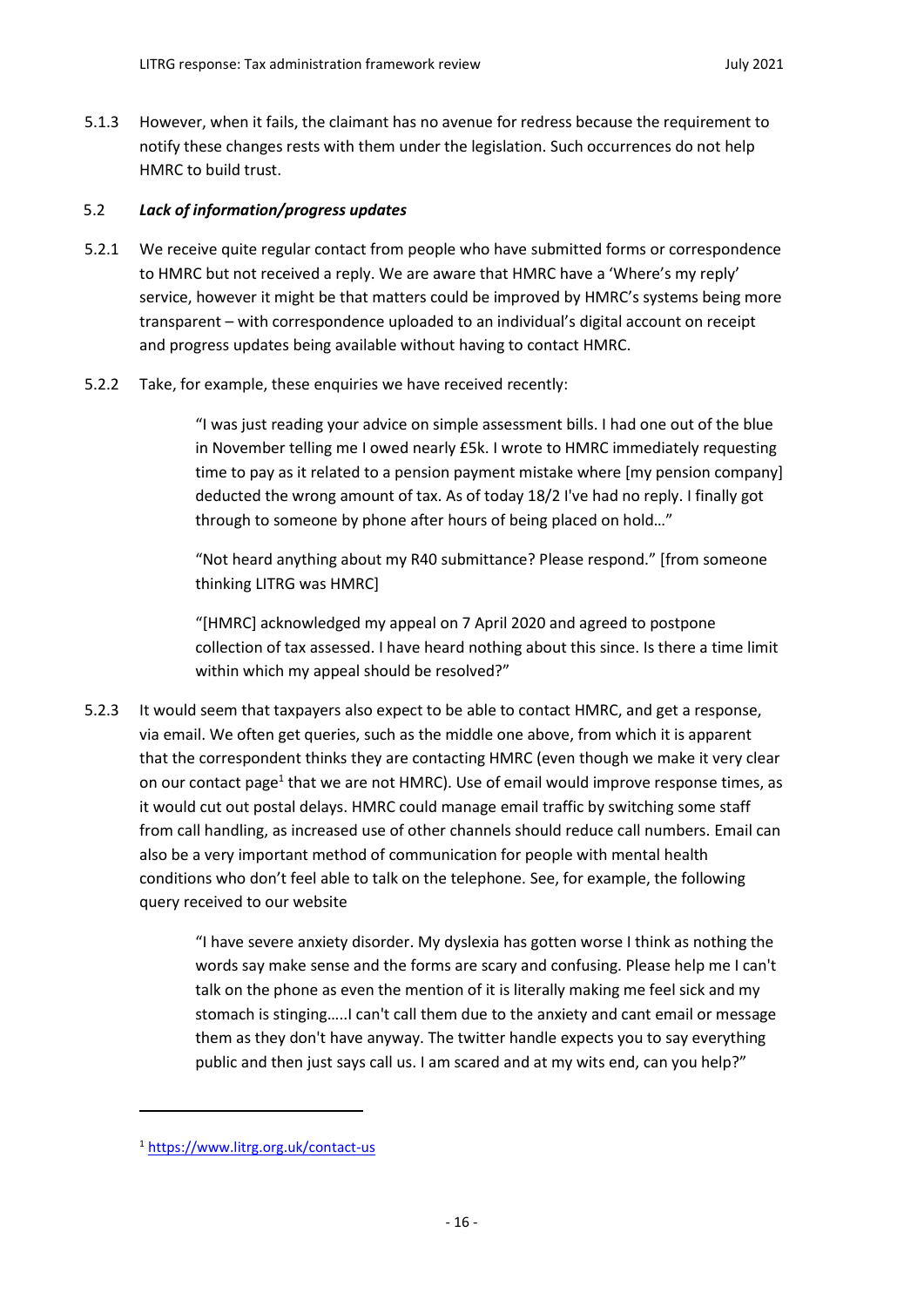5.1.3 However, when it fails, the claimant has no avenue for redress because the requirement to notify these changes rests with them under the legislation. Such occurrences do not help HMRC to build trust.

### 5.2 *Lack of information/progress updates*

5.2.1 We receive quite regular contact from people who have submitted forms or correspondence to HMRC but not received a reply. We are aware that HMRC have a 'Where's my reply' service, however it might be that matters could be improved by HMRC's systems being more transparent – with correspondence uploaded to an individual's digital account on receipt and progress updates being available without having to contact HMRC.

5.2.2 Take, for example, these enquiries we have received recently:

> "I was just reading your advice on simple assessment bills. I had one out of the blue in November telling me I owed nearly £5k. I wrote to HMRC immediately requesting time to pay as it related to a pension payment mistake where [my pension company] deducted the wrong amount of tax. As of today 18/2 I've had no reply. I finally got through to someone by phone after hours of being placed on hold…"
>
> "Not heard anything about my R40 submittance? Please respond." [from someone thinking LITRG was HMRC]
>
> "[HMRC] acknowledged my appeal on 7 April 2020 and agreed to postpone collection of tax assessed. I have heard nothing about this since. Is there a time limit within which my appeal should be resolved?"

5.2.3 It would seem that taxpayers also expect to be able to contact HMRC, and get a response, via email. We often get queries, such as the middle one above, from which it is apparent that the correspondent thinks they are contacting HMRC (even though we make it very clear on our contact page[1] that we are not HMRC). Use of email would improve response times, as it would cut out postal delays. HMRC could manage email traffic by switching some staff from call handling, as increased use of other channels should reduce call numbers. Email can also be a very important method of communication for people with mental health conditions who don't feel able to talk on the telephone. See, for example, the following query received to our website

> "I have severe anxiety disorder. My dyslexia has gotten worse I think as nothing the words say make sense and the forms are scary and confusing. Please help me I can't talk on the phone as even the mention of it is literally making me feel sick and my stomach is stinging…..I can't call them due to the anxiety and cant email or message them as they don't have anyway. The twitter handle expects you to say everything public and then just says call us. I am scared and at my wits end, can you help?"

---

[1] https://www.litrg.org.uk/contact-us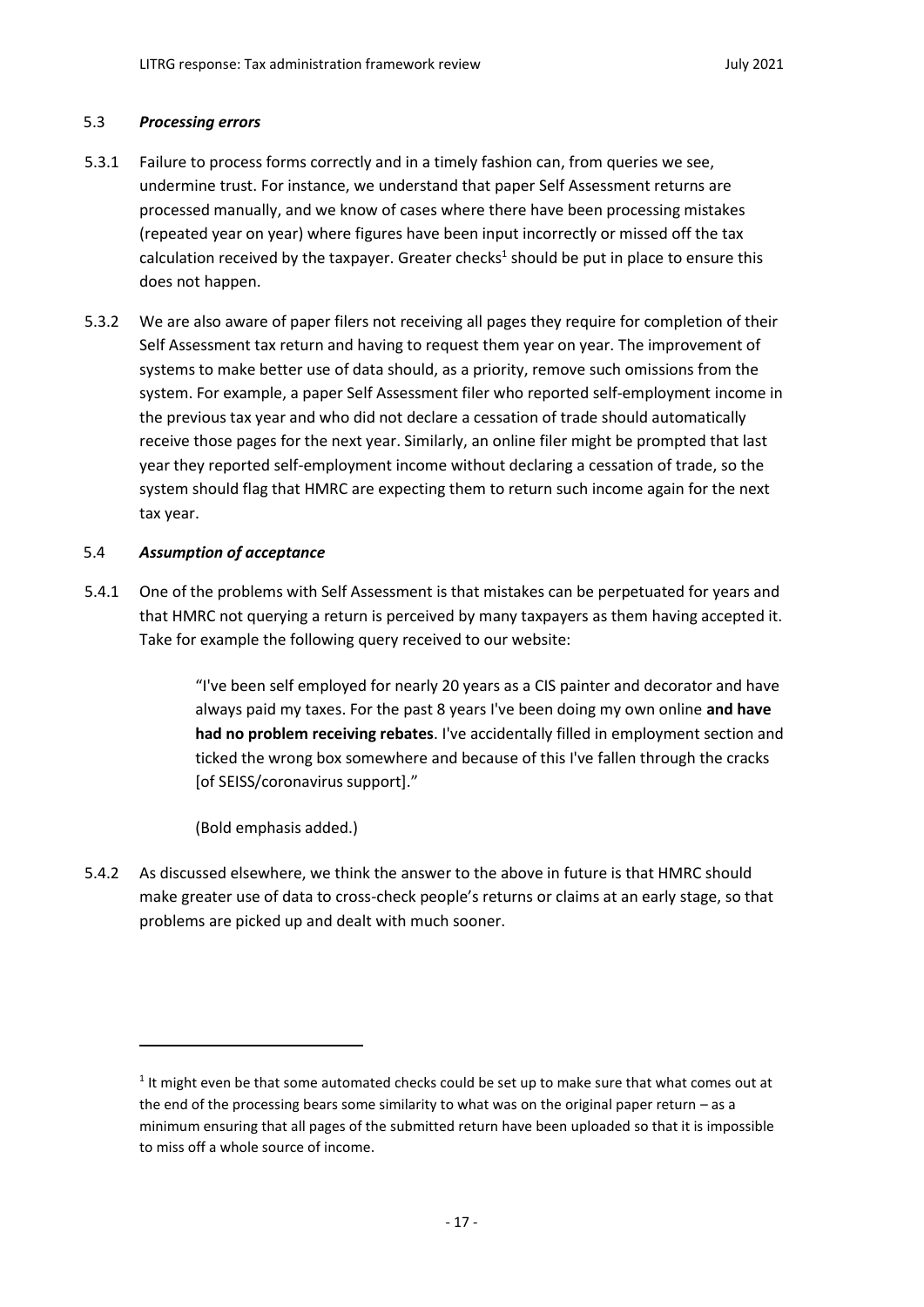### 5.3 *Processing errors*

5.3.1 Failure to process forms correctly and in a timely fashion can, from queries we see, undermine trust. For instance, we understand that paper Self Assessment returns are processed manually, and we know of cases where there have been processing mistakes (repeated year on year) where figures have been input incorrectly or missed off the tax calculation received by the taxpayer. Greater checks[1] should be put in place to ensure this does not happen.

5.3.2 We are also aware of paper filers not receiving all pages they require for completion of their Self Assessment tax return and having to request them year on year. The improvement of systems to make better use of data should, as a priority, remove such omissions from the system. For example, a paper Self Assessment filer who reported self-employment income in the previous tax year and who did not declare a cessation of trade should automatically receive those pages for the next year. Similarly, an online filer might be prompted that last year they reported self-employment income without declaring a cessation of trade, so the system should flag that HMRC are expecting them to return such income again for the next tax year.

### 5.4 *Assumption of acceptance*

5.4.1 One of the problems with Self Assessment is that mistakes can be perpetuated for years and that HMRC not querying a return is perceived by many taxpayers as them having accepted it. Take for example the following query received to our website:

> "I've been self employed for nearly 20 years as a CIS painter and decorator and have always paid my taxes. For the past 8 years I've been doing my own online **and have had no problem receiving rebates**. I've accidentally filled in employment section and ticked the wrong box somewhere and because of this I've fallen through the cracks [of SEISS/coronavirus support]."
>
> (Bold emphasis added.)

5.4.2 As discussed elsewhere, we think the answer to the above in future is that HMRC should make greater use of data to cross-check people's returns or claims at an early stage, so that problems are picked up and dealt with much sooner.

---

[1] It might even be that some automated checks could be set up to make sure that what comes out at the end of the processing bears some similarity to what was on the original paper return – as a minimum ensuring that all pages of the submitted return have been uploaded so that it is impossible to miss off a whole source of income.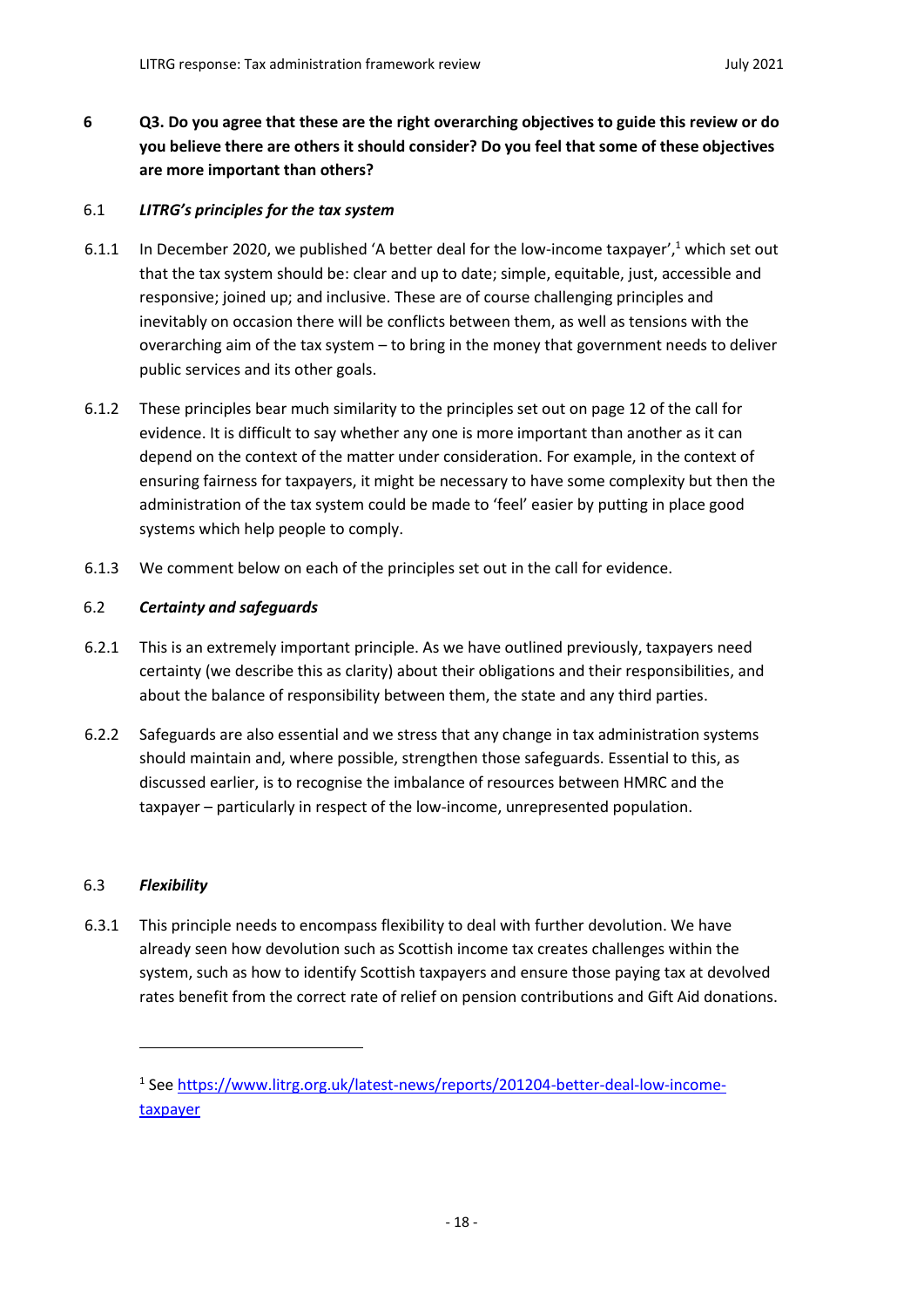## 6 Q3. Do you agree that these are the right overarching objectives to guide this review or do you believe there are others it should consider? Do you feel that some of these objectives are more important than others?

### 6.1 *LITRG's principles for the tax system*

6.1.1 In December 2020, we published 'A better deal for the low-income taxpayer',[1] which set out that the tax system should be: clear and up to date; simple, equitable, just, accessible and responsive; joined up; and inclusive. These are of course challenging principles and inevitably on occasion there will be conflicts between them, as well as tensions with the overarching aim of the tax system – to bring in the money that government needs to deliver public services and its other goals.

6.1.2 These principles bear much similarity to the principles set out on page 12 of the call for evidence. It is difficult to say whether any one is more important than another as it can depend on the context of the matter under consideration. For example, in the context of ensuring fairness for taxpayers, it might be necessary to have some complexity but then the administration of the tax system could be made to 'feel' easier by putting in place good systems which help people to comply.

6.1.3 We comment below on each of the principles set out in the call for evidence.

### 6.2 *Certainty and safeguards*

6.2.1 This is an extremely important principle. As we have outlined previously, taxpayers need certainty (we describe this as clarity) about their obligations and their responsibilities, and about the balance of responsibility between them, the state and any third parties.

6.2.2 Safeguards are also essential and we stress that any change in tax administration systems should maintain and, where possible, strengthen those safeguards. Essential to this, as discussed earlier, is to recognise the imbalance of resources between HMRC and the taxpayer – particularly in respect of the low-income, unrepresented population.

### 6.3 *Flexibility*

6.3.1 This principle needs to encompass flexibility to deal with further devolution. We have already seen how devolution such as Scottish income tax creates challenges within the system, such as how to identify Scottish taxpayers and ensure those paying tax at devolved rates benefit from the correct rate of relief on pension contributions and Gift Aid donations.

---

[1] See [https://www.litrg.org.uk/latest-news/reports/201204-better-deal-low-income-taxpayer](https://www.litrg.org.uk/latest-news/reports/201204-better-deal-low-income-taxpayer)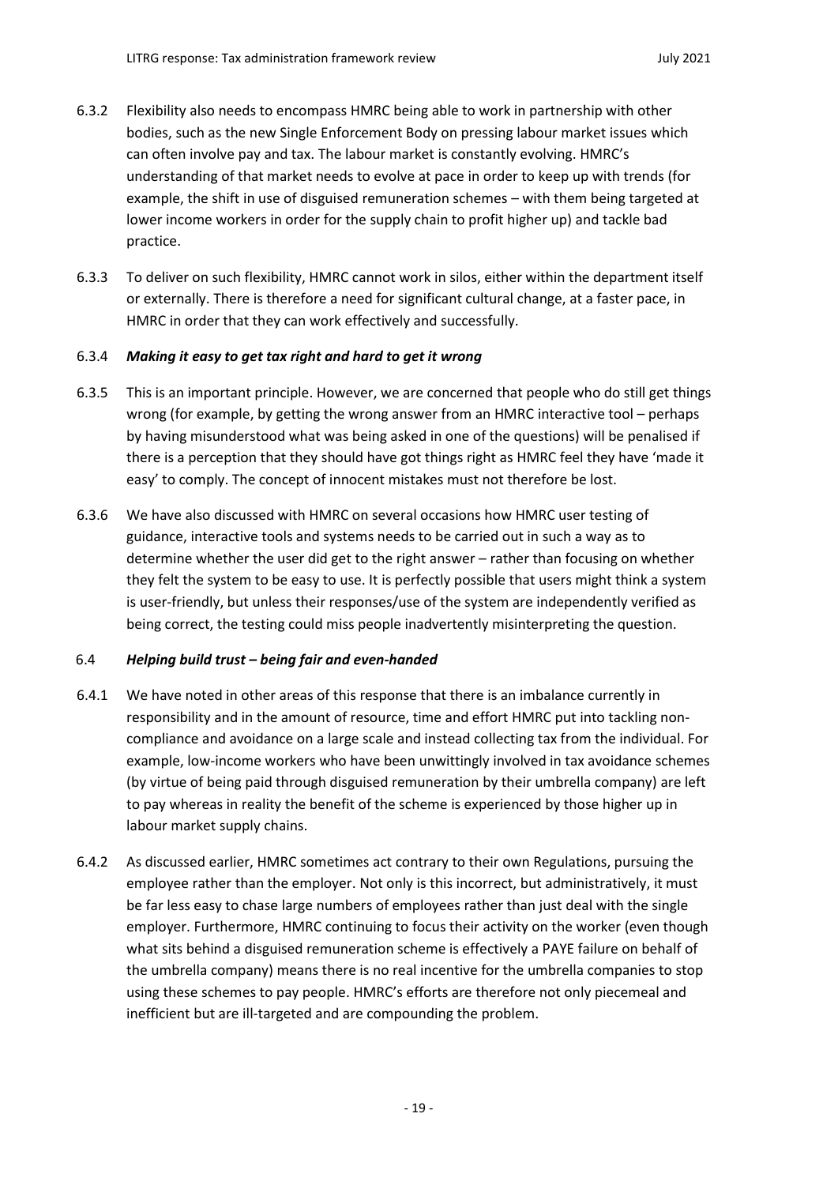6.3.2 Flexibility also needs to encompass HMRC being able to work in partnership with other bodies, such as the new Single Enforcement Body on pressing labour market issues which can often involve pay and tax. The labour market is constantly evolving. HMRC's understanding of that market needs to evolve at pace in order to keep up with trends (for example, the shift in use of disguised remuneration schemes – with them being targeted at lower income workers in order for the supply chain to profit higher up) and tackle bad practice.

6.3.3 To deliver on such flexibility, HMRC cannot work in silos, either within the department itself or externally. There is therefore a need for significant cultural change, at a faster pace, in HMRC in order that they can work effectively and successfully.

6.3.4 ***Making it easy to get tax right and hard to get it wrong***

6.3.5 This is an important principle. However, we are concerned that people who do still get things wrong (for example, by getting the wrong answer from an HMRC interactive tool – perhaps by having misunderstood what was being asked in one of the questions) will be penalised if there is a perception that they should have got things right as HMRC feel they have 'made it easy' to comply. The concept of innocent mistakes must not therefore be lost.

6.3.6 We have also discussed with HMRC on several occasions how HMRC user testing of guidance, interactive tools and systems needs to be carried out in such a way as to determine whether the user did get to the right answer – rather than focusing on whether they felt the system to be easy to use. It is perfectly possible that users might think a system is user-friendly, but unless their responses/use of the system are independently verified as being correct, the testing could miss people inadvertently misinterpreting the question.

### 6.4 ***Helping build trust – being fair and even-handed***

6.4.1 We have noted in other areas of this response that there is an imbalance currently in responsibility and in the amount of resource, time and effort HMRC put into tackling non-compliance and avoidance on a large scale and instead collecting tax from the individual. For example, low-income workers who have been unwittingly involved in tax avoidance schemes (by virtue of being paid through disguised remuneration by their umbrella company) are left to pay whereas in reality the benefit of the scheme is experienced by those higher up in labour market supply chains.

6.4.2 As discussed earlier, HMRC sometimes act contrary to their own Regulations, pursuing the employee rather than the employer. Not only is this incorrect, but administratively, it must be far less easy to chase large numbers of employees rather than just deal with the single employer. Furthermore, HMRC continuing to focus their activity on the worker (even though what sits behind a disguised remuneration scheme is effectively a PAYE failure on behalf of the umbrella company) means there is no real incentive for the umbrella companies to stop using these schemes to pay people. HMRC's efforts are therefore not only piecemeal and inefficient but are ill-targeted and are compounding the problem.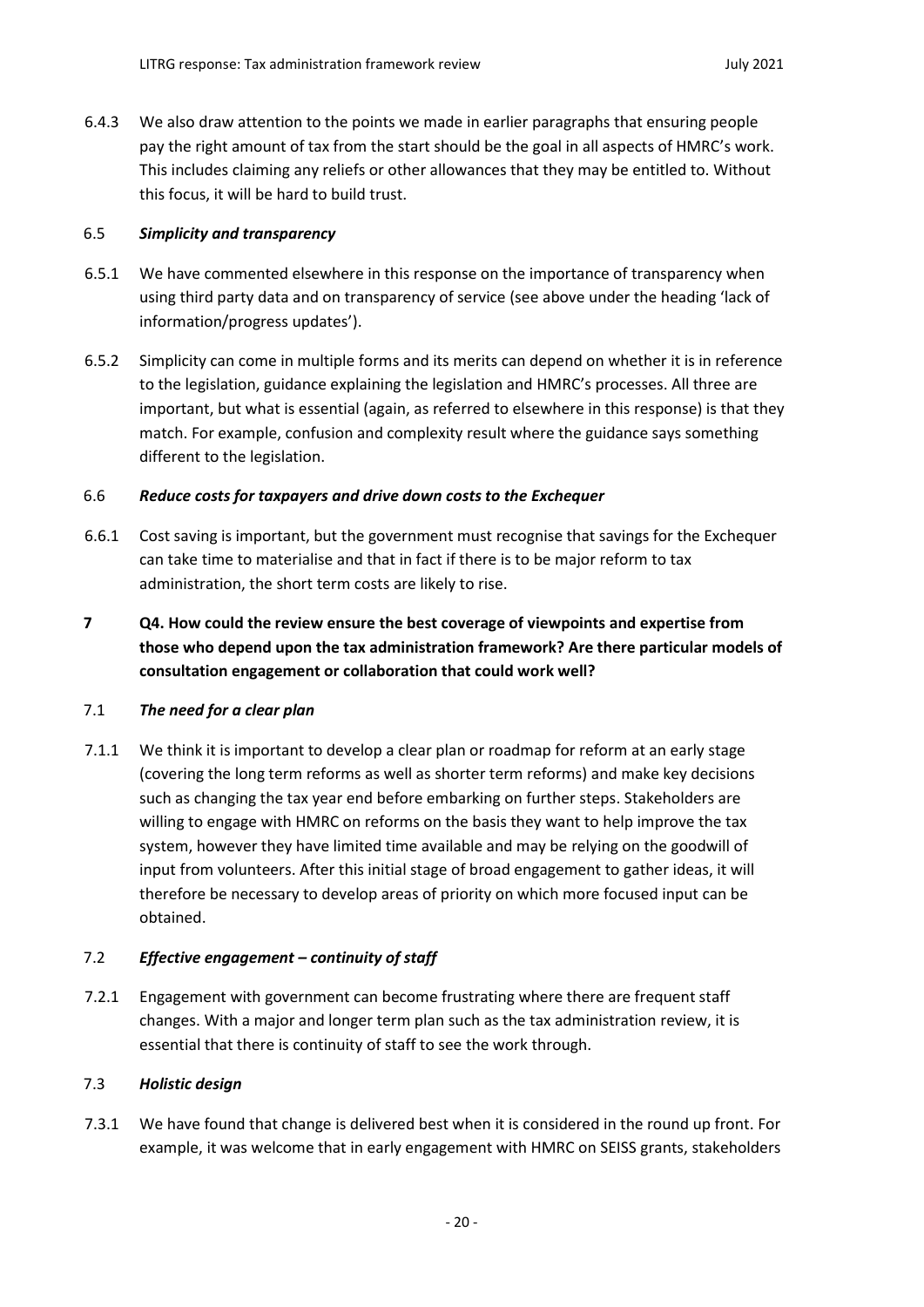6.4.3 We also draw attention to the points we made in earlier paragraphs that ensuring people pay the right amount of tax from the start should be the goal in all aspects of HMRC's work. This includes claiming any reliefs or other allowances that they may be entitled to. Without this focus, it will be hard to build trust.

### 6.5 *Simplicity and transparency*

6.5.1 We have commented elsewhere in this response on the importance of transparency when using third party data and on transparency of service (see above under the heading 'lack of information/progress updates').

6.5.2 Simplicity can come in multiple forms and its merits can depend on whether it is in reference to the legislation, guidance explaining the legislation and HMRC's processes. All three are important, but what is essential (again, as referred to elsewhere in this response) is that they match. For example, confusion and complexity result where the guidance says something different to the legislation.

### 6.6 *Reduce costs for taxpayers and drive down costs to the Exchequer*

6.6.1 Cost saving is important, but the government must recognise that savings for the Exchequer can take time to materialise and that in fact if there is to be major reform to tax administration, the short term costs are likely to rise.

## 7 Q4. How could the review ensure the best coverage of viewpoints and expertise from those who depend upon the tax administration framework? Are there particular models of consultation engagement or collaboration that could work well?

### 7.1 *The need for a clear plan*

7.1.1 We think it is important to develop a clear plan or roadmap for reform at an early stage (covering the long term reforms as well as shorter term reforms) and make key decisions such as changing the tax year end before embarking on further steps. Stakeholders are willing to engage with HMRC on reforms on the basis they want to help improve the tax system, however they have limited time available and may be relying on the goodwill of input from volunteers. After this initial stage of broad engagement to gather ideas, it will therefore be necessary to develop areas of priority on which more focused input can be obtained.

### 7.2 *Effective engagement – continuity of staff*

7.2.1 Engagement with government can become frustrating where there are frequent staff changes. With a major and longer term plan such as the tax administration review, it is essential that there is continuity of staff to see the work through.

### 7.3 *Holistic design*

7.3.1 We have found that change is delivered best when it is considered in the round up front. For example, it was welcome that in early engagement with HMRC on SEISS grants, stakeholders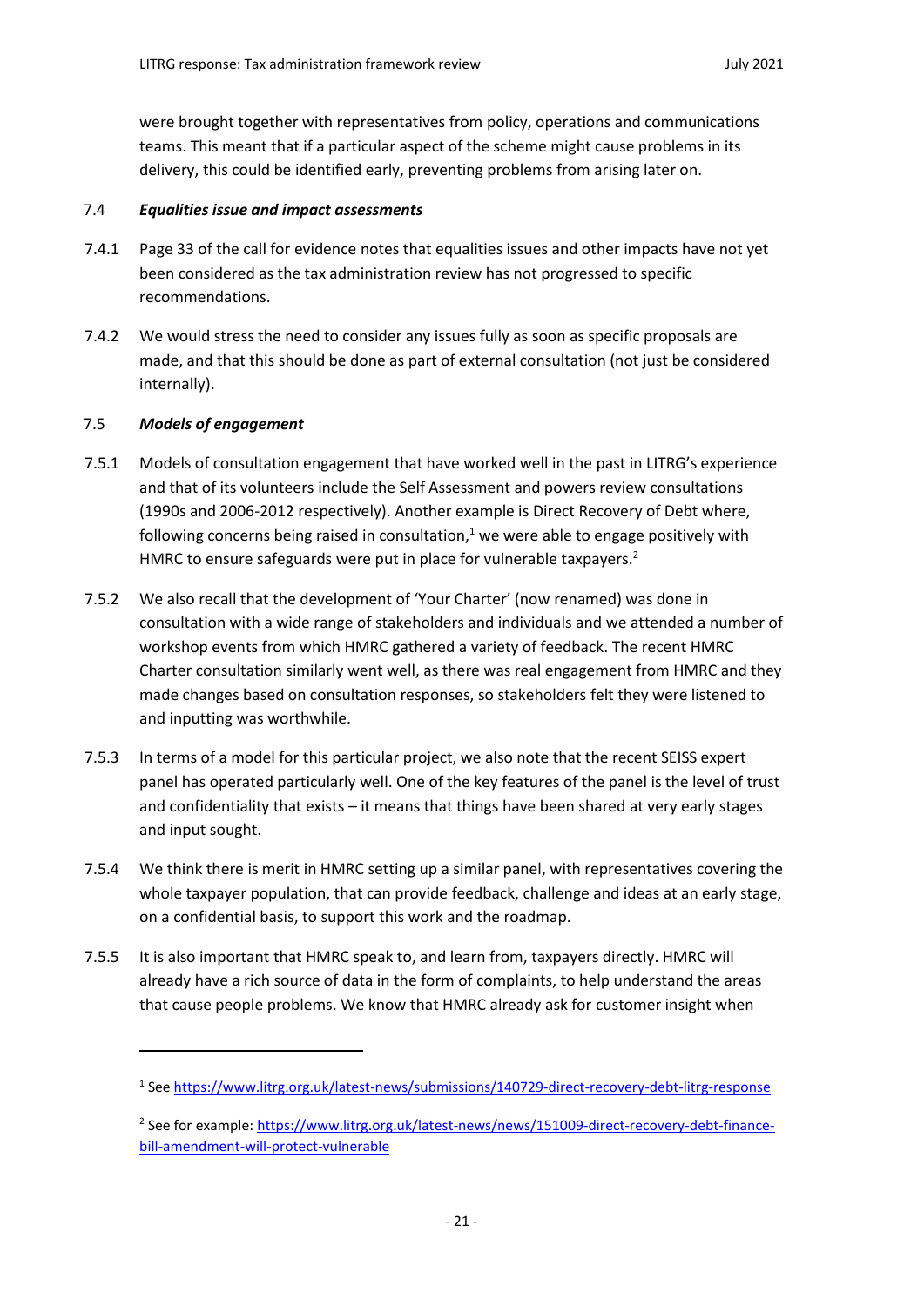were brought together with representatives from policy, operations and communications teams. This meant that if a particular aspect of the scheme might cause problems in its delivery, this could be identified early, preventing problems from arising later on.

### 7.4 *Equalities issue and impact assessments*

7.4.1 Page 33 of the call for evidence notes that equalities issues and other impacts have not yet been considered as the tax administration review has not progressed to specific recommendations.

7.4.2 We would stress the need to consider any issues fully as soon as specific proposals are made, and that this should be done as part of external consultation (not just be considered internally).

### 7.5 *Models of engagement*

7.5.1 Models of consultation engagement that have worked well in the past in LITRG's experience and that of its volunteers include the Self Assessment and powers review consultations (1990s and 2006-2012 respectively). Another example is Direct Recovery of Debt where, following concerns being raised in consultation,[1] we were able to engage positively with HMRC to ensure safeguards were put in place for vulnerable taxpayers.[2]

7.5.2 We also recall that the development of 'Your Charter' (now renamed) was done in consultation with a wide range of stakeholders and individuals and we attended a number of workshop events from which HMRC gathered a variety of feedback. The recent HMRC Charter consultation similarly went well, as there was real engagement from HMRC and they made changes based on consultation responses, so stakeholders felt they were listened to and inputting was worthwhile.

7.5.3 In terms of a model for this particular project, we also note that the recent SEISS expert panel has operated particularly well. One of the key features of the panel is the level of trust and confidentiality that exists – it means that things have been shared at very early stages and input sought.

7.5.4 We think there is merit in HMRC setting up a similar panel, with representatives covering the whole taxpayer population, that can provide feedback, challenge and ideas at an early stage, on a confidential basis, to support this work and the roadmap.

7.5.5 It is also important that HMRC speak to, and learn from, taxpayers directly. HMRC will already have a rich source of data in the form of complaints, to help understand the areas that cause people problems. We know that HMRC already ask for customer insight when

---

[1] See https://www.litrg.org.uk/latest-news/submissions/140729-direct-recovery-debt-litrg-response

[2] See for example: https://www.litrg.org.uk/latest-news/news/151009-direct-recovery-debt-finance-bill-amendment-will-protect-vulnerable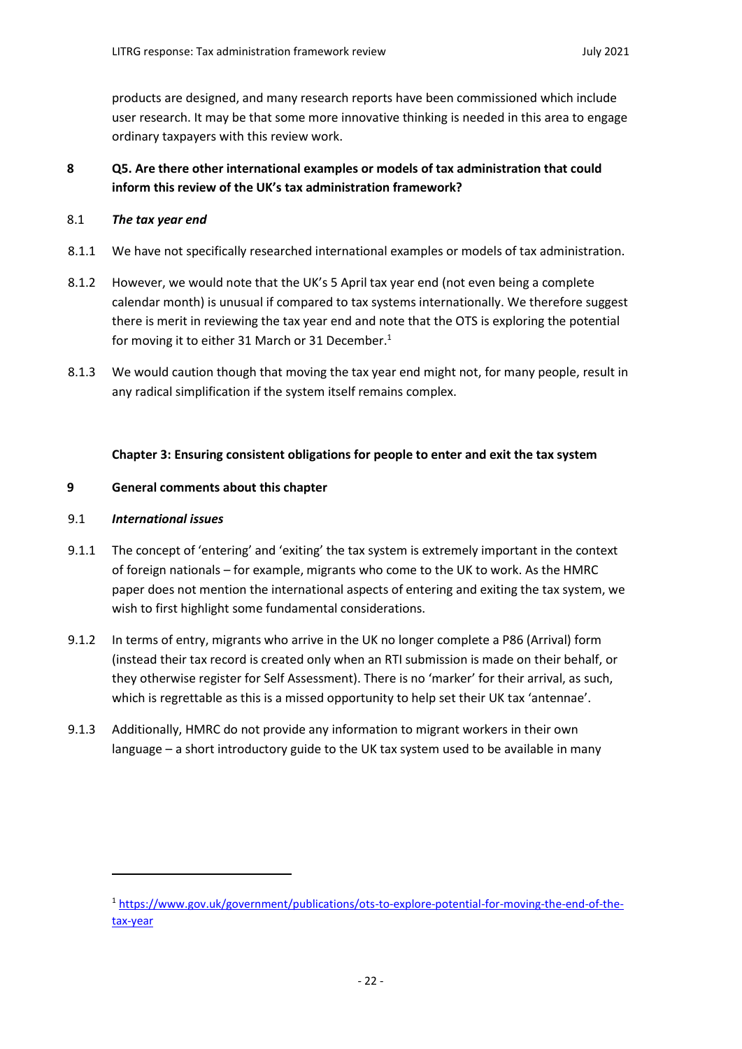products are designed, and many research reports have been commissioned which include user research. It may be that some more innovative thinking is needed in this area to engage ordinary taxpayers with this review work.

## 8 Q5. Are there other international examples or models of tax administration that could inform this review of the UK's tax administration framework?

### 8.1 *The tax year end*

8.1.1 We have not specifically researched international examples or models of tax administration.

8.1.2 However, we would note that the UK's 5 April tax year end (not even being a complete calendar month) is unusual if compared to tax systems internationally. We therefore suggest there is merit in reviewing the tax year end and note that the OTS is exploring the potential for moving it to either 31 March or 31 December.[1]

8.1.3 We would caution though that moving the tax year end might not, for many people, result in any radical simplification if the system itself remains complex.

## Chapter 3: Ensuring consistent obligations for people to enter and exit the tax system

## 9 General comments about this chapter

### 9.1 *International issues*

9.1.1 The concept of 'entering' and 'exiting' the tax system is extremely important in the context of foreign nationals – for example, migrants who come to the UK to work. As the HMRC paper does not mention the international aspects of entering and exiting the tax system, we wish to first highlight some fundamental considerations.

9.1.2 In terms of entry, migrants who arrive in the UK no longer complete a P86 (Arrival) form (instead their tax record is created only when an RTI submission is made on their behalf, or they otherwise register for Self Assessment). There is no 'marker' for their arrival, as such, which is regrettable as this is a missed opportunity to help set their UK tax 'antennae'.

9.1.3 Additionally, HMRC do not provide any information to migrant workers in their own language – a short introductory guide to the UK tax system used to be available in many

---

[1] https://www.gov.uk/government/publications/ots-to-explore-potential-for-moving-the-end-of-the-tax-year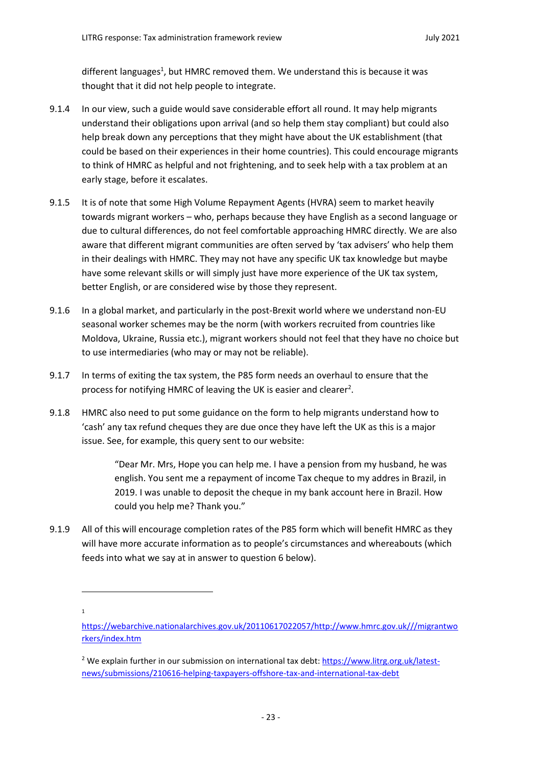different languages[1], but HMRC removed them. We understand this is because it was thought that it did not help people to integrate.

9.1.4 In our view, such a guide would save considerable effort all round. It may help migrants understand their obligations upon arrival (and so help them stay compliant) but could also help break down any perceptions that they might have about the UK establishment (that could be based on their experiences in their home countries). This could encourage migrants to think of HMRC as helpful and not frightening, and to seek help with a tax problem at an early stage, before it escalates.

9.1.5 It is of note that some High Volume Repayment Agents (HVRA) seem to market heavily towards migrant workers – who, perhaps because they have English as a second language or due to cultural differences, do not feel comfortable approaching HMRC directly. We are also aware that different migrant communities are often served by 'tax advisers' who help them in their dealings with HMRC. They may not have any specific UK tax knowledge but maybe have some relevant skills or will simply just have more experience of the UK tax system, better English, or are considered wise by those they represent.

9.1.6 In a global market, and particularly in the post-Brexit world where we understand non-EU seasonal worker schemes may be the norm (with workers recruited from countries like Moldova, Ukraine, Russia etc.), migrant workers should not feel that they have no choice but to use intermediaries (who may or may not be reliable).

9.1.7 In terms of exiting the tax system, the P85 form needs an overhaul to ensure that the process for notifying HMRC of leaving the UK is easier and clearer[2].

9.1.8 HMRC also need to put some guidance on the form to help migrants understand how to 'cash' any tax refund cheques they are due once they have left the UK as this is a major issue. See, for example, this query sent to our website:

> "Dear Mr. Mrs, Hope you can help me. I have a pension from my husband, he was english. You sent me a repayment of income Tax cheque to my addres in Brazil, in 2019. I was unable to deposit the cheque in my bank account here in Brazil. How could you help me? Thank you."

9.1.9 All of this will encourage completion rates of the P85 form which will benefit HMRC as they will have more accurate information as to people's circumstances and whereabouts (which feeds into what we say at in answer to question 6 below).

---

[1] https://webarchive.nationalarchives.gov.uk/20110617022057/http://www.hmrc.gov.uk///migrantworkers/index.htm

[2] We explain further in our submission on international tax debt: https://www.litrg.org.uk/latest-news/submissions/210616-helping-taxpayers-offshore-tax-and-international-tax-debt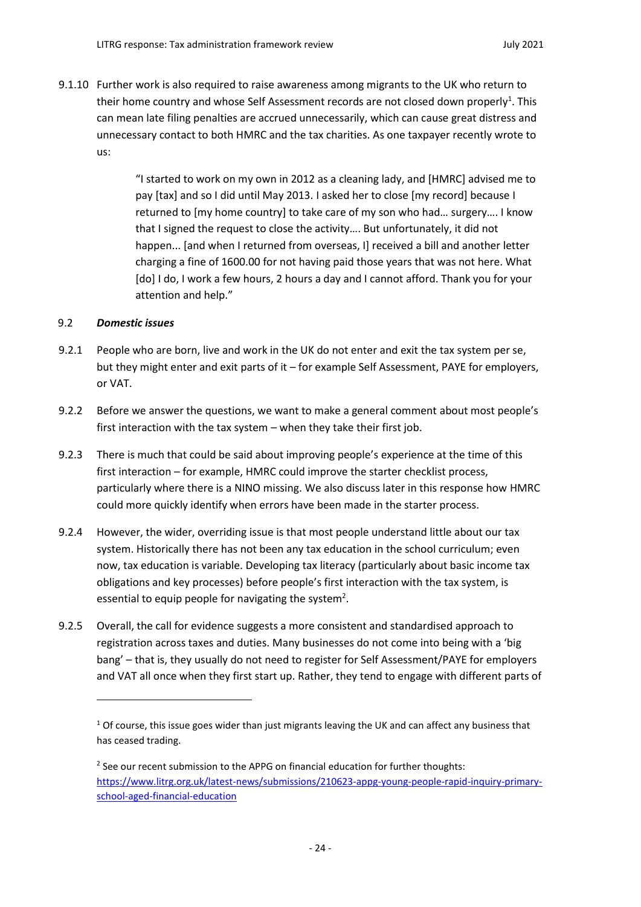9.1.10 Further work is also required to raise awareness among migrants to the UK who return to their home country and whose Self Assessment records are not closed down properly[1]. This can mean late filing penalties are accrued unnecessarily, which can cause great distress and unnecessary contact to both HMRC and the tax charities. As one taxpayer recently wrote to us:

> "I started to work on my own in 2012 as a cleaning lady, and [HMRC] advised me to pay [tax] and so I did until May 2013. I asked her to close [my record] because I returned to [my home country] to take care of my son who had… surgery…. I know that I signed the request to close the activity…. But unfortunately, it did not happen... [and when I returned from overseas, I] received a bill and another letter charging a fine of 1600.00 for not having paid those years that was not here. What [do] I do, I work a few hours, 2 hours a day and I cannot afford. Thank you for your attention and help."

### 9.2 *Domestic issues*

9.2.1 People who are born, live and work in the UK do not enter and exit the tax system per se, but they might enter and exit parts of it – for example Self Assessment, PAYE for employers, or VAT.

9.2.2 Before we answer the questions, we want to make a general comment about most people's first interaction with the tax system – when they take their first job.

9.2.3 There is much that could be said about improving people's experience at the time of this first interaction – for example, HMRC could improve the starter checklist process, particularly where there is a NINO missing. We also discuss later in this response how HMRC could more quickly identify when errors have been made in the starter process.

9.2.4 However, the wider, overriding issue is that most people understand little about our tax system. Historically there has not been any tax education in the school curriculum; even now, tax education is variable. Developing tax literacy (particularly about basic income tax obligations and key processes) before people's first interaction with the tax system, is essential to equip people for navigating the system[2].

9.2.5 Overall, the call for evidence suggests a more consistent and standardised approach to registration across taxes and duties. Many businesses do not come into being with a 'big bang' – that is, they usually do not need to register for Self Assessment/PAYE for employers and VAT all once when they first start up. Rather, they tend to engage with different parts of

---

[1] Of course, this issue goes wider than just migrants leaving the UK and can affect any business that has ceased trading.

[2] See our recent submission to the APPG on financial education for further thoughts: https://www.litrg.org.uk/latest-news/submissions/210623-appg-young-people-rapid-inquiry-primary-school-aged-financial-education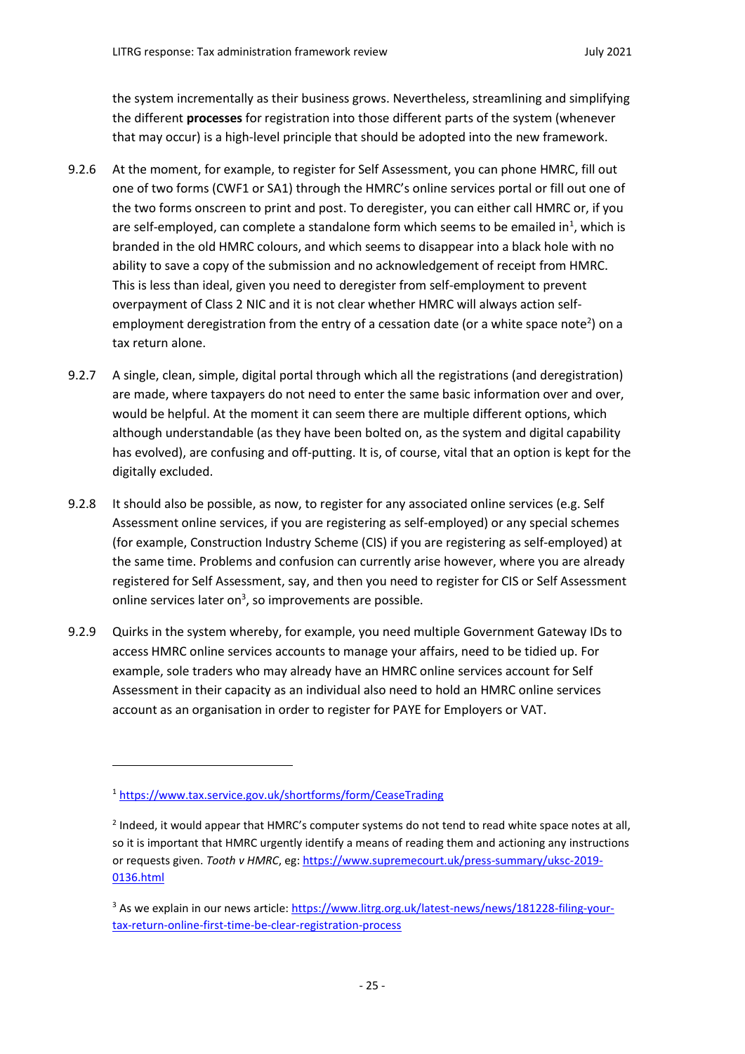the system incrementally as their business grows. Nevertheless, streamlining and simplifying the different **processes** for registration into those different parts of the system (whenever that may occur) is a high-level principle that should be adopted into the new framework.

9.2.6 At the moment, for example, to register for Self Assessment, you can phone HMRC, fill out one of two forms (CWF1 or SA1) through the HMRC's online services portal or fill out one of the two forms onscreen to print and post. To deregister, you can either call HMRC or, if you are self-employed, can complete a standalone form which seems to be emailed in[1], which is branded in the old HMRC colours, and which seems to disappear into a black hole with no ability to save a copy of the submission and no acknowledgement of receipt from HMRC. This is less than ideal, given you need to deregister from self-employment to prevent overpayment of Class 2 NIC and it is not clear whether HMRC will always action self-employment deregistration from the entry of a cessation date (or a white space note[2]) on a tax return alone.

9.2.7 A single, clean, simple, digital portal through which all the registrations (and deregistration) are made, where taxpayers do not need to enter the same basic information over and over, would be helpful. At the moment it can seem there are multiple different options, which although understandable (as they have been bolted on, as the system and digital capability has evolved), are confusing and off-putting. It is, of course, vital that an option is kept for the digitally excluded.

9.2.8 It should also be possible, as now, to register for any associated online services (e.g. Self Assessment online services, if you are registering as self-employed) or any special schemes (for example, Construction Industry Scheme (CIS) if you are registering as self-employed) at the same time. Problems and confusion can currently arise however, where you are already registered for Self Assessment, say, and then you need to register for CIS or Self Assessment online services later on[3], so improvements are possible.

9.2.9 Quirks in the system whereby, for example, you need multiple Government Gateway IDs to access HMRC online services accounts to manage your affairs, need to be tidied up. For example, sole traders who may already have an HMRC online services account for Self Assessment in their capacity as an individual also need to hold an HMRC online services account as an organisation in order to register for PAYE for Employers or VAT.

---

[1] https://www.tax.service.gov.uk/shortforms/form/CeaseTrading

[2] Indeed, it would appear that HMRC's computer systems do not tend to read white space notes at all, so it is important that HMRC urgently identify a means of reading them and actioning any instructions or requests given. *Tooth v HMRC*, eg: https://www.supremecourt.uk/press-summary/uksc-2019-0136.html

[3] As we explain in our news article: https://www.litrg.org.uk/latest-news/news/181228-filing-your-tax-return-online-first-time-be-clear-registration-process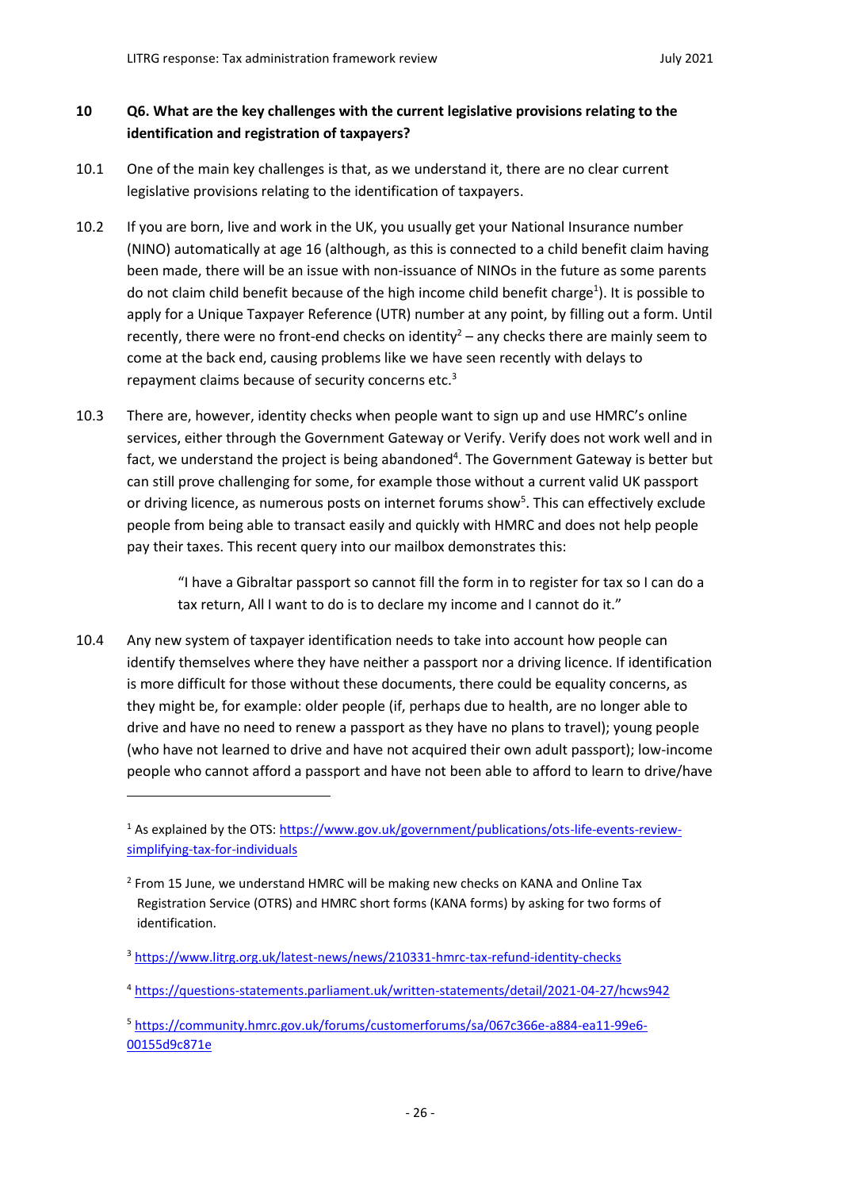## 10 Q6. What are the key challenges with the current legislative provisions relating to the identification and registration of taxpayers?

10.1 One of the main key challenges is that, as we understand it, there are no clear current legislative provisions relating to the identification of taxpayers.

10.2 If you are born, live and work in the UK, you usually get your National Insurance number (NINO) automatically at age 16 (although, as this is connected to a child benefit claim having been made, there will be an issue with non-issuance of NINOs in the future as some parents do not claim child benefit because of the high income child benefit charge[1]). It is possible to apply for a Unique Taxpayer Reference (UTR) number at any point, by filling out a form. Until recently, there were no front-end checks on identity[2] – any checks there are mainly seem to come at the back end, causing problems like we have seen recently with delays to repayment claims because of security concerns etc.[3]

10.3 There are, however, identity checks when people want to sign up and use HMRC's online services, either through the Government Gateway or Verify. Verify does not work well and in fact, we understand the project is being abandoned[4]. The Government Gateway is better but can still prove challenging for some, for example those without a current valid UK passport or driving licence, as numerous posts on internet forums show[5]. This can effectively exclude people from being able to transact easily and quickly with HMRC and does not help people pay their taxes. This recent query into our mailbox demonstrates this:

> "I have a Gibraltar passport so cannot fill the form in to register for tax so I can do a tax return, All I want to do is to declare my income and I cannot do it."

10.4 Any new system of taxpayer identification needs to take into account how people can identify themselves where they have neither a passport nor a driving licence. If identification is more difficult for those without these documents, there could be equality concerns, as they might be, for example: older people (if, perhaps due to health, are no longer able to drive and have no need to renew a passport as they have no plans to travel); young people (who have not learned to drive and have not acquired their own adult passport); low-income people who cannot afford a passport and have not been able to afford to learn to drive/have

---

[1] As explained by the OTS: https://www.gov.uk/government/publications/ots-life-events-review-simplifying-tax-for-individuals

[2] From 15 June, we understand HMRC will be making new checks on KANA and Online Tax Registration Service (OTRS) and HMRC short forms (KANA forms) by asking for two forms of identification.

[3] https://www.litrg.org.uk/latest-news/news/210331-hmrc-tax-refund-identity-checks

[4] https://questions-statements.parliament.uk/written-statements/detail/2021-04-27/hcws942

[5] https://community.hmrc.gov.uk/forums/customerforums/sa/067c366e-a884-ea11-99e6-00155d9c871e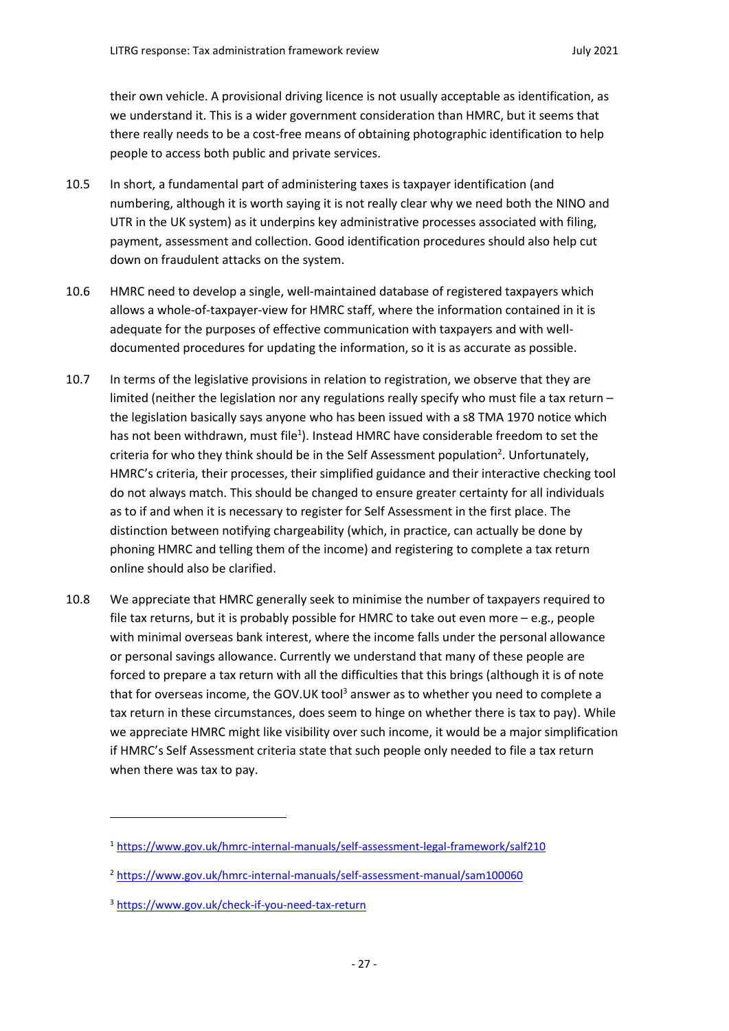their own vehicle. A provisional driving licence is not usually acceptable as identification, as we understand it. This is a wider government consideration than HMRC, but it seems that there really needs to be a cost-free means of obtaining photographic identification to help people to access both public and private services.

10.5 In short, a fundamental part of administering taxes is taxpayer identification (and numbering, although it is worth saying it is not really clear why we need both the NINO and UTR in the UK system) as it underpins key administrative processes associated with filing, payment, assessment and collection. Good identification procedures should also help cut down on fraudulent attacks on the system.

10.6 HMRC need to develop a single, well-maintained database of registered taxpayers which allows a whole-of-taxpayer-view for HMRC staff, where the information contained in it is adequate for the purposes of effective communication with taxpayers and with well-documented procedures for updating the information, so it is as accurate as possible.

10.7 In terms of the legislative provisions in relation to registration, we observe that they are limited (neither the legislation nor any regulations really specify who must file a tax return – the legislation basically says anyone who has been issued with a s8 TMA 1970 notice which has not been withdrawn, must file[1]). Instead HMRC have considerable freedom to set the criteria for who they think should be in the Self Assessment population[2]. Unfortunately, HMRC's criteria, their processes, their simplified guidance and their interactive checking tool do not always match. This should be changed to ensure greater certainty for all individuals as to if and when it is necessary to register for Self Assessment in the first place. The distinction between notifying chargeability (which, in practice, can actually be done by phoning HMRC and telling them of the income) and registering to complete a tax return online should also be clarified.

10.8 We appreciate that HMRC generally seek to minimise the number of taxpayers required to file tax returns, but it is probably possible for HMRC to take out even more – e.g., people with minimal overseas bank interest, where the income falls under the personal allowance or personal savings allowance. Currently we understand that many of these people are forced to prepare a tax return with all the difficulties that this brings (although it is of note that for overseas income, the GOV.UK tool[3] answer as to whether you need to complete a tax return in these circumstances, does seem to hinge on whether there is tax to pay). While we appreciate HMRC might like visibility over such income, it would be a major simplification if HMRC's Self Assessment criteria state that such people only needed to file a tax return when there was tax to pay.

---

[1] https://www.gov.uk/hmrc-internal-manuals/self-assessment-legal-framework/salf210

[2] https://www.gov.uk/hmrc-internal-manuals/self-assessment-manual/sam100060

[3] https://www.gov.uk/check-if-you-need-tax-return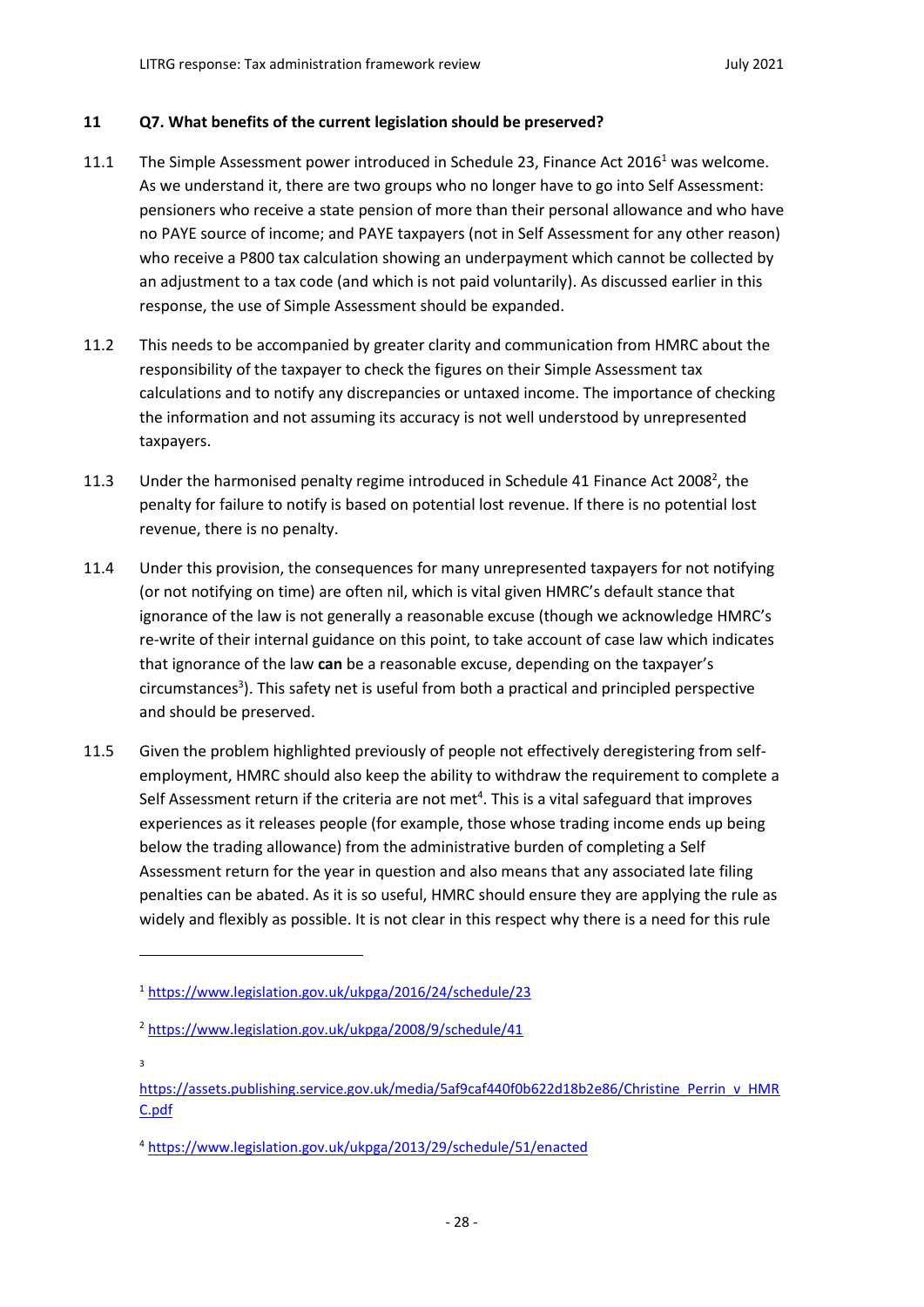## 11 Q7. What benefits of the current legislation should be preserved?

11.1 The Simple Assessment power introduced in Schedule 23, Finance Act 2016[1] was welcome. As we understand it, there are two groups who no longer have to go into Self Assessment: pensioners who receive a state pension of more than their personal allowance and who have no PAYE source of income; and PAYE taxpayers (not in Self Assessment for any other reason) who receive a P800 tax calculation showing an underpayment which cannot be collected by an adjustment to a tax code (and which is not paid voluntarily). As discussed earlier in this response, the use of Simple Assessment should be expanded.

11.2 This needs to be accompanied by greater clarity and communication from HMRC about the responsibility of the taxpayer to check the figures on their Simple Assessment tax calculations and to notify any discrepancies or untaxed income. The importance of checking the information and not assuming its accuracy is not well understood by unrepresented taxpayers.

11.3 Under the harmonised penalty regime introduced in Schedule 41 Finance Act 2008[2], the penalty for failure to notify is based on potential lost revenue. If there is no potential lost revenue, there is no penalty.

11.4 Under this provision, the consequences for many unrepresented taxpayers for not notifying (or not notifying on time) are often nil, which is vital given HMRC's default stance that ignorance of the law is not generally a reasonable excuse (though we acknowledge HMRC's re-write of their internal guidance on this point, to take account of case law which indicates that ignorance of the law **can** be a reasonable excuse, depending on the taxpayer's circumstances[3]). This safety net is useful from both a practical and principled perspective and should be preserved.

11.5 Given the problem highlighted previously of people not effectively deregistering from self-employment, HMRC should also keep the ability to withdraw the requirement to complete a Self Assessment return if the criteria are not met[4]. This is a vital safeguard that improves experiences as it releases people (for example, those whose trading income ends up being below the trading allowance) from the administrative burden of completing a Self Assessment return for the year in question and also means that any associated late filing penalties can be abated. As it is so useful, HMRC should ensure they are applying the rule as widely and flexibly as possible. It is not clear in this respect why there is a need for this rule

---

[1] https://www.legislation.gov.uk/ukpga/2016/24/schedule/23

[2] https://www.legislation.gov.uk/ukpga/2008/9/schedule/41

[3] https://assets.publishing.service.gov.uk/media/5af9caf440f0b622d18b2e86/Christine_Perrin_v_HMRC.pdf

[4] https://www.legislation.gov.uk/ukpga/2013/29/schedule/51/enacted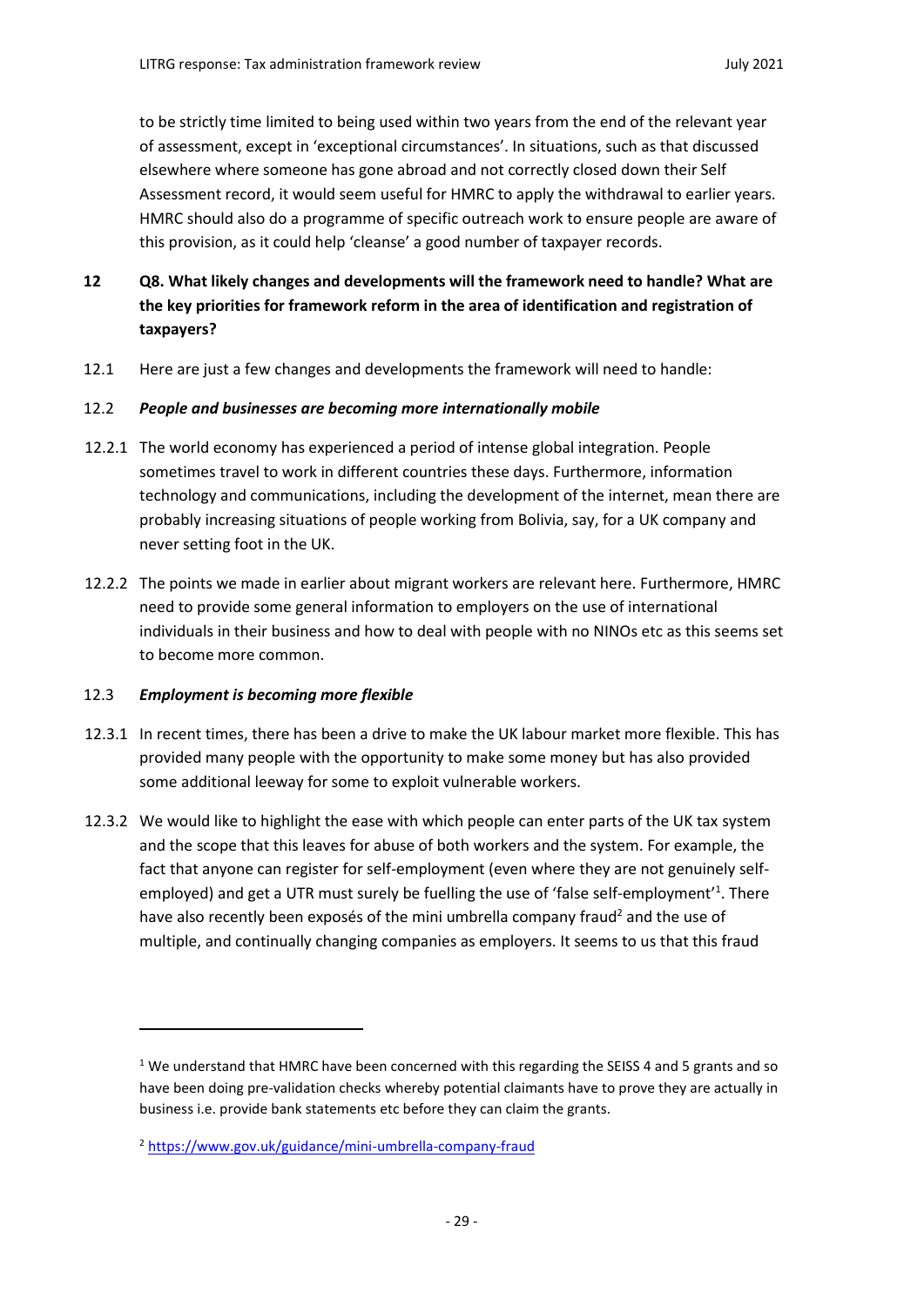to be strictly time limited to being used within two years from the end of the relevant year of assessment, except in 'exceptional circumstances'. In situations, such as that discussed elsewhere where someone has gone abroad and not correctly closed down their Self Assessment record, it would seem useful for HMRC to apply the withdrawal to earlier years. HMRC should also do a programme of specific outreach work to ensure people are aware of this provision, as it could help 'cleanse' a good number of taxpayer records.

## 12 Q8. What likely changes and developments will the framework need to handle? What are the key priorities for framework reform in the area of identification and registration of taxpayers?

12.1 Here are just a few changes and developments the framework will need to handle:

### 12.2 *People and businesses are becoming more internationally mobile*

12.2.1 The world economy has experienced a period of intense global integration. People sometimes travel to work in different countries these days. Furthermore, information technology and communications, including the development of the internet, mean there are probably increasing situations of people working from Bolivia, say, for a UK company and never setting foot in the UK.

12.2.2 The points we made in earlier about migrant workers are relevant here. Furthermore, HMRC need to provide some general information to employers on the use of international individuals in their business and how to deal with people with no NINOs etc as this seems set to become more common.

### 12.3 *Employment is becoming more flexible*

12.3.1 In recent times, there has been a drive to make the UK labour market more flexible. This has provided many people with the opportunity to make some money but has also provided some additional leeway for some to exploit vulnerable workers.

12.3.2 We would like to highlight the ease with which people can enter parts of the UK tax system and the scope that this leaves for abuse of both workers and the system. For example, the fact that anyone can register for self-employment (even where they are not genuinely self-employed) and get a UTR must surely be fuelling the use of 'false self-employment'[1]. There have also recently been exposés of the mini umbrella company fraud[2] and the use of multiple, and continually changing companies as employers. It seems to us that this fraud

---

[1] We understand that HMRC have been concerned with this regarding the SEISS 4 and 5 grants and so have been doing pre-validation checks whereby potential claimants have to prove they are actually in business i.e. provide bank statements etc before they can claim the grants.

[2] https://www.gov.uk/guidance/mini-umbrella-company-fraud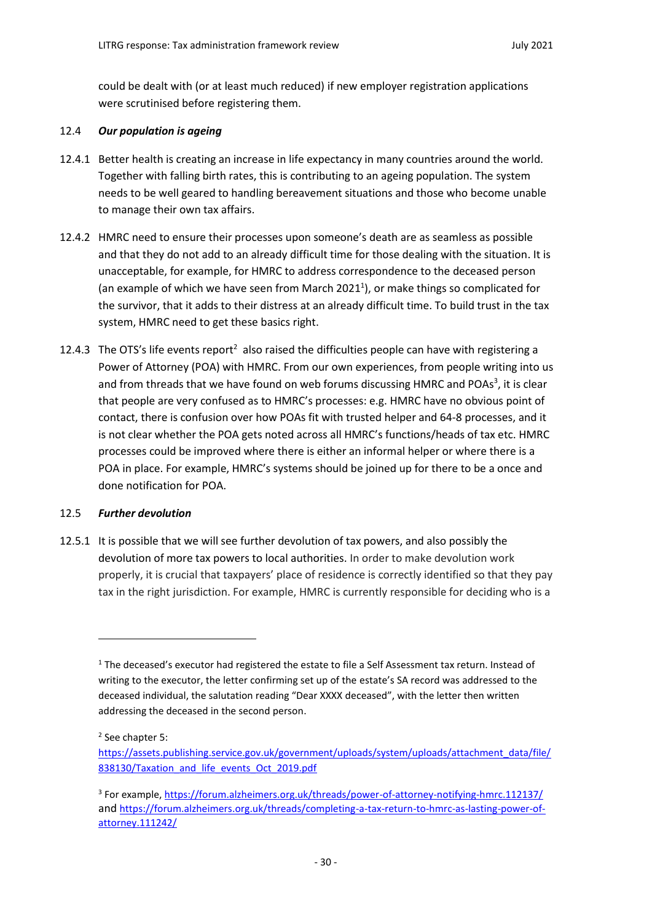could be dealt with (or at least much reduced) if new employer registration applications were scrutinised before registering them.

### 12.4 *Our population is ageing*

12.4.1 Better health is creating an increase in life expectancy in many countries around the world. Together with falling birth rates, this is contributing to an ageing population. The system needs to be well geared to handling bereavement situations and those who become unable to manage their own tax affairs.

12.4.2 HMRC need to ensure their processes upon someone's death are as seamless as possible and that they do not add to an already difficult time for those dealing with the situation. It is unacceptable, for example, for HMRC to address correspondence to the deceased person (an example of which we have seen from March 2021[1]), or make things so complicated for the survivor, that it adds to their distress at an already difficult time. To build trust in the tax system, HMRC need to get these basics right.

12.4.3 The OTS's life events report[2] also raised the difficulties people can have with registering a Power of Attorney (POA) with HMRC. From our own experiences, from people writing into us and from threads that we have found on web forums discussing HMRC and POAs[3], it is clear that people are very confused as to HMRC's processes: e.g. HMRC have no obvious point of contact, there is confusion over how POAs fit with trusted helper and 64-8 processes, and it is not clear whether the POA gets noted across all HMRC's functions/heads of tax etc. HMRC processes could be improved where there is either an informal helper or where there is a POA in place. For example, HMRC's systems should be joined up for there to be a once and done notification for POA.

### 12.5 *Further devolution*

12.5.1 It is possible that we will see further devolution of tax powers, and also possibly the devolution of more tax powers to local authorities. In order to make devolution work properly, it is crucial that taxpayers' place of residence is correctly identified so that they pay tax in the right jurisdiction. For example, HMRC is currently responsible for deciding who is a

---

[1] The deceased's executor had registered the estate to file a Self Assessment tax return. Instead of writing to the executor, the letter confirming set up of the estate's SA record was addressed to the deceased individual, the salutation reading "Dear XXXX deceased", with the letter then written addressing the deceased in the second person.

[2] See chapter 5: https://assets.publishing.service.gov.uk/government/uploads/system/uploads/attachment_data/file/838130/Taxation_and_life_events_Oct_2019.pdf

[3] For example, https://forum.alzheimers.org.uk/threads/power-of-attorney-notifying-hmrc.112137/ and https://forum.alzheimers.org.uk/threads/completing-a-tax-return-to-hmrc-as-lasting-power-of-attorney.111242/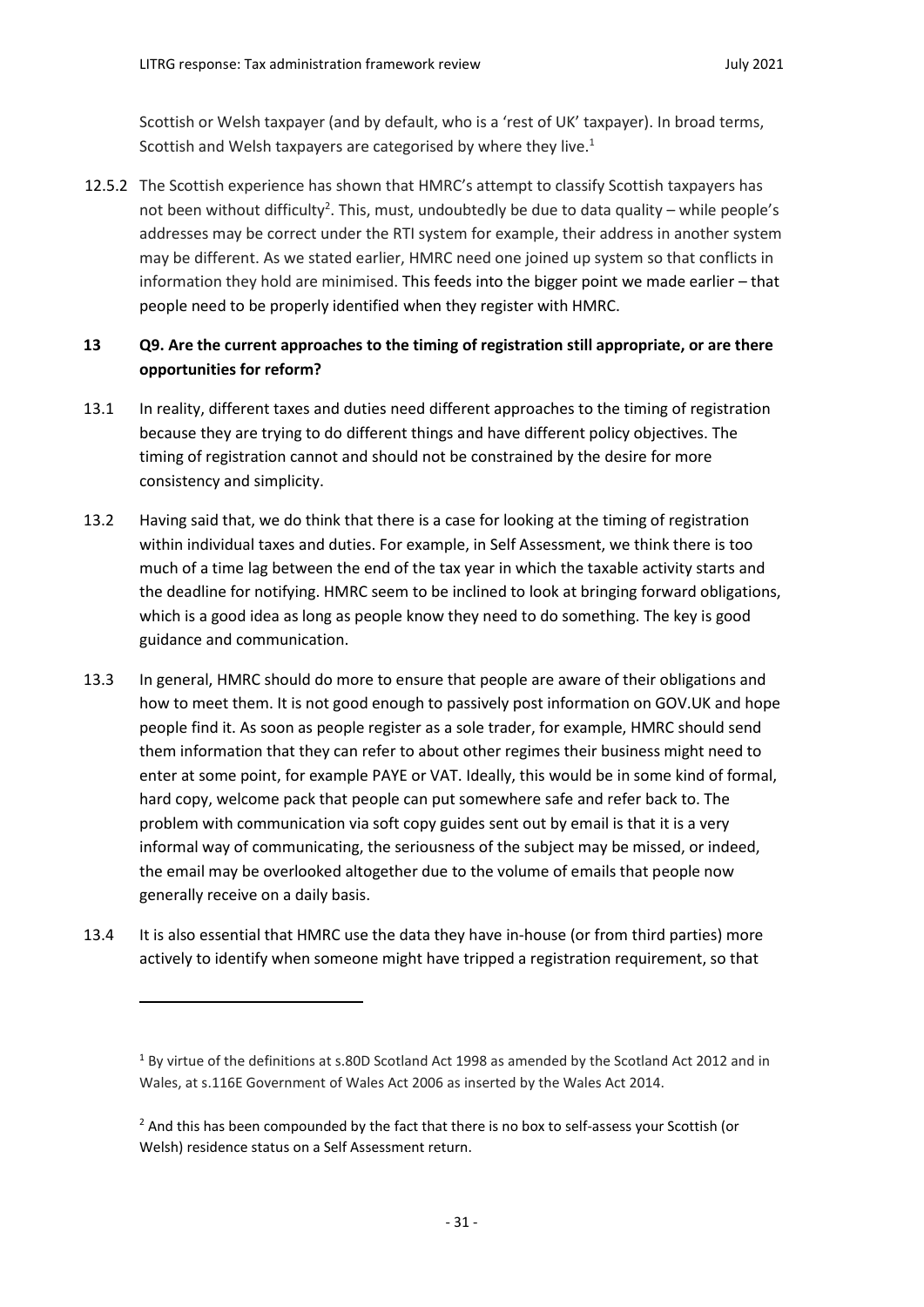Scottish or Welsh taxpayer (and by default, who is a 'rest of UK' taxpayer). In broad terms, Scottish and Welsh taxpayers are categorised by where they live.[1]

12.5.2 The Scottish experience has shown that HMRC's attempt to classify Scottish taxpayers has not been without difficulty[2]. This, must, undoubtedly be due to data quality – while people's addresses may be correct under the RTI system for example, their address in another system may be different. As we stated earlier, HMRC need one joined up system so that conflicts in information they hold are minimised. This feeds into the bigger point we made earlier – that people need to be properly identified when they register with HMRC.

## 13 Q9. Are the current approaches to the timing of registration still appropriate, or are there opportunities for reform?

13.1 In reality, different taxes and duties need different approaches to the timing of registration because they are trying to do different things and have different policy objectives. The timing of registration cannot and should not be constrained by the desire for more consistency and simplicity.

13.2 Having said that, we do think that there is a case for looking at the timing of registration within individual taxes and duties. For example, in Self Assessment, we think there is too much of a time lag between the end of the tax year in which the taxable activity starts and the deadline for notifying. HMRC seem to be inclined to look at bringing forward obligations, which is a good idea as long as people know they need to do something. The key is good guidance and communication.

13.3 In general, HMRC should do more to ensure that people are aware of their obligations and how to meet them. It is not good enough to passively post information on GOV.UK and hope people find it. As soon as people register as a sole trader, for example, HMRC should send them information that they can refer to about other regimes their business might need to enter at some point, for example PAYE or VAT. Ideally, this would be in some kind of formal, hard copy, welcome pack that people can put somewhere safe and refer back to. The problem with communication via soft copy guides sent out by email is that it is a very informal way of communicating, the seriousness of the subject may be missed, or indeed, the email may be overlooked altogether due to the volume of emails that people now generally receive on a daily basis.

13.4 It is also essential that HMRC use the data they have in-house (or from third parties) more actively to identify when someone might have tripped a registration requirement, so that

---

[1] By virtue of the definitions at s.80D Scotland Act 1998 as amended by the Scotland Act 2012 and in Wales, at s.116E Government of Wales Act 2006 as inserted by the Wales Act 2014.

[2] And this has been compounded by the fact that there is no box to self-assess your Scottish (or Welsh) residence status on a Self Assessment return.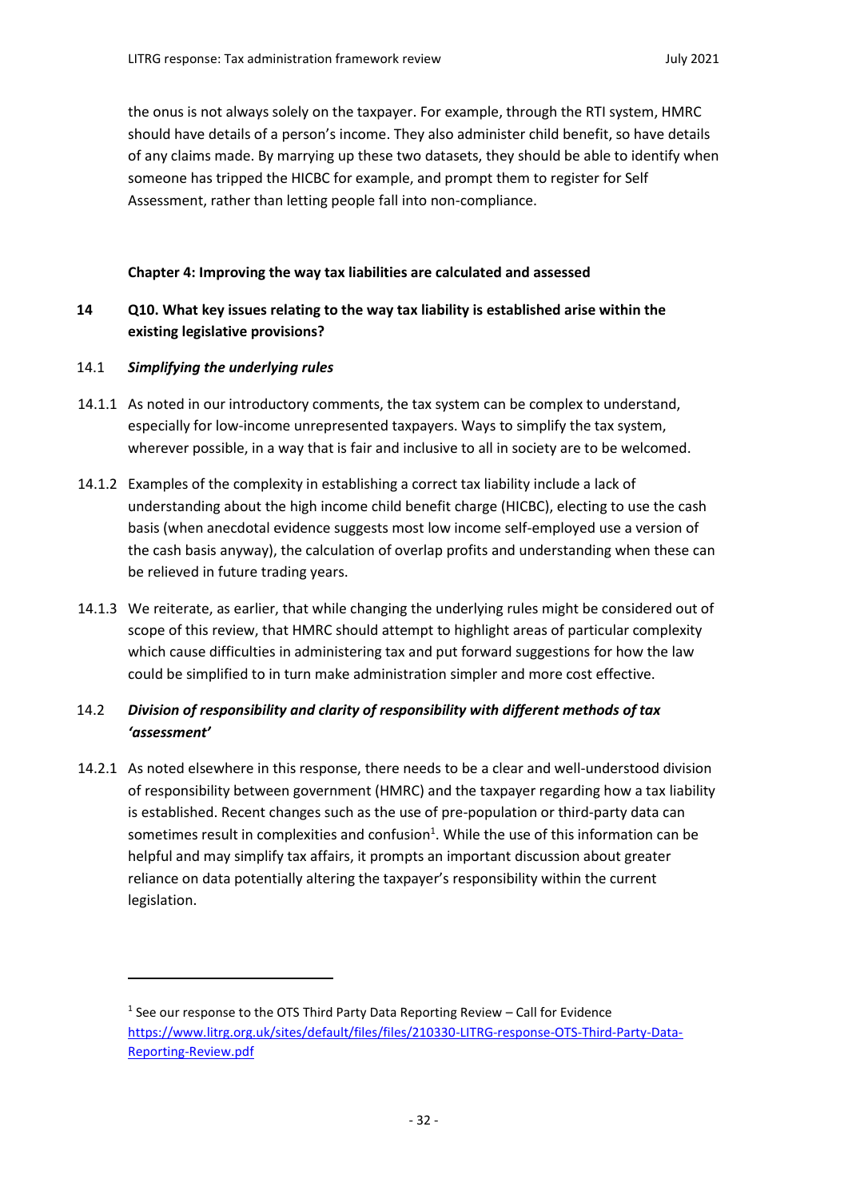the onus is not always solely on the taxpayer. For example, through the RTI system, HMRC should have details of a person's income. They also administer child benefit, so have details of any claims made. By marrying up these two datasets, they should be able to identify when someone has tripped the HICBC for example, and prompt them to register for Self Assessment, rather than letting people fall into non-compliance.

**Chapter 4: Improving the way tax liabilities are calculated and assessed**

## 14 Q10. What key issues relating to the way tax liability is established arise within the existing legislative provisions?

### 14.1 *Simplifying the underlying rules*

14.1.1 As noted in our introductory comments, the tax system can be complex to understand, especially for low-income unrepresented taxpayers. Ways to simplify the tax system, wherever possible, in a way that is fair and inclusive to all in society are to be welcomed.

14.1.2 Examples of the complexity in establishing a correct tax liability include a lack of understanding about the high income child benefit charge (HICBC), electing to use the cash basis (when anecdotal evidence suggests most low income self-employed use a version of the cash basis anyway), the calculation of overlap profits and understanding when these can be relieved in future trading years.

14.1.3 We reiterate, as earlier, that while changing the underlying rules might be considered out of scope of this review, that HMRC should attempt to highlight areas of particular complexity which cause difficulties in administering tax and put forward suggestions for how the law could be simplified to in turn make administration simpler and more cost effective.

### 14.2 *Division of responsibility and clarity of responsibility with different methods of tax 'assessment'*

14.2.1 As noted elsewhere in this response, there needs to be a clear and well-understood division of responsibility between government (HMRC) and the taxpayer regarding how a tax liability is established. Recent changes such as the use of pre-population or third-party data can sometimes result in complexities and confusion[1]. While the use of this information can be helpful and may simplify tax affairs, it prompts an important discussion about greater reliance on data potentially altering the taxpayer's responsibility within the current legislation.

---

[1] See our response to the OTS Third Party Data Reporting Review – Call for Evidence https://www.litrg.org.uk/sites/default/files/files/210330-LITRG-response-OTS-Third-Party-Data-Reporting-Review.pdf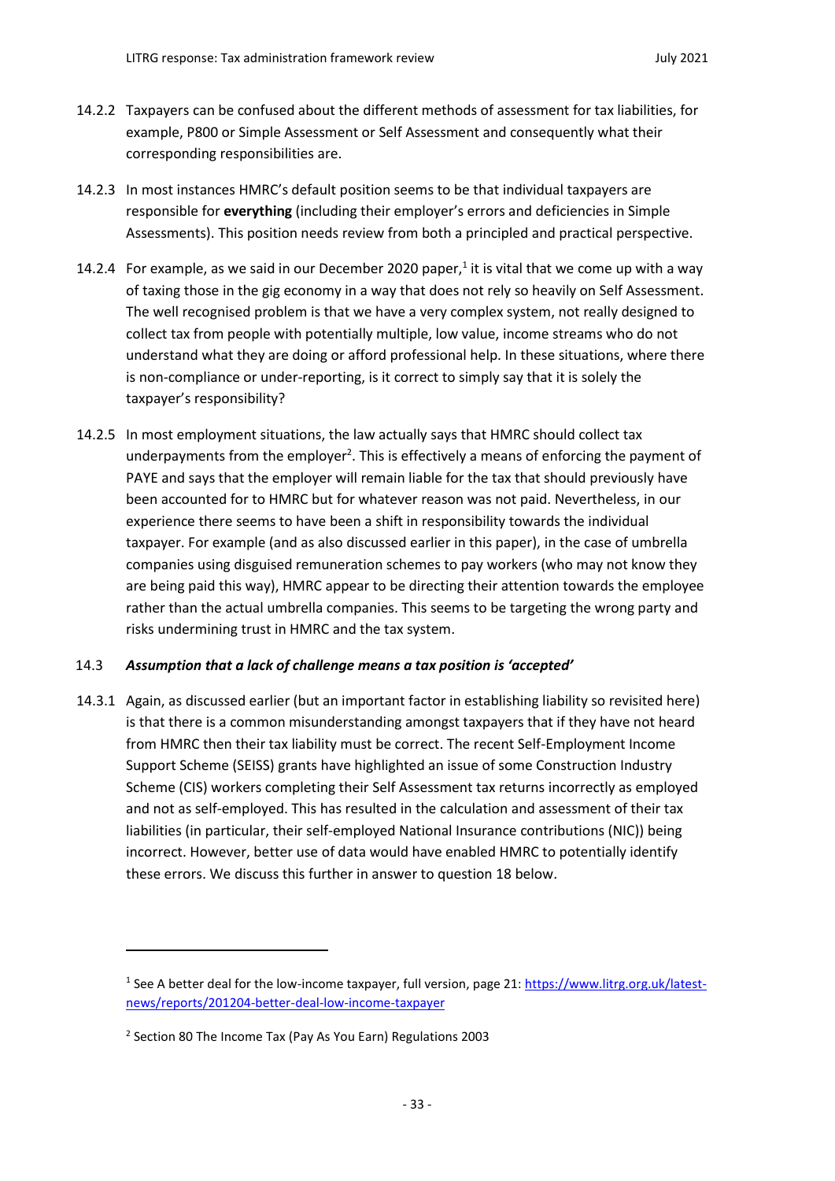14.2.2 Taxpayers can be confused about the different methods of assessment for tax liabilities, for example, P800 or Simple Assessment or Self Assessment and consequently what their corresponding responsibilities are.

14.2.3 In most instances HMRC's default position seems to be that individual taxpayers are responsible for **everything** (including their employer's errors and deficiencies in Simple Assessments). This position needs review from both a principled and practical perspective.

14.2.4 For example, as we said in our December 2020 paper,[1] it is vital that we come up with a way of taxing those in the gig economy in a way that does not rely so heavily on Self Assessment. The well recognised problem is that we have a very complex system, not really designed to collect tax from people with potentially multiple, low value, income streams who do not understand what they are doing or afford professional help. In these situations, where there is non-compliance or under-reporting, is it correct to simply say that it is solely the taxpayer's responsibility?

14.2.5 In most employment situations, the law actually says that HMRC should collect tax underpayments from the employer[2]. This is effectively a means of enforcing the payment of PAYE and says that the employer will remain liable for the tax that should previously have been accounted for to HMRC but for whatever reason was not paid. Nevertheless, in our experience there seems to have been a shift in responsibility towards the individual taxpayer. For example (and as also discussed earlier in this paper), in the case of umbrella companies using disguised remuneration schemes to pay workers (who may not know they are being paid this way), HMRC appear to be directing their attention towards the employee rather than the actual umbrella companies. This seems to be targeting the wrong party and risks undermining trust in HMRC and the tax system.

### 14.3 *Assumption that a lack of challenge means a tax position is 'accepted'*

14.3.1 Again, as discussed earlier (but an important factor in establishing liability so revisited here) is that there is a common misunderstanding amongst taxpayers that if they have not heard from HMRC then their tax liability must be correct. The recent Self-Employment Income Support Scheme (SEISS) grants have highlighted an issue of some Construction Industry Scheme (CIS) workers completing their Self Assessment tax returns incorrectly as employed and not as self-employed. This has resulted in the calculation and assessment of their tax liabilities (in particular, their self-employed National Insurance contributions (NIC)) being incorrect. However, better use of data would have enabled HMRC to potentially identify these errors. We discuss this further in answer to question 18 below.

---

[1] See A better deal for the low-income taxpayer, full version, page 21: https://www.litrg.org.uk/latest-news/reports/201204-better-deal-low-income-taxpayer

[2] Section 80 The Income Tax (Pay As You Earn) Regulations 2003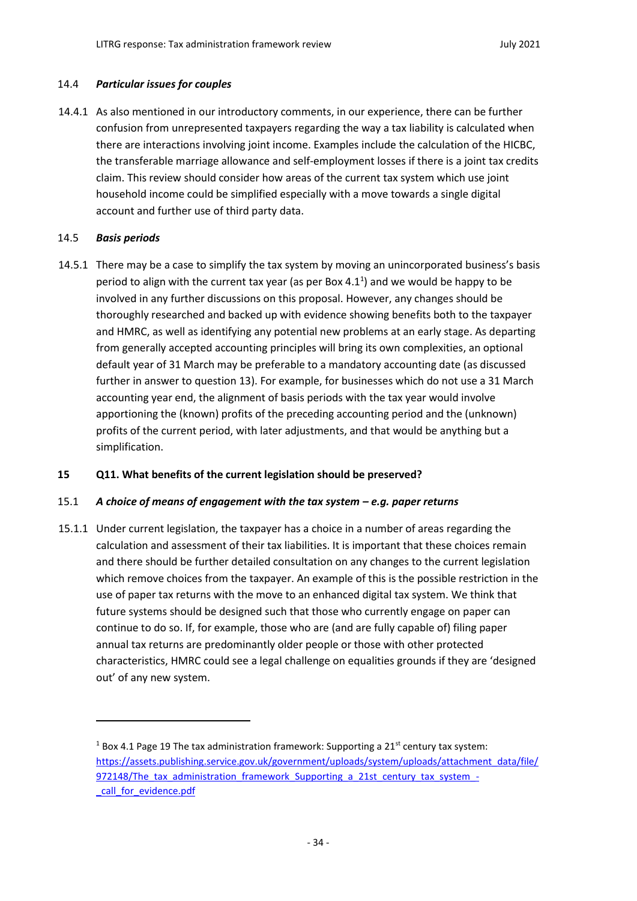### 14.4 *Particular issues for couples*

14.4.1 As also mentioned in our introductory comments, in our experience, there can be further confusion from unrepresented taxpayers regarding the way a tax liability is calculated when there are interactions involving joint income. Examples include the calculation of the HICBC, the transferable marriage allowance and self-employment losses if there is a joint tax credits claim. This review should consider how areas of the current tax system which use joint household income could be simplified especially with a move towards a single digital account and further use of third party data.

### 14.5 *Basis periods*

14.5.1 There may be a case to simplify the tax system by moving an unincorporated business's basis period to align with the current tax year (as per Box 4.1[1]) and we would be happy to be involved in any further discussions on this proposal. However, any changes should be thoroughly researched and backed up with evidence showing benefits both to the taxpayer and HMRC, as well as identifying any potential new problems at an early stage. As departing from generally accepted accounting principles will bring its own complexities, an optional default year of 31 March may be preferable to a mandatory accounting date (as discussed further in answer to question 13). For example, for businesses which do not use a 31 March accounting year end, the alignment of basis periods with the tax year would involve apportioning the (known) profits of the preceding accounting period and the (unknown) profits of the current period, with later adjustments, and that would be anything but a simplification.

## 15 Q11. What benefits of the current legislation should be preserved?

### 15.1 *A choice of means of engagement with the tax system – e.g. paper returns*

15.1.1 Under current legislation, the taxpayer has a choice in a number of areas regarding the calculation and assessment of their tax liabilities. It is important that these choices remain and there should be further detailed consultation on any changes to the current legislation which remove choices from the taxpayer. An example of this is the possible restriction in the use of paper tax returns with the move to an enhanced digital tax system. We think that future systems should be designed such that those who currently engage on paper can continue to do so. If, for example, those who are (and are fully capable of) filing paper annual tax returns are predominantly older people or those with other protected characteristics, HMRC could see a legal challenge on equalities grounds if they are 'designed out' of any new system.

---

[1] Box 4.1 Page 19 The tax administration framework: Supporting a 21st century tax system: https://assets.publishing.service.gov.uk/government/uploads/system/uploads/attachment_data/file/972148/The_tax_administration_framework_Supporting_a_21st_century_tax_system_-_call_for_evidence.pdf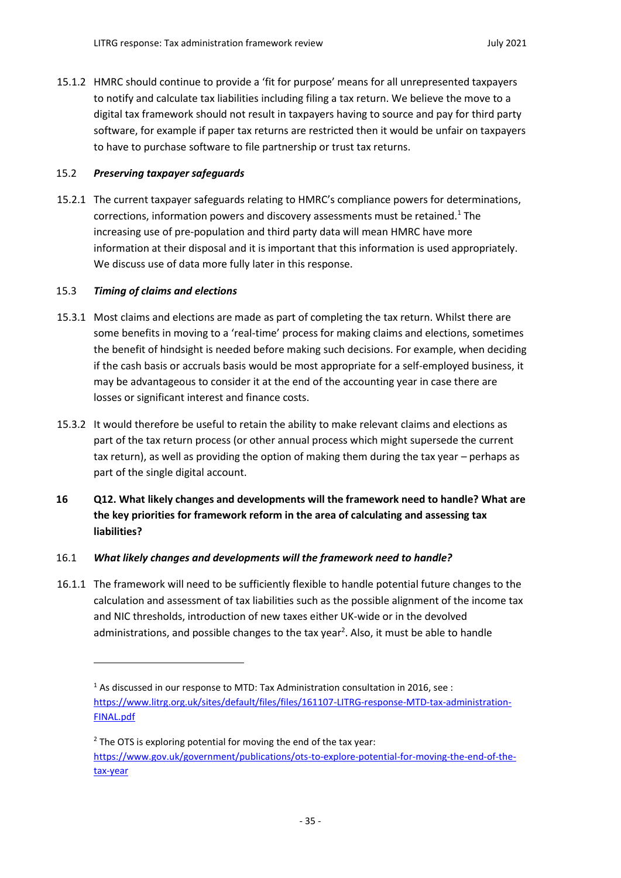15.1.2 HMRC should continue to provide a 'fit for purpose' means for all unrepresented taxpayers to notify and calculate tax liabilities including filing a tax return. We believe the move to a digital tax framework should not result in taxpayers having to source and pay for third party software, for example if paper tax returns are restricted then it would be unfair on taxpayers to have to purchase software to file partnership or trust tax returns.

### 15.2 *Preserving taxpayer safeguards*

15.2.1 The current taxpayer safeguards relating to HMRC's compliance powers for determinations, corrections, information powers and discovery assessments must be retained.[1] The increasing use of pre-population and third party data will mean HMRC have more information at their disposal and it is important that this information is used appropriately. We discuss use of data more fully later in this response.

### 15.3 *Timing of claims and elections*

15.3.1 Most claims and elections are made as part of completing the tax return. Whilst there are some benefits in moving to a 'real-time' process for making claims and elections, sometimes the benefit of hindsight is needed before making such decisions. For example, when deciding if the cash basis or accruals basis would be most appropriate for a self-employed business, it may be advantageous to consider it at the end of the accounting year in case there are losses or significant interest and finance costs.

15.3.2 It would therefore be useful to retain the ability to make relevant claims and elections as part of the tax return process (or other annual process which might supersede the current tax return), as well as providing the option of making them during the tax year – perhaps as part of the single digital account.

## 16 Q12. What likely changes and developments will the framework need to handle? What are the key priorities for framework reform in the area of calculating and assessing tax liabilities?

### 16.1 *What likely changes and developments will the framework need to handle?*

16.1.1 The framework will need to be sufficiently flexible to handle potential future changes to the calculation and assessment of tax liabilities such as the possible alignment of the income tax and NIC thresholds, introduction of new taxes either UK-wide or in the devolved administrations, and possible changes to the tax year[2]. Also, it must be able to handle

---

[1] As discussed in our response to MTD: Tax Administration consultation in 2016, see : https://www.litrg.org.uk/sites/default/files/files/161107-LITRG-response-MTD-tax-administration-FINAL.pdf

[2] The OTS is exploring potential for moving the end of the tax year: https://www.gov.uk/government/publications/ots-to-explore-potential-for-moving-the-end-of-the-tax-year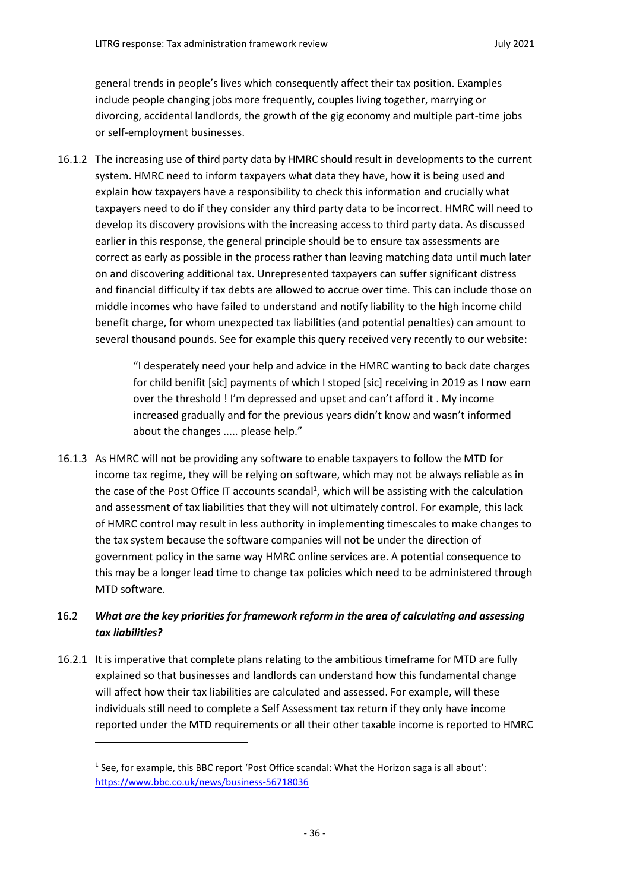general trends in people's lives which consequently affect their tax position. Examples include people changing jobs more frequently, couples living together, marrying or divorcing, accidental landlords, the growth of the gig economy and multiple part-time jobs or self-employment businesses.

16.1.2 The increasing use of third party data by HMRC should result in developments to the current system. HMRC need to inform taxpayers what data they have, how it is being used and explain how taxpayers have a responsibility to check this information and crucially what taxpayers need to do if they consider any third party data to be incorrect. HMRC will need to develop its discovery provisions with the increasing access to third party data. As discussed earlier in this response, the general principle should be to ensure tax assessments are correct as early as possible in the process rather than leaving matching data until much later on and discovering additional tax. Unrepresented taxpayers can suffer significant distress and financial difficulty if tax debts are allowed to accrue over time. This can include those on middle incomes who have failed to understand and notify liability to the high income child benefit charge, for whom unexpected tax liabilities (and potential penalties) can amount to several thousand pounds. See for example this query received very recently to our website:

> "I desperately need your help and advice in the HMRC wanting to back date charges for child benifit [sic] payments of which I stoped [sic] receiving in 2019 as I now earn over the threshold ! I'm depressed and upset and can't afford it . My income increased gradually and for the previous years didn't know and wasn't informed about the changes ..... please help."

16.1.3 As HMRC will not be providing any software to enable taxpayers to follow the MTD for income tax regime, they will be relying on software, which may not be always reliable as in the case of the Post Office IT accounts scandal[1], which will be assisting with the calculation and assessment of tax liabilities that they will not ultimately control. For example, this lack of HMRC control may result in less authority in implementing timescales to make changes to the tax system because the software companies will not be under the direction of government policy in the same way HMRC online services are. A potential consequence to this may be a longer lead time to change tax policies which need to be administered through MTD software.

### 16.2 *What are the key priorities for framework reform in the area of calculating and assessing tax liabilities?*

16.2.1 It is imperative that complete plans relating to the ambitious timeframe for MTD are fully explained so that businesses and landlords can understand how this fundamental change will affect how their tax liabilities are calculated and assessed. For example, will these individuals still need to complete a Self Assessment tax return if they only have income reported under the MTD requirements or all their other taxable income is reported to HMRC

---

[1] See, for example, this BBC report 'Post Office scandal: What the Horizon saga is all about': https://www.bbc.co.uk/news/business-56718036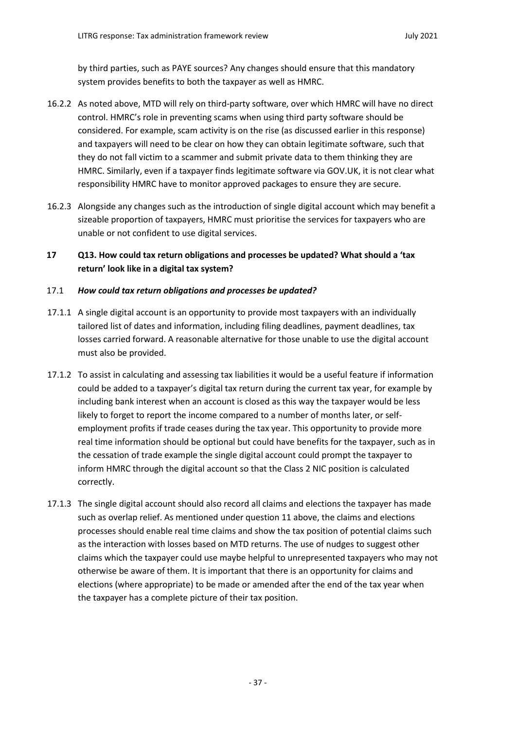by third parties, such as PAYE sources? Any changes should ensure that this mandatory system provides benefits to both the taxpayer as well as HMRC.

16.2.2 As noted above, MTD will rely on third-party software, over which HMRC will have no direct control. HMRC's role in preventing scams when using third party software should be considered. For example, scam activity is on the rise (as discussed earlier in this response) and taxpayers will need to be clear on how they can obtain legitimate software, such that they do not fall victim to a scammer and submit private data to them thinking they are HMRC. Similarly, even if a taxpayer finds legitimate software via GOV.UK, it is not clear what responsibility HMRC have to monitor approved packages to ensure they are secure.

16.2.3 Alongside any changes such as the introduction of single digital account which may benefit a sizeable proportion of taxpayers, HMRC must prioritise the services for taxpayers who are unable or not confident to use digital services.

## 17 Q13. How could tax return obligations and processes be updated? What should a 'tax return' look like in a digital tax system?

### 17.1 *How could tax return obligations and processes be updated?*

17.1.1 A single digital account is an opportunity to provide most taxpayers with an individually tailored list of dates and information, including filing deadlines, payment deadlines, tax losses carried forward. A reasonable alternative for those unable to use the digital account must also be provided.

17.1.2 To assist in calculating and assessing tax liabilities it would be a useful feature if information could be added to a taxpayer's digital tax return during the current tax year, for example by including bank interest when an account is closed as this way the taxpayer would be less likely to forget to report the income compared to a number of months later, or self-employment profits if trade ceases during the tax year. This opportunity to provide more real time information should be optional but could have benefits for the taxpayer, such as in the cessation of trade example the single digital account could prompt the taxpayer to inform HMRC through the digital account so that the Class 2 NIC position is calculated correctly.

17.1.3 The single digital account should also record all claims and elections the taxpayer has made such as overlap relief. As mentioned under question 11 above, the claims and elections processes should enable real time claims and show the tax position of potential claims such as the interaction with losses based on MTD returns. The use of nudges to suggest other claims which the taxpayer could use maybe helpful to unrepresented taxpayers who may not otherwise be aware of them. It is important that there is an opportunity for claims and elections (where appropriate) to be made or amended after the end of the tax year when the taxpayer has a complete picture of their tax position.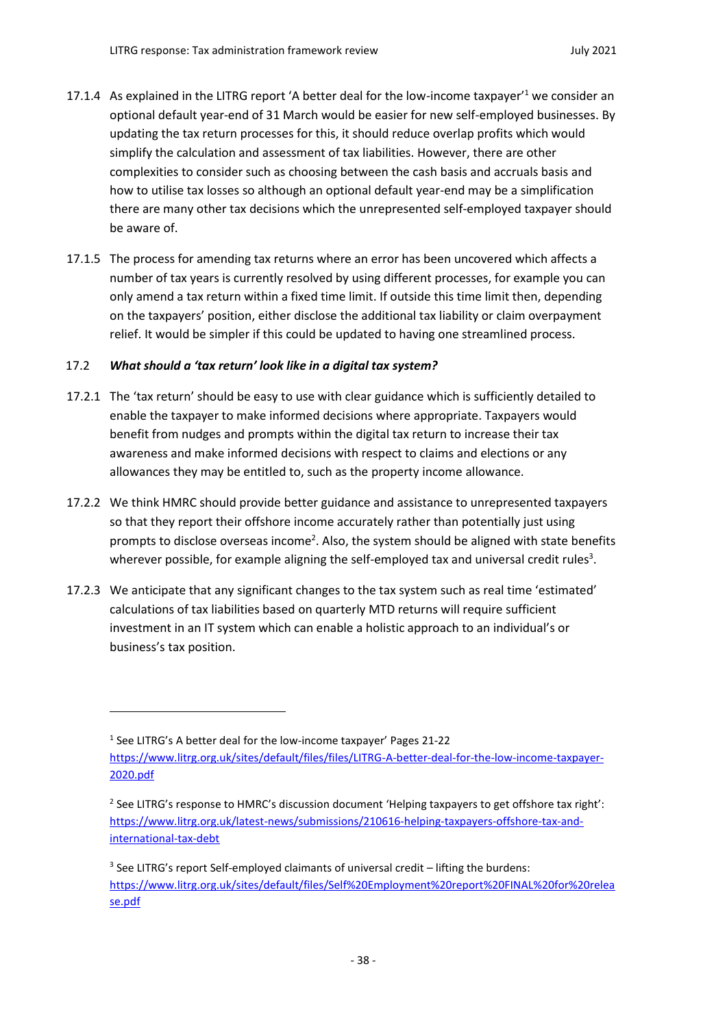17.1.4 As explained in the LITRG report 'A better deal for the low-income taxpayer'[1] we consider an optional default year-end of 31 March would be easier for new self-employed businesses. By updating the tax return processes for this, it should reduce overlap profits which would simplify the calculation and assessment of tax liabilities. However, there are other complexities to consider such as choosing between the cash basis and accruals basis and how to utilise tax losses so although an optional default year-end may be a simplification there are many other tax decisions which the unrepresented self-employed taxpayer should be aware of.

17.1.5 The process for amending tax returns where an error has been uncovered which affects a number of tax years is currently resolved by using different processes, for example you can only amend a tax return within a fixed time limit. If outside this time limit then, depending on the taxpayers' position, either disclose the additional tax liability or claim overpayment relief. It would be simpler if this could be updated to having one streamlined process.

### 17.2 *What should a 'tax return' look like in a digital tax system?*

17.2.1 The 'tax return' should be easy to use with clear guidance which is sufficiently detailed to enable the taxpayer to make informed decisions where appropriate. Taxpayers would benefit from nudges and prompts within the digital tax return to increase their tax awareness and make informed decisions with respect to claims and elections or any allowances they may be entitled to, such as the property income allowance.

17.2.2 We think HMRC should provide better guidance and assistance to unrepresented taxpayers so that they report their offshore income accurately rather than potentially just using prompts to disclose overseas income[2]. Also, the system should be aligned with state benefits wherever possible, for example aligning the self-employed tax and universal credit rules[3].

17.2.3 We anticipate that any significant changes to the tax system such as real time 'estimated' calculations of tax liabilities based on quarterly MTD returns will require sufficient investment in an IT system which can enable a holistic approach to an individual's or business's tax position.

---

[1] See LITRG's A better deal for the low-income taxpayer' Pages 21-22 https://www.litrg.org.uk/sites/default/files/files/LITRG-A-better-deal-for-the-low-income-taxpayer-2020.pdf

[2] See LITRG's response to HMRC's discussion document 'Helping taxpayers to get offshore tax right': https://www.litrg.org.uk/latest-news/submissions/210616-helping-taxpayers-offshore-tax-and-international-tax-debt

[3] See LITRG's report Self-employed claimants of universal credit – lifting the burdens: https://www.litrg.org.uk/sites/default/files/Self%20Employment%20report%20FINAL%20for%20release.pdf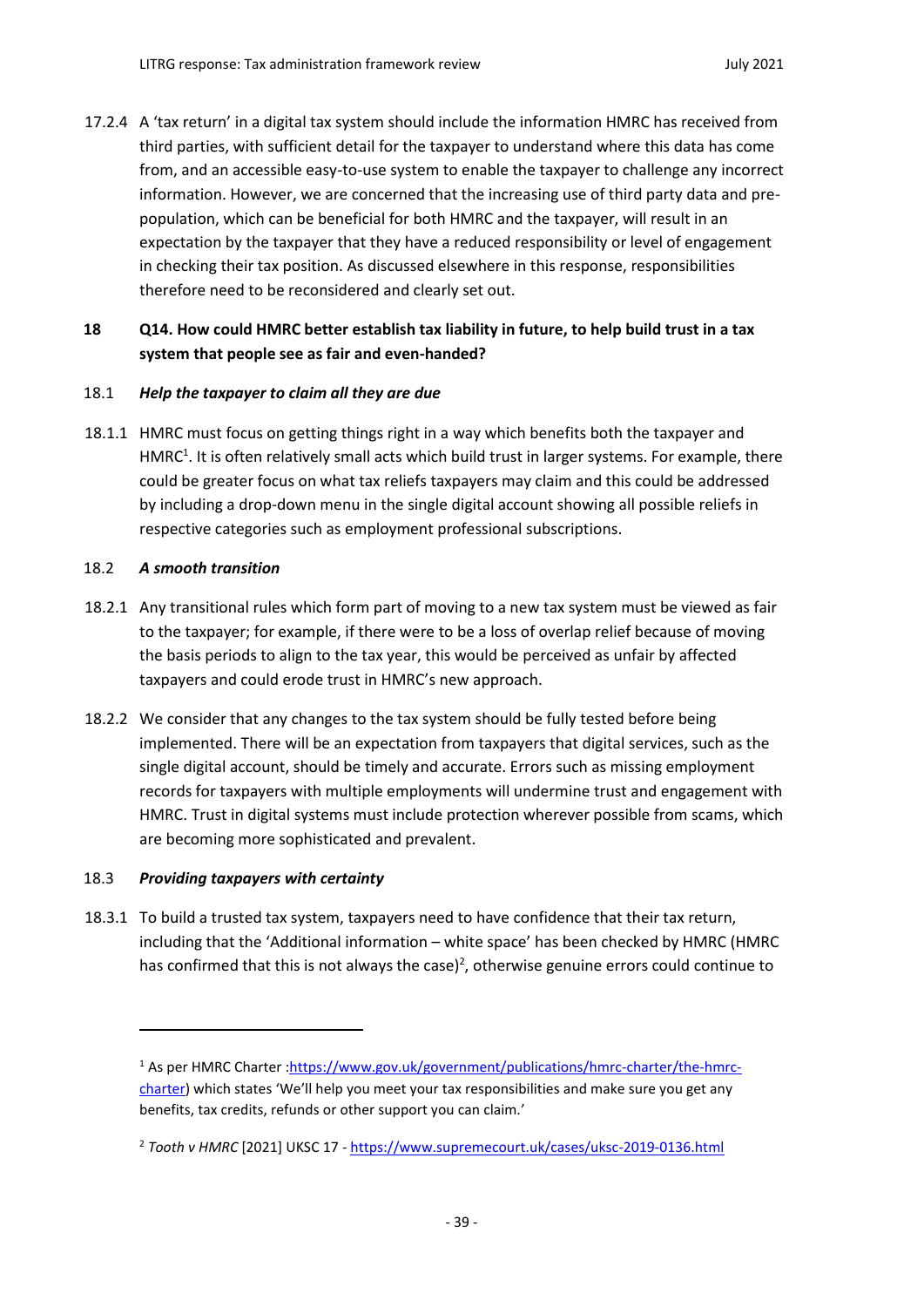17.2.4 A 'tax return' in a digital tax system should include the information HMRC has received from third parties, with sufficient detail for the taxpayer to understand where this data has come from, and an accessible easy-to-use system to enable the taxpayer to challenge any incorrect information. However, we are concerned that the increasing use of third party data and pre-population, which can be beneficial for both HMRC and the taxpayer, will result in an expectation by the taxpayer that they have a reduced responsibility or level of engagement in checking their tax position. As discussed elsewhere in this response, responsibilities therefore need to be reconsidered and clearly set out.

## 18 Q14. How could HMRC better establish tax liability in future, to help build trust in a tax system that people see as fair and even-handed?

### 18.1 *Help the taxpayer to claim all they are due*

18.1.1 HMRC must focus on getting things right in a way which benefits both the taxpayer and HMRC[1]. It is often relatively small acts which build trust in larger systems. For example, there could be greater focus on what tax reliefs taxpayers may claim and this could be addressed by including a drop-down menu in the single digital account showing all possible reliefs in respective categories such as employment professional subscriptions.

### 18.2 *A smooth transition*

18.2.1 Any transitional rules which form part of moving to a new tax system must be viewed as fair to the taxpayer; for example, if there were to be a loss of overlap relief because of moving the basis periods to align to the tax year, this would be perceived as unfair by affected taxpayers and could erode trust in HMRC's new approach.

18.2.2 We consider that any changes to the tax system should be fully tested before being implemented. There will be an expectation from taxpayers that digital services, such as the single digital account, should be timely and accurate. Errors such as missing employment records for taxpayers with multiple employments will undermine trust and engagement with HMRC. Trust in digital systems must include protection wherever possible from scams, which are becoming more sophisticated and prevalent.

### 18.3 *Providing taxpayers with certainty*

18.3.1 To build a trusted tax system, taxpayers need to have confidence that their tax return, including that the 'Additional information – white space' has been checked by HMRC (HMRC has confirmed that this is not always the case)[2], otherwise genuine errors could continue to

---

[1] As per HMRC Charter :https://www.gov.uk/government/publications/hmrc-charter/the-hmrc-charter) which states 'We'll help you meet your tax responsibilities and make sure you get any benefits, tax credits, refunds or other support you can claim.'

[2] *Tooth v HMRC* [2021] UKSC 17 - https://www.supremecourt.uk/cases/uksc-2019-0136.html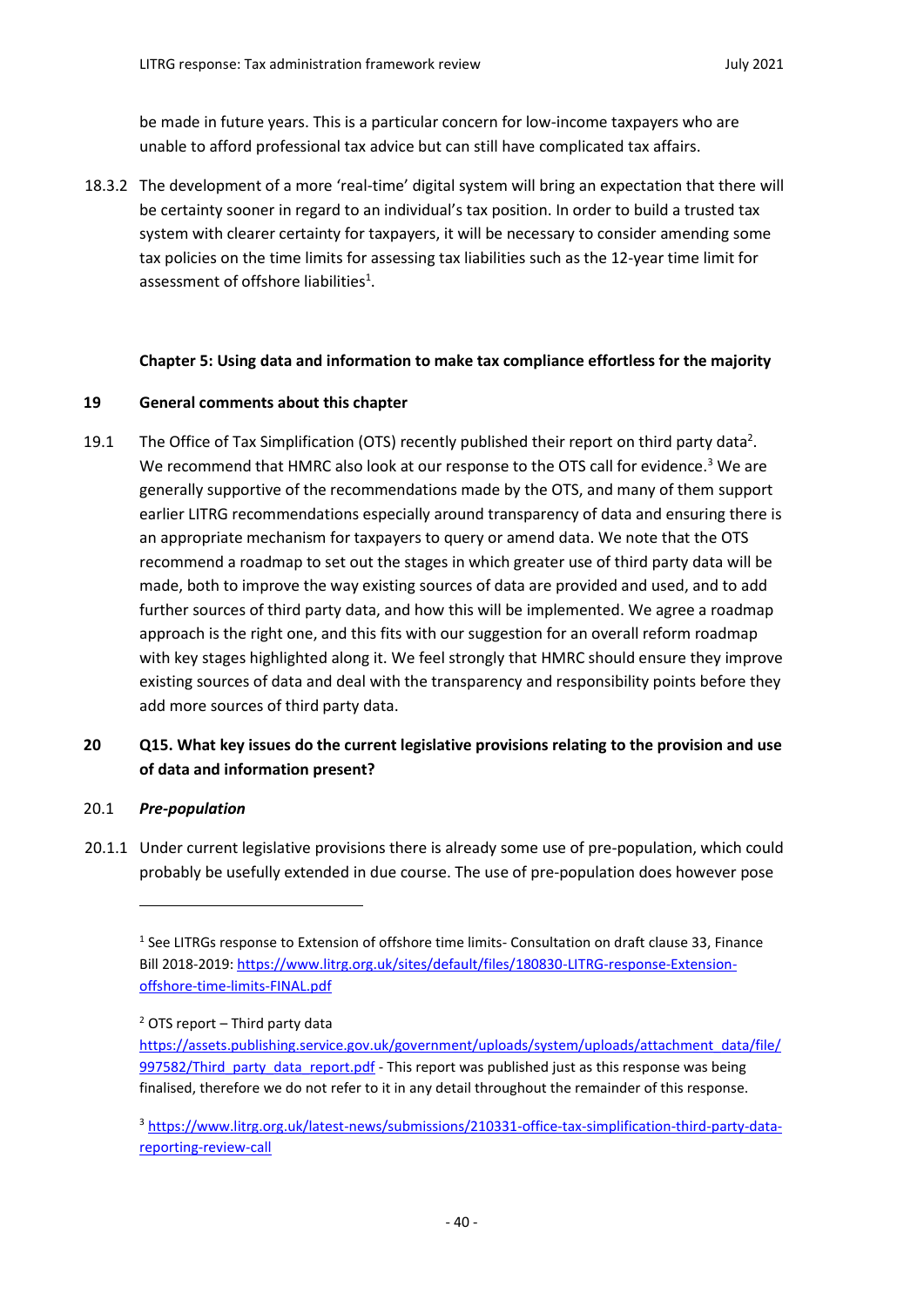be made in future years. This is a particular concern for low-income taxpayers who are unable to afford professional tax advice but can still have complicated tax affairs.

18.3.2 The development of a more 'real-time' digital system will bring an expectation that there will be certainty sooner in regard to an individual's tax position. In order to build a trusted tax system with clearer certainty for taxpayers, it will be necessary to consider amending some tax policies on the time limits for assessing tax liabilities such as the 12-year time limit for assessment of offshore liabilities[1].

### Chapter 5: Using data and information to make tax compliance effortless for the majority

### 19 General comments about this chapter

19.1 The Office of Tax Simplification (OTS) recently published their report on third party data[2]. We recommend that HMRC also look at our response to the OTS call for evidence.[3] We are generally supportive of the recommendations made by the OTS, and many of them support earlier LITRG recommendations especially around transparency of data and ensuring there is an appropriate mechanism for taxpayers to query or amend data. We note that the OTS recommend a roadmap to set out the stages in which greater use of third party data will be made, both to improve the way existing sources of data are provided and used, and to add further sources of third party data, and how this will be implemented. We agree a roadmap approach is the right one, and this fits with our suggestion for an overall reform roadmap with key stages highlighted along it. We feel strongly that HMRC should ensure they improve existing sources of data and deal with the transparency and responsibility points before they add more sources of third party data.

### 20 Q15. What key issues do the current legislative provisions relating to the provision and use of data and information present?

20.1 ***Pre-population***

20.1.1 Under current legislative provisions there is already some use of pre-population, which could probably be usefully extended in due course. The use of pre-population does however pose

---

[1] See LITRGs response to Extension of offshore time limits- Consultation on draft clause 33, Finance Bill 2018-2019: https://www.litrg.org.uk/sites/default/files/180830-LITRG-response-Extension-offshore-time-limits-FINAL.pdf

[2] OTS report – Third party data https://assets.publishing.service.gov.uk/government/uploads/system/uploads/attachment_data/file/997582/Third_party_data_report.pdf - This report was published just as this response was being finalised, therefore we do not refer to it in any detail throughout the remainder of this response.

[3] https://www.litrg.org.uk/latest-news/submissions/210331-office-tax-simplification-third-party-data-reporting-review-call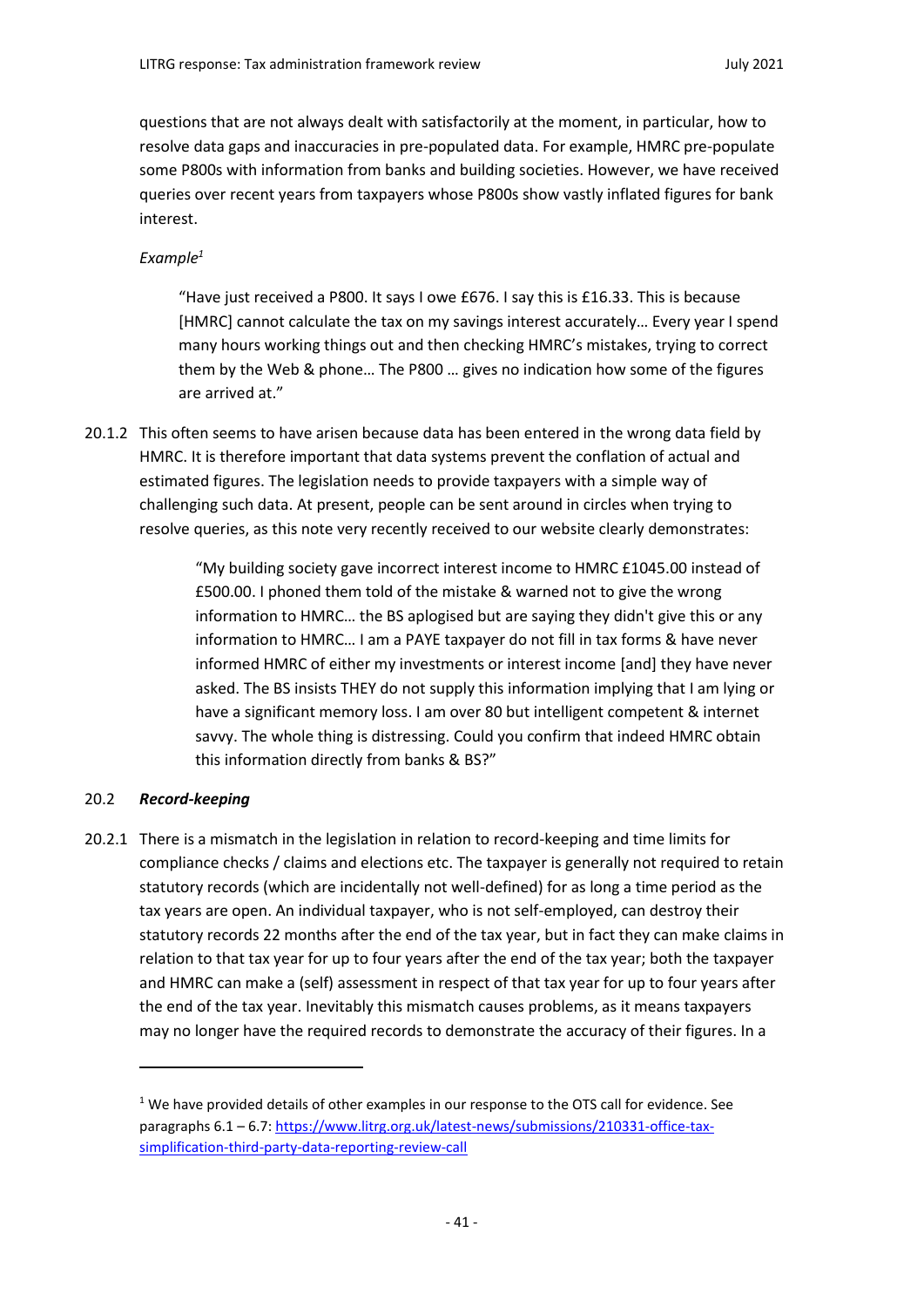questions that are not always dealt with satisfactorily at the moment, in particular, how to resolve data gaps and inaccuracies in pre-populated data. For example, HMRC pre-populate some P800s with information from banks and building societies. However, we have received queries over recent years from taxpayers whose P800s show vastly inflated figures for bank interest.

*Example*[1]

> "Have just received a P800. It says I owe £676. I say this is £16.33. This is because [HMRC] cannot calculate the tax on my savings interest accurately… Every year I spend many hours working things out and then checking HMRC's mistakes, trying to correct them by the Web & phone… The P800 … gives no indication how some of the figures are arrived at."

20.1.2 This often seems to have arisen because data has been entered in the wrong data field by HMRC. It is therefore important that data systems prevent the conflation of actual and estimated figures. The legislation needs to provide taxpayers with a simple way of challenging such data. At present, people can be sent around in circles when trying to resolve queries, as this note very recently received to our website clearly demonstrates:

> "My building society gave incorrect interest income to HMRC £1045.00 instead of £500.00. I phoned them told of the mistake & warned not to give the wrong information to HMRC… the BS aplogised but are saying they didn't give this or any information to HMRC… I am a PAYE taxpayer do not fill in tax forms & have never informed HMRC of either my investments or interest income [and] they have never asked. The BS insists THEY do not supply this information implying that I am lying or have a significant memory loss. I am over 80 but intelligent competent & internet savvy. The whole thing is distressing. Could you confirm that indeed HMRC obtain this information directly from banks & BS?"

### 20.2 ***Record-keeping***

20.2.1 There is a mismatch in the legislation in relation to record-keeping and time limits for compliance checks / claims and elections etc. The taxpayer is generally not required to retain statutory records (which are incidentally not well-defined) for as long a time period as the tax years are open. An individual taxpayer, who is not self-employed, can destroy their statutory records 22 months after the end of the tax year, but in fact they can make claims in relation to that tax year for up to four years after the end of the tax year; both the taxpayer and HMRC can make a (self) assessment in respect of that tax year for up to four years after the end of the tax year. Inevitably this mismatch causes problems, as it means taxpayers may no longer have the required records to demonstrate the accuracy of their figures. In a

---

[1] We have provided details of other examples in our response to the OTS call for evidence. See paragraphs 6.1 – 6.7: https://www.litrg.org.uk/latest-news/submissions/210331-office-tax-simplification-third-party-data-reporting-review-call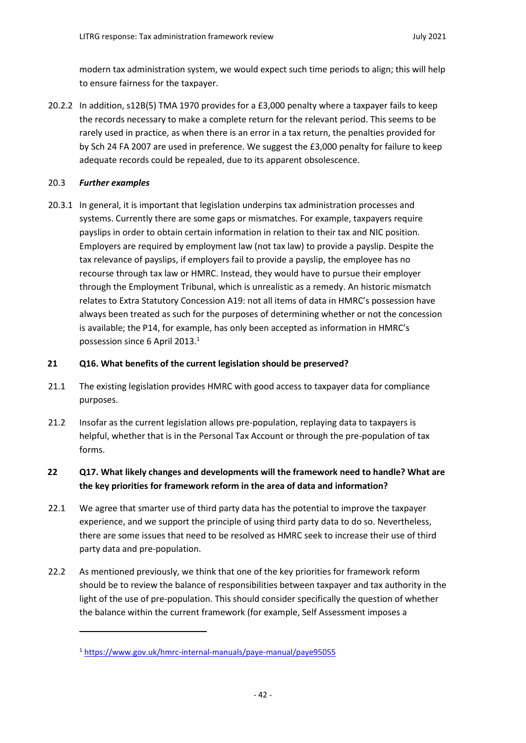modern tax administration system, we would expect such time periods to align; this will help to ensure fairness for the taxpayer.

20.2.2 In addition, s12B(5) TMA 1970 provides for a £3,000 penalty where a taxpayer fails to keep the records necessary to make a complete return for the relevant period. This seems to be rarely used in practice, as when there is an error in a tax return, the penalties provided for by Sch 24 FA 2007 are used in preference. We suggest the £3,000 penalty for failure to keep adequate records could be repealed, due to its apparent obsolescence.

20.3 ***Further examples***

20.3.1 In general, it is important that legislation underpins tax administration processes and systems. Currently there are some gaps or mismatches. For example, taxpayers require payslips in order to obtain certain information in relation to their tax and NIC position. Employers are required by employment law (not tax law) to provide a payslip. Despite the tax relevance of payslips, if employers fail to provide a payslip, the employee has no recourse through tax law or HMRC. Instead, they would have to pursue their employer through the Employment Tribunal, which is unrealistic as a remedy. An historic mismatch relates to Extra Statutory Concession A19: not all items of data in HMRC's possession have always been treated as such for the purposes of determining whether or not the concession is available; the P14, for example, has only been accepted as information in HMRC's possession since 6 April 2013.[1]

## 21 Q16. What benefits of the current legislation should be preserved?

21.1 The existing legislation provides HMRC with good access to taxpayer data for compliance purposes.

21.2 Insofar as the current legislation allows pre-population, replaying data to taxpayers is helpful, whether that is in the Personal Tax Account or through the pre-population of tax forms.

## 22 Q17. What likely changes and developments will the framework need to handle? What are the key priorities for framework reform in the area of data and information?

22.1 We agree that smarter use of third party data has the potential to improve the taxpayer experience, and we support the principle of using third party data to do so. Nevertheless, there are some issues that need to be resolved as HMRC seek to increase their use of third party data and pre-population.

22.2 As mentioned previously, we think that one of the key priorities for framework reform should be to review the balance of responsibilities between taxpayer and tax authority in the light of the use of pre-population. This should consider specifically the question of whether the balance within the current framework (for example, Self Assessment imposes a

---

[1] https://www.gov.uk/hmrc-internal-manuals/paye-manual/paye95055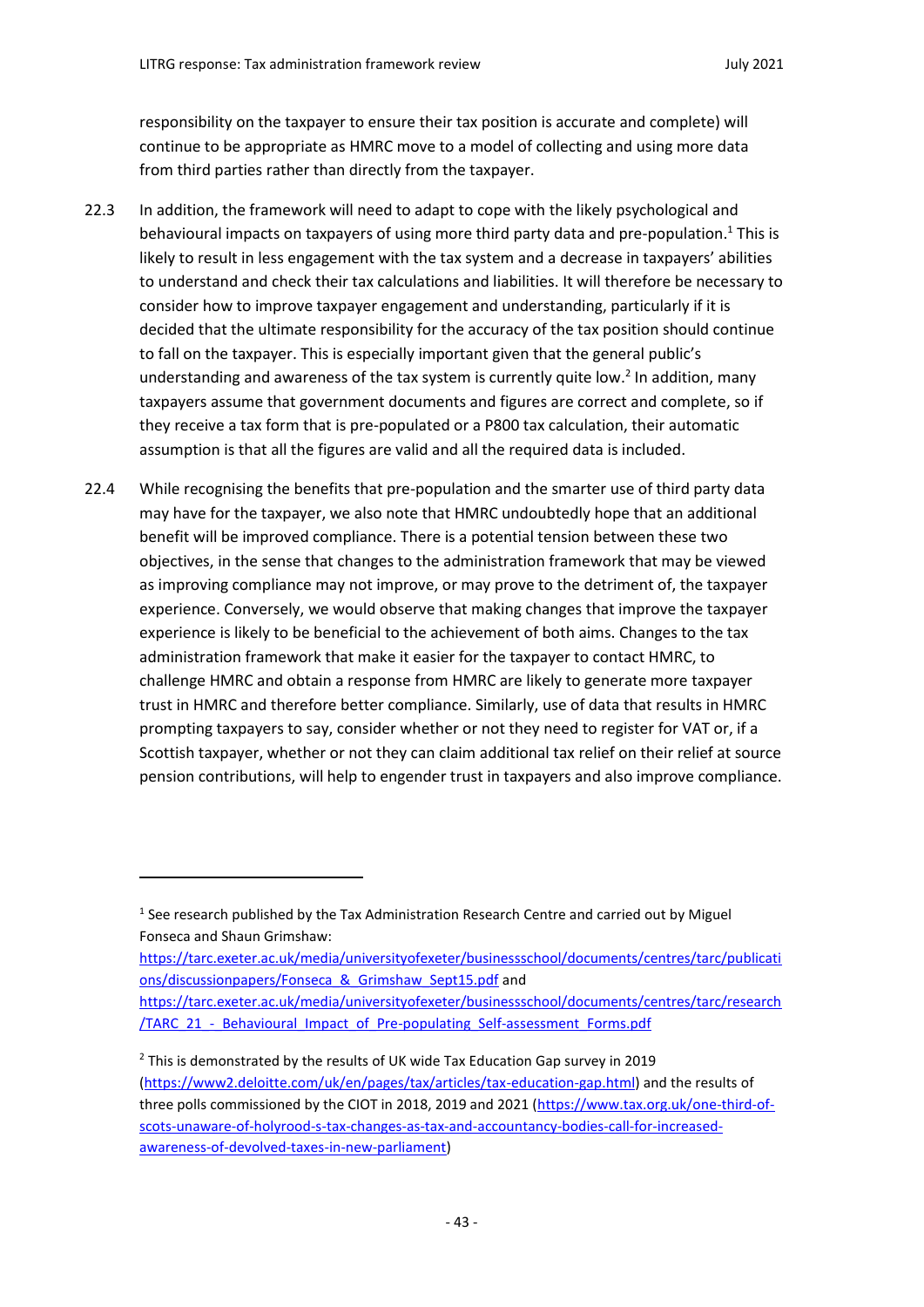responsibility on the taxpayer to ensure their tax position is accurate and complete) will continue to be appropriate as HMRC move to a model of collecting and using more data from third parties rather than directly from the taxpayer.

22.3 In addition, the framework will need to adapt to cope with the likely psychological and behavioural impacts on taxpayers of using more third party data and pre-population.[1] This is likely to result in less engagement with the tax system and a decrease in taxpayers' abilities to understand and check their tax calculations and liabilities. It will therefore be necessary to consider how to improve taxpayer engagement and understanding, particularly if it is decided that the ultimate responsibility for the accuracy of the tax position should continue to fall on the taxpayer. This is especially important given that the general public's understanding and awareness of the tax system is currently quite low.[2] In addition, many taxpayers assume that government documents and figures are correct and complete, so if they receive a tax form that is pre-populated or a P800 tax calculation, their automatic assumption is that all the figures are valid and all the required data is included.

22.4 While recognising the benefits that pre-population and the smarter use of third party data may have for the taxpayer, we also note that HMRC undoubtedly hope that an additional benefit will be improved compliance. There is a potential tension between these two objectives, in the sense that changes to the administration framework that may be viewed as improving compliance may not improve, or may prove to the detriment of, the taxpayer experience. Conversely, we would observe that making changes that improve the taxpayer experience is likely to be beneficial to the achievement of both aims. Changes to the tax administration framework that make it easier for the taxpayer to contact HMRC, to challenge HMRC and obtain a response from HMRC are likely to generate more taxpayer trust in HMRC and therefore better compliance. Similarly, use of data that results in HMRC prompting taxpayers to say, consider whether or not they need to register for VAT or, if a Scottish taxpayer, whether or not they can claim additional tax relief on their relief at source pension contributions, will help to engender trust in taxpayers and also improve compliance.

---

[1] See research published by the Tax Administration Research Centre and carried out by Miguel Fonseca and Shaun Grimshaw: https://tarc.exeter.ac.uk/media/universityofexeter/businessschool/documents/centres/tarc/publications/discussionpapers/Fonseca_&_Grimshaw_Sept15.pdf and https://tarc.exeter.ac.uk/media/universityofexeter/businessschool/documents/centres/tarc/research/TARC_21_-_Behavioural_Impact_of_Pre-populating_Self-assessment_Forms.pdf

[2] This is demonstrated by the results of UK wide Tax Education Gap survey in 2019 (https://www2.deloitte.com/uk/en/pages/tax/articles/tax-education-gap.html) and the results of three polls commissioned by the CIOT in 2018, 2019 and 2021 (https://www.tax.org.uk/one-third-of-scots-unaware-of-holyrood-s-tax-changes-as-tax-and-accountancy-bodies-call-for-increased-awareness-of-devolved-taxes-in-new-parliament)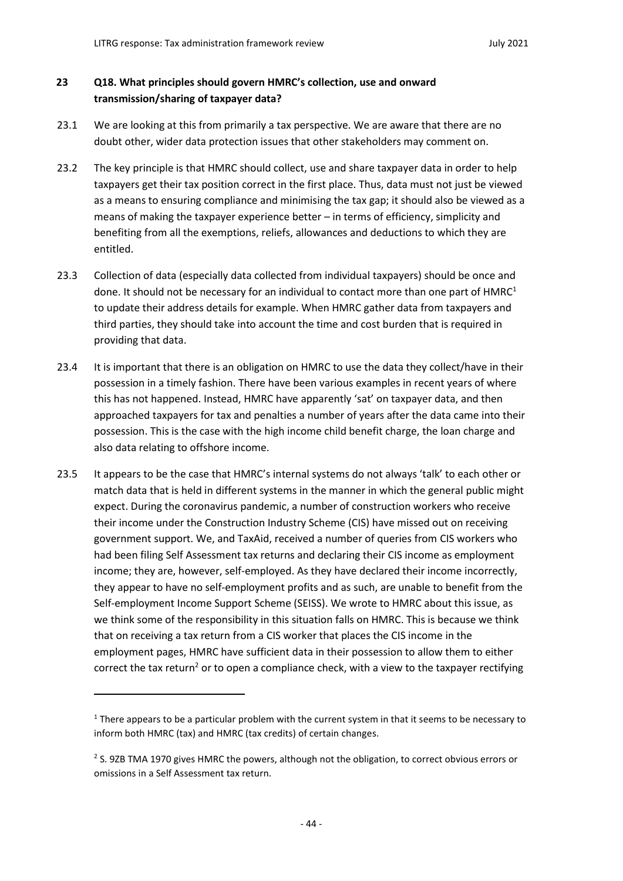## 23 Q18. What principles should govern HMRC's collection, use and onward transmission/sharing of taxpayer data?

23.1 We are looking at this from primarily a tax perspective. We are aware that there are no doubt other, wider data protection issues that other stakeholders may comment on.

23.2 The key principle is that HMRC should collect, use and share taxpayer data in order to help taxpayers get their tax position correct in the first place. Thus, data must not just be viewed as a means to ensuring compliance and minimising the tax gap; it should also be viewed as a means of making the taxpayer experience better – in terms of efficiency, simplicity and benefiting from all the exemptions, reliefs, allowances and deductions to which they are entitled.

23.3 Collection of data (especially data collected from individual taxpayers) should be once and done. It should not be necessary for an individual to contact more than one part of HMRC[1] to update their address details for example. When HMRC gather data from taxpayers and third parties, they should take into account the time and cost burden that is required in providing that data.

23.4 It is important that there is an obligation on HMRC to use the data they collect/have in their possession in a timely fashion. There have been various examples in recent years of where this has not happened. Instead, HMRC have apparently 'sat' on taxpayer data, and then approached taxpayers for tax and penalties a number of years after the data came into their possession. This is the case with the high income child benefit charge, the loan charge and also data relating to offshore income.

23.5 It appears to be the case that HMRC's internal systems do not always 'talk' to each other or match data that is held in different systems in the manner in which the general public might expect. During the coronavirus pandemic, a number of construction workers who receive their income under the Construction Industry Scheme (CIS) have missed out on receiving government support. We, and TaxAid, received a number of queries from CIS workers who had been filing Self Assessment tax returns and declaring their CIS income as employment income; they are, however, self-employed. As they have declared their income incorrectly, they appear to have no self-employment profits and as such, are unable to benefit from the Self-employment Income Support Scheme (SEISS). We wrote to HMRC about this issue, as we think some of the responsibility in this situation falls on HMRC. This is because we think that on receiving a tax return from a CIS worker that places the CIS income in the employment pages, HMRC have sufficient data in their possession to allow them to either correct the tax return[2] or to open a compliance check, with a view to the taxpayer rectifying

---

[1] There appears to be a particular problem with the current system in that it seems to be necessary to inform both HMRC (tax) and HMRC (tax credits) of certain changes.

[2] S. 9ZB TMA 1970 gives HMRC the powers, although not the obligation, to correct obvious errors or omissions in a Self Assessment tax return.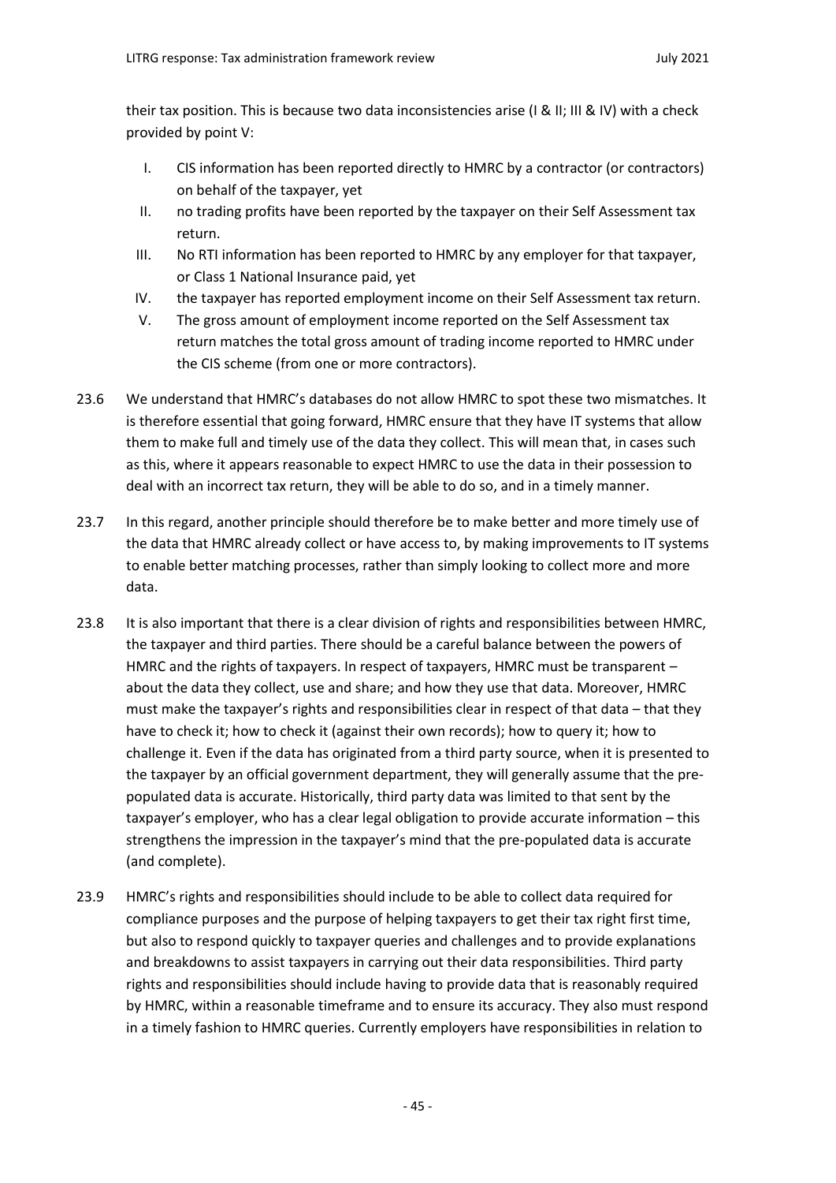their tax position. This is because two data inconsistencies arise (I & II; III & IV) with a check provided by point V:

I. CIS information has been reported directly to HMRC by a contractor (or contractors) on behalf of the taxpayer, yet
II. no trading profits have been reported by the taxpayer on their Self Assessment tax return.
III. No RTI information has been reported to HMRC by any employer for that taxpayer, or Class 1 National Insurance paid, yet
IV. the taxpayer has reported employment income on their Self Assessment tax return.
V. The gross amount of employment income reported on the Self Assessment tax return matches the total gross amount of trading income reported to HMRC under the CIS scheme (from one or more contractors).

23.6 We understand that HMRC's databases do not allow HMRC to spot these two mismatches. It is therefore essential that going forward, HMRC ensure that they have IT systems that allow them to make full and timely use of the data they collect. This will mean that, in cases such as this, where it appears reasonable to expect HMRC to use the data in their possession to deal with an incorrect tax return, they will be able to do so, and in a timely manner.

23.7 In this regard, another principle should therefore be to make better and more timely use of the data that HMRC already collect or have access to, by making improvements to IT systems to enable better matching processes, rather than simply looking to collect more and more data.

23.8 It is also important that there is a clear division of rights and responsibilities between HMRC, the taxpayer and third parties. There should be a careful balance between the powers of HMRC and the rights of taxpayers. In respect of taxpayers, HMRC must be transparent – about the data they collect, use and share; and how they use that data. Moreover, HMRC must make the taxpayer's rights and responsibilities clear in respect of that data – that they have to check it; how to check it (against their own records); how to query it; how to challenge it. Even if the data has originated from a third party source, when it is presented to the taxpayer by an official government department, they will generally assume that the pre-populated data is accurate. Historically, third party data was limited to that sent by the taxpayer's employer, who has a clear legal obligation to provide accurate information – this strengthens the impression in the taxpayer's mind that the pre-populated data is accurate (and complete).

23.9 HMRC's rights and responsibilities should include to be able to collect data required for compliance purposes and the purpose of helping taxpayers to get their tax right first time, but also to respond quickly to taxpayer queries and challenges and to provide explanations and breakdowns to assist taxpayers in carrying out their data responsibilities. Third party rights and responsibilities should include having to provide data that is reasonably required by HMRC, within a reasonable timeframe and to ensure its accuracy. They also must respond in a timely fashion to HMRC queries. Currently employers have responsibilities in relation to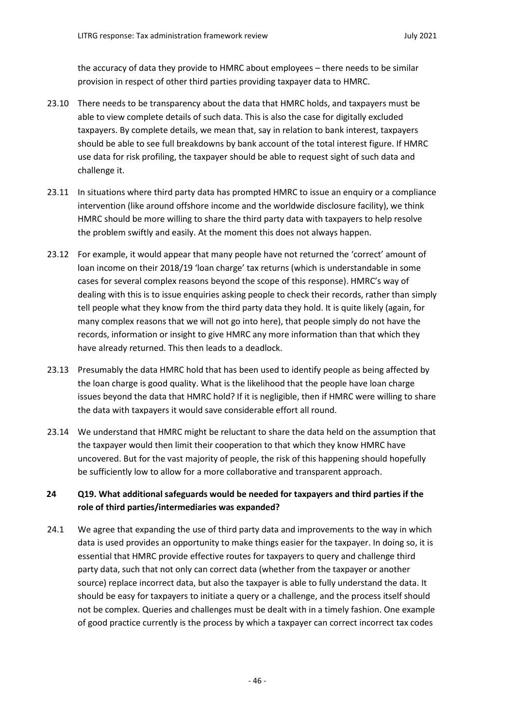the accuracy of data they provide to HMRC about employees – there needs to be similar provision in respect of other third parties providing taxpayer data to HMRC.

23.10 There needs to be transparency about the data that HMRC holds, and taxpayers must be able to view complete details of such data. This is also the case for digitally excluded taxpayers. By complete details, we mean that, say in relation to bank interest, taxpayers should be able to see full breakdowns by bank account of the total interest figure. If HMRC use data for risk profiling, the taxpayer should be able to request sight of such data and challenge it.

23.11 In situations where third party data has prompted HMRC to issue an enquiry or a compliance intervention (like around offshore income and the worldwide disclosure facility), we think HMRC should be more willing to share the third party data with taxpayers to help resolve the problem swiftly and easily. At the moment this does not always happen.

23.12 For example, it would appear that many people have not returned the 'correct' amount of loan income on their 2018/19 'loan charge' tax returns (which is understandable in some cases for several complex reasons beyond the scope of this response). HMRC's way of dealing with this is to issue enquiries asking people to check their records, rather than simply tell people what they know from the third party data they hold. It is quite likely (again, for many complex reasons that we will not go into here), that people simply do not have the records, information or insight to give HMRC any more information than that which they have already returned. This then leads to a deadlock.

23.13 Presumably the data HMRC hold that has been used to identify people as being affected by the loan charge is good quality. What is the likelihood that the people have loan charge issues beyond the data that HMRC hold? If it is negligible, then if HMRC were willing to share the data with taxpayers it would save considerable effort all round.

23.14 We understand that HMRC might be reluctant to share the data held on the assumption that the taxpayer would then limit their cooperation to that which they know HMRC have uncovered. But for the vast majority of people, the risk of this happening should hopefully be sufficiently low to allow for a more collaborative and transparent approach.

## 24 Q19. What additional safeguards would be needed for taxpayers and third parties if the role of third parties/intermediaries was expanded?

24.1 We agree that expanding the use of third party data and improvements to the way in which data is used provides an opportunity to make things easier for the taxpayer. In doing so, it is essential that HMRC provide effective routes for taxpayers to query and challenge third party data, such that not only can correct data (whether from the taxpayer or another source) replace incorrect data, but also the taxpayer is able to fully understand the data. It should be easy for taxpayers to initiate a query or a challenge, and the process itself should not be complex. Queries and challenges must be dealt with in a timely fashion. One example of good practice currently is the process by which a taxpayer can correct incorrect tax codes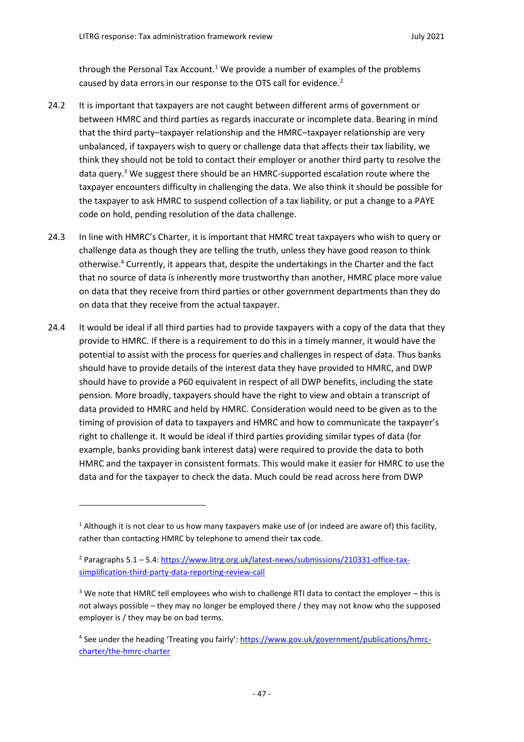through the Personal Tax Account.[1] We provide a number of examples of the problems caused by data errors in our response to the OTS call for evidence.[2]

24.2 It is important that taxpayers are not caught between different arms of government or between HMRC and third parties as regards inaccurate or incomplete data. Bearing in mind that the third party–taxpayer relationship and the HMRC–taxpayer relationship are very unbalanced, if taxpayers wish to query or challenge data that affects their tax liability, we think they should not be told to contact their employer or another third party to resolve the data query.[3] We suggest there should be an HMRC-supported escalation route where the taxpayer encounters difficulty in challenging the data. We also think it should be possible for the taxpayer to ask HMRC to suspend collection of a tax liability, or put a change to a PAYE code on hold, pending resolution of the data challenge.

24.3 In line with HMRC's Charter, it is important that HMRC treat taxpayers who wish to query or challenge data as though they are telling the truth, unless they have good reason to think otherwise.[4] Currently, it appears that, despite the undertakings in the Charter and the fact that no source of data is inherently more trustworthy than another, HMRC place more value on data that they receive from third parties or other government departments than they do on data that they receive from the actual taxpayer.

24.4 It would be ideal if all third parties had to provide taxpayers with a copy of the data that they provide to HMRC. If there is a requirement to do this in a timely manner, it would have the potential to assist with the process for queries and challenges in respect of data. Thus banks should have to provide details of the interest data they have provided to HMRC, and DWP should have to provide a P60 equivalent in respect of all DWP benefits, including the state pension. More broadly, taxpayers should have the right to view and obtain a transcript of data provided to HMRC and held by HMRC. Consideration would need to be given as to the timing of provision of data to taxpayers and HMRC and how to communicate the taxpayer's right to challenge it. It would be ideal if third parties providing similar types of data (for example, banks providing bank interest data) were required to provide the data to both HMRC and the taxpayer in consistent formats. This would make it easier for HMRC to use the data and for the taxpayer to check the data. Much could be read across here from DWP

---

[1] Although it is not clear to us how many taxpayers make use of (or indeed are aware of) this facility, rather than contacting HMRC by telephone to amend their tax code.

[2] Paragraphs 5.1 – 5.4: https://www.litrg.org.uk/latest-news/submissions/210331-office-tax-simplification-third-party-data-reporting-review-call

[3] We note that HMRC tell employees who wish to challenge RTI data to contact the employer – this is not always possible – they may no longer be employed there / they may not know who the supposed employer is / they may be on bad terms.

[4] See under the heading 'Treating you fairly': https://www.gov.uk/government/publications/hmrc-charter/the-hmrc-charter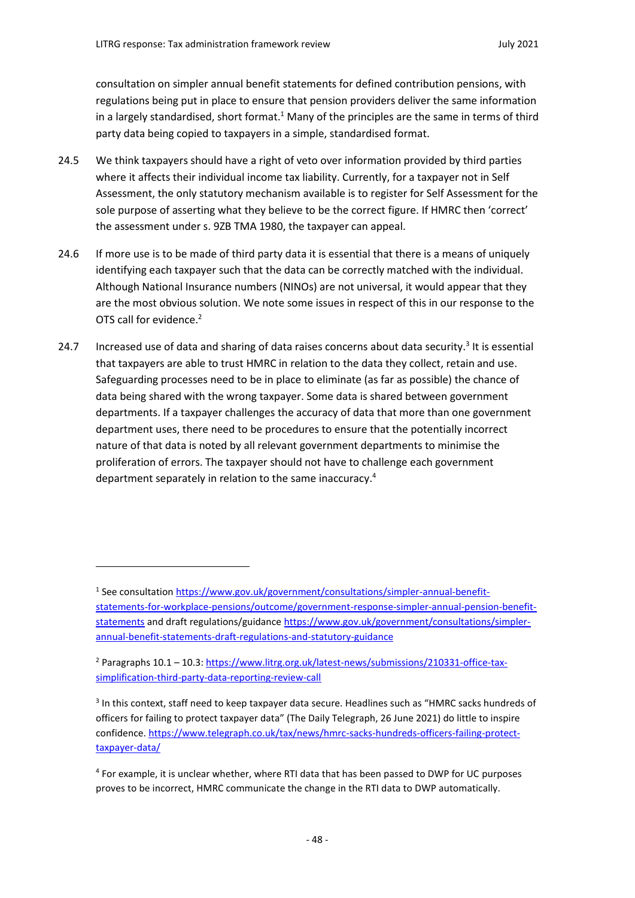consultation on simpler annual benefit statements for defined contribution pensions, with regulations being put in place to ensure that pension providers deliver the same information in a largely standardised, short format.[1] Many of the principles are the same in terms of third party data being copied to taxpayers in a simple, standardised format.

24.5 We think taxpayers should have a right of veto over information provided by third parties where it affects their individual income tax liability. Currently, for a taxpayer not in Self Assessment, the only statutory mechanism available is to register for Self Assessment for the sole purpose of asserting what they believe to be the correct figure. If HMRC then 'correct' the assessment under s. 9ZB TMA 1980, the taxpayer can appeal.

24.6 If more use is to be made of third party data it is essential that there is a means of uniquely identifying each taxpayer such that the data can be correctly matched with the individual. Although National Insurance numbers (NINOs) are not universal, it would appear that they are the most obvious solution. We note some issues in respect of this in our response to the OTS call for evidence.[2]

24.7 Increased use of data and sharing of data raises concerns about data security.[3] It is essential that taxpayers are able to trust HMRC in relation to the data they collect, retain and use. Safeguarding processes need to be in place to eliminate (as far as possible) the chance of data being shared with the wrong taxpayer. Some data is shared between government departments. If a taxpayer challenges the accuracy of data that more than one government department uses, there need to be procedures to ensure that the potentially incorrect nature of that data is noted by all relevant government departments to minimise the proliferation of errors. The taxpayer should not have to challenge each government department separately in relation to the same inaccuracy.[4]

---

[1] See consultation https://www.gov.uk/government/consultations/simpler-annual-benefit-statements-for-workplace-pensions/outcome/government-response-simpler-annual-pension-benefit-statements and draft regulations/guidance https://www.gov.uk/government/consultations/simpler-annual-benefit-statements-draft-regulations-and-statutory-guidance

[2] Paragraphs 10.1 – 10.3: https://www.litrg.org.uk/latest-news/submissions/210331-office-tax-simplification-third-party-data-reporting-review-call

[3] In this context, staff need to keep taxpayer data secure. Headlines such as "HMRC sacks hundreds of officers for failing to protect taxpayer data" (The Daily Telegraph, 26 June 2021) do little to inspire confidence. https://www.telegraph.co.uk/tax/news/hmrc-sacks-hundreds-officers-failing-protect-taxpayer-data/

[4] For example, it is unclear whether, where RTI data that has been passed to DWP for UC purposes proves to be incorrect, HMRC communicate the change in the RTI data to DWP automatically.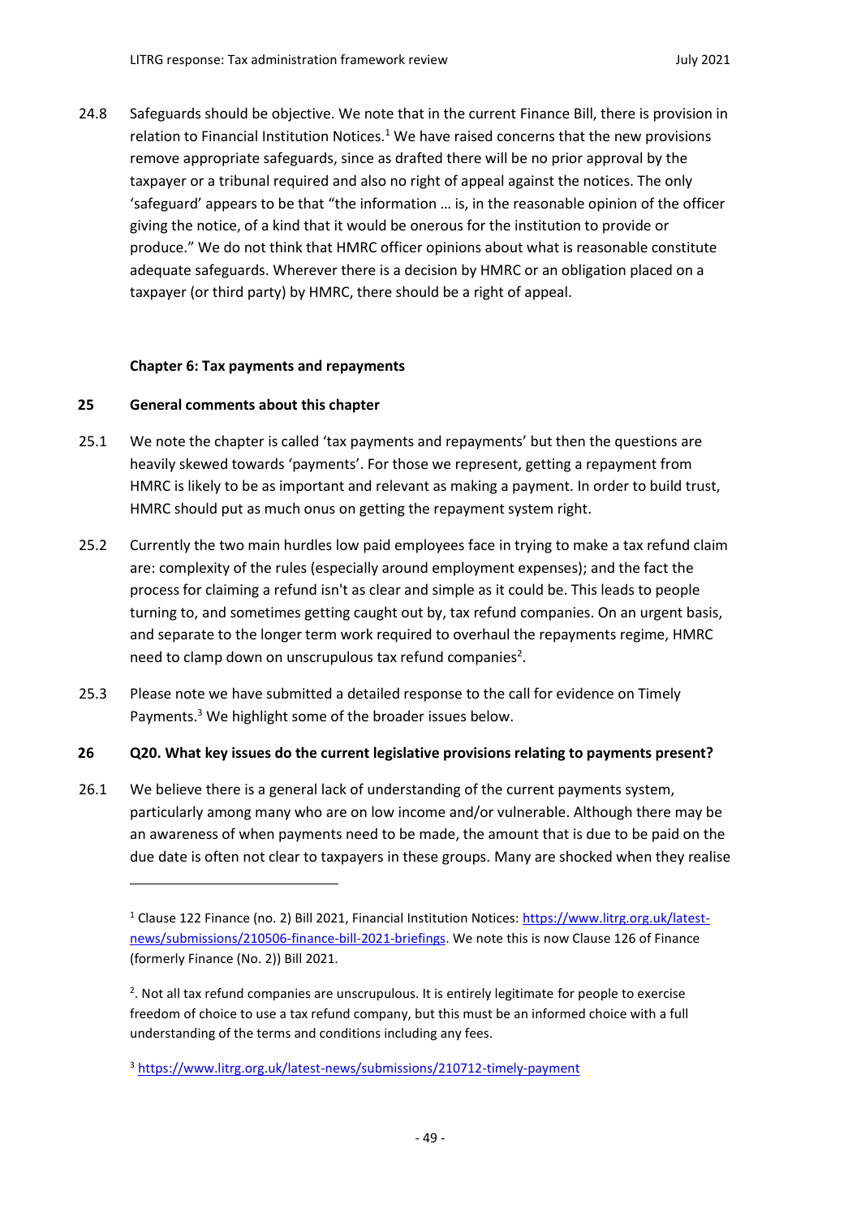24.8 Safeguards should be objective. We note that in the current Finance Bill, there is provision in relation to Financial Institution Notices.[1] We have raised concerns that the new provisions remove appropriate safeguards, since as drafted there will be no prior approval by the taxpayer or a tribunal required and also no right of appeal against the notices. The only 'safeguard' appears to be that "the information … is, in the reasonable opinion of the officer giving the notice, of a kind that it would be onerous for the institution to provide or produce." We do not think that HMRC officer opinions about what is reasonable constitute adequate safeguards. Wherever there is a decision by HMRC or an obligation placed on a taxpayer (or third party) by HMRC, there should be a right of appeal.

## Chapter 6: Tax payments and repayments

### 25 General comments about this chapter

25.1 We note the chapter is called 'tax payments and repayments' but then the questions are heavily skewed towards 'payments'. For those we represent, getting a repayment from HMRC is likely to be as important and relevant as making a payment. In order to build trust, HMRC should put as much onus on getting the repayment system right.

25.2 Currently the two main hurdles low paid employees face in trying to make a tax refund claim are: complexity of the rules (especially around employment expenses); and the fact the process for claiming a refund isn't as clear and simple as it could be. This leads to people turning to, and sometimes getting caught out by, tax refund companies. On an urgent basis, and separate to the longer term work required to overhaul the repayments regime, HMRC need to clamp down on unscrupulous tax refund companies[2].

25.3 Please note we have submitted a detailed response to the call for evidence on Timely Payments.[3] We highlight some of the broader issues below.

### 26 Q20. What key issues do the current legislative provisions relating to payments present?

26.1 We believe there is a general lack of understanding of the current payments system, particularly among many who are on low income and/or vulnerable. Although there may be an awareness of when payments need to be made, the amount that is due to be paid on the due date is often not clear to taxpayers in these groups. Many are shocked when they realise

---

[1] Clause 122 Finance (no. 2) Bill 2021, Financial Institution Notices: https://www.litrg.org.uk/latest-news/submissions/210506-finance-bill-2021-briefings. We note this is now Clause 126 of Finance (formerly Finance (No. 2)) Bill 2021.

[2]. Not all tax refund companies are unscrupulous. It is entirely legitimate for people to exercise freedom of choice to use a tax refund company, but this must be an informed choice with a full understanding of the terms and conditions including any fees.

[3] https://www.litrg.org.uk/latest-news/submissions/210712-timely-payment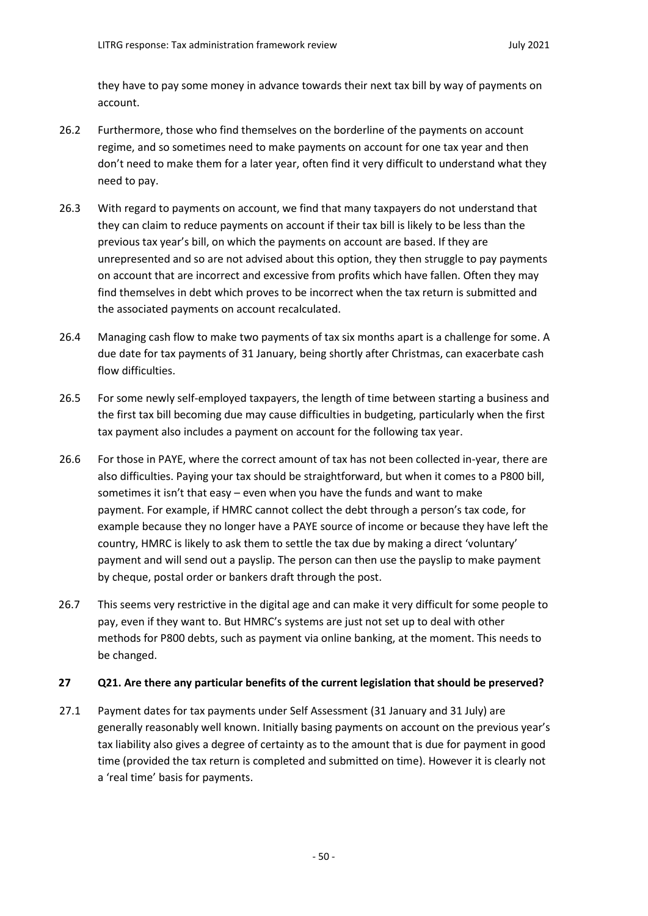they have to pay some money in advance towards their next tax bill by way of payments on account.

26.2 Furthermore, those who find themselves on the borderline of the payments on account regime, and so sometimes need to make payments on account for one tax year and then don't need to make them for a later year, often find it very difficult to understand what they need to pay.

26.3 With regard to payments on account, we find that many taxpayers do not understand that they can claim to reduce payments on account if their tax bill is likely to be less than the previous tax year's bill, on which the payments on account are based. If they are unrepresented and so are not advised about this option, they then struggle to pay payments on account that are incorrect and excessive from profits which have fallen. Often they may find themselves in debt which proves to be incorrect when the tax return is submitted and the associated payments on account recalculated.

26.4 Managing cash flow to make two payments of tax six months apart is a challenge for some. A due date for tax payments of 31 January, being shortly after Christmas, can exacerbate cash flow difficulties.

26.5 For some newly self-employed taxpayers, the length of time between starting a business and the first tax bill becoming due may cause difficulties in budgeting, particularly when the first tax payment also includes a payment on account for the following tax year.

26.6 For those in PAYE, where the correct amount of tax has not been collected in-year, there are also difficulties. Paying your tax should be straightforward, but when it comes to a P800 bill, sometimes it isn't that easy – even when you have the funds and want to make payment. For example, if HMRC cannot collect the debt through a person's tax code, for example because they no longer have a PAYE source of income or because they have left the country, HMRC is likely to ask them to settle the tax due by making a direct 'voluntary' payment and will send out a payslip. The person can then use the payslip to make payment by cheque, postal order or bankers draft through the post.

26.7 This seems very restrictive in the digital age and can make it very difficult for some people to pay, even if they want to. But HMRC's systems are just not set up to deal with other methods for P800 debts, such as payment via online banking, at the moment. This needs to be changed.

### 27 Q21. Are there any particular benefits of the current legislation that should be preserved?

27.1 Payment dates for tax payments under Self Assessment (31 January and 31 July) are generally reasonably well known. Initially basing payments on account on the previous year's tax liability also gives a degree of certainty as to the amount that is due for payment in good time (provided the tax return is completed and submitted on time). However it is clearly not a 'real time' basis for payments.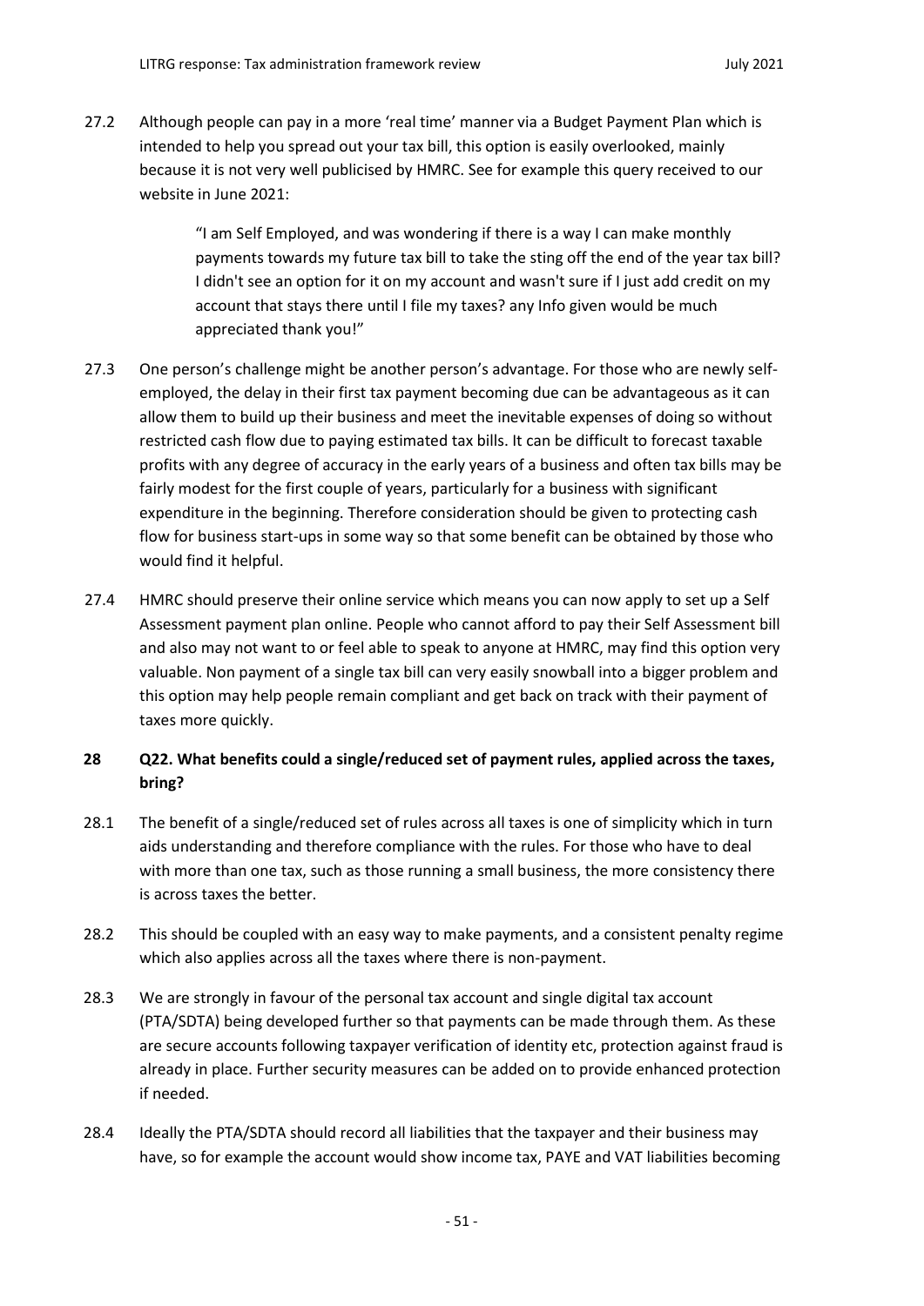27.2 Although people can pay in a more 'real time' manner via a Budget Payment Plan which is intended to help you spread out your tax bill, this option is easily overlooked, mainly because it is not very well publicised by HMRC. See for example this query received to our website in June 2021:

> "I am Self Employed, and was wondering if there is a way I can make monthly payments towards my future tax bill to take the sting off the end of the year tax bill? I didn't see an option for it on my account and wasn't sure if I just add credit on my account that stays there until I file my taxes? any Info given would be much appreciated thank you!"

27.3 One person's challenge might be another person's advantage. For those who are newly self-employed, the delay in their first tax payment becoming due can be advantageous as it can allow them to build up their business and meet the inevitable expenses of doing so without restricted cash flow due to paying estimated tax bills. It can be difficult to forecast taxable profits with any degree of accuracy in the early years of a business and often tax bills may be fairly modest for the first couple of years, particularly for a business with significant expenditure in the beginning. Therefore consideration should be given to protecting cash flow for business start-ups in some way so that some benefit can be obtained by those who would find it helpful.

27.4 HMRC should preserve their online service which means you can now apply to set up a Self Assessment payment plan online. People who cannot afford to pay their Self Assessment bill and also may not want to or feel able to speak to anyone at HMRC, may find this option very valuable. Non payment of a single tax bill can very easily snowball into a bigger problem and this option may help people remain compliant and get back on track with their payment of taxes more quickly.

## 28 Q22. What benefits could a single/reduced set of payment rules, applied across the taxes, bring?

28.1 The benefit of a single/reduced set of rules across all taxes is one of simplicity which in turn aids understanding and therefore compliance with the rules. For those who have to deal with more than one tax, such as those running a small business, the more consistency there is across taxes the better.

28.2 This should be coupled with an easy way to make payments, and a consistent penalty regime which also applies across all the taxes where there is non-payment.

28.3 We are strongly in favour of the personal tax account and single digital tax account (PTA/SDTA) being developed further so that payments can be made through them. As these are secure accounts following taxpayer verification of identity etc, protection against fraud is already in place. Further security measures can be added on to provide enhanced protection if needed.

28.4 Ideally the PTA/SDTA should record all liabilities that the taxpayer and their business may have, so for example the account would show income tax, PAYE and VAT liabilities becoming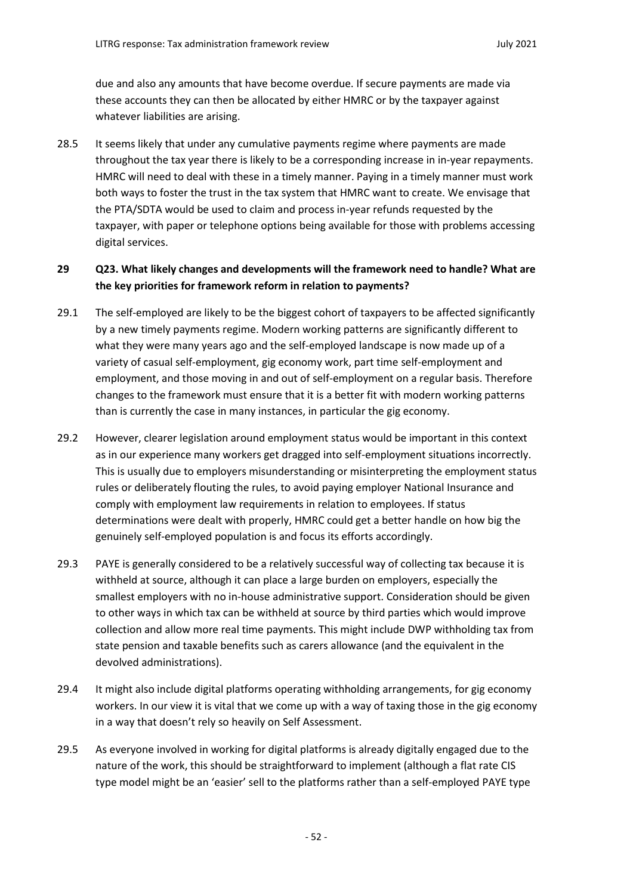due and also any amounts that have become overdue. If secure payments are made via these accounts they can then be allocated by either HMRC or by the taxpayer against whatever liabilities are arising.

28.5 It seems likely that under any cumulative payments regime where payments are made throughout the tax year there is likely to be a corresponding increase in in-year repayments. HMRC will need to deal with these in a timely manner. Paying in a timely manner must work both ways to foster the trust in the tax system that HMRC want to create. We envisage that the PTA/SDTA would be used to claim and process in-year refunds requested by the taxpayer, with paper or telephone options being available for those with problems accessing digital services.

**29 Q23. What likely changes and developments will the framework need to handle? What are the key priorities for framework reform in relation to payments?**

29.1 The self-employed are likely to be the biggest cohort of taxpayers to be affected significantly by a new timely payments regime. Modern working patterns are significantly different to what they were many years ago and the self-employed landscape is now made up of a variety of casual self-employment, gig economy work, part time self-employment and employment, and those moving in and out of self-employment on a regular basis. Therefore changes to the framework must ensure that it is a better fit with modern working patterns than is currently the case in many instances, in particular the gig economy.

29.2 However, clearer legislation around employment status would be important in this context as in our experience many workers get dragged into self-employment situations incorrectly. This is usually due to employers misunderstanding or misinterpreting the employment status rules or deliberately flouting the rules, to avoid paying employer National Insurance and comply with employment law requirements in relation to employees. If status determinations were dealt with properly, HMRC could get a better handle on how big the genuinely self-employed population is and focus its efforts accordingly.

29.3 PAYE is generally considered to be a relatively successful way of collecting tax because it is withheld at source, although it can place a large burden on employers, especially the smallest employers with no in-house administrative support. Consideration should be given to other ways in which tax can be withheld at source by third parties which would improve collection and allow more real time payments. This might include DWP withholding tax from state pension and taxable benefits such as carers allowance (and the equivalent in the devolved administrations).

29.4 It might also include digital platforms operating withholding arrangements, for gig economy workers. In our view it is vital that we come up with a way of taxing those in the gig economy in a way that doesn't rely so heavily on Self Assessment.

29.5 As everyone involved in working for digital platforms is already digitally engaged due to the nature of the work, this should be straightforward to implement (although a flat rate CIS type model might be an 'easier' sell to the platforms rather than a self-employed PAYE type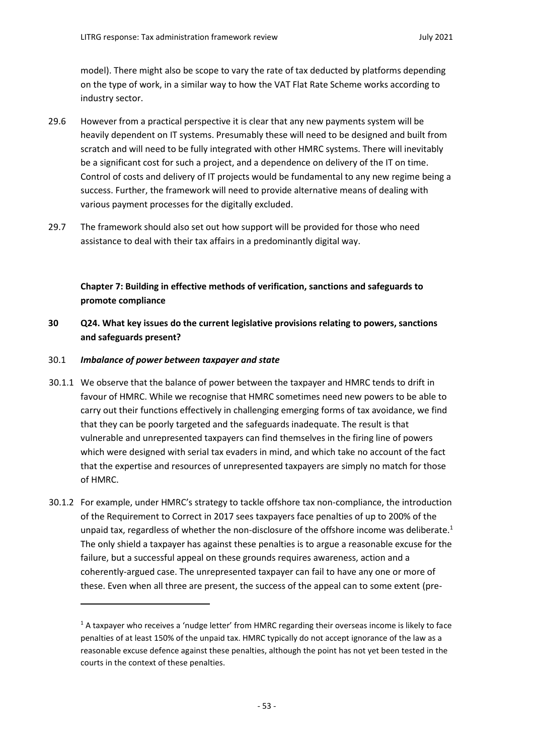model). There might also be scope to vary the rate of tax deducted by platforms depending on the type of work, in a similar way to how the VAT Flat Rate Scheme works according to industry sector.

29.6 However from a practical perspective it is clear that any new payments system will be heavily dependent on IT systems. Presumably these will need to be designed and built from scratch and will need to be fully integrated with other HMRC systems. There will inevitably be a significant cost for such a project, and a dependence on delivery of the IT on time. Control of costs and delivery of IT projects would be fundamental to any new regime being a success. Further, the framework will need to provide alternative means of dealing with various payment processes for the digitally excluded.

29.7 The framework should also set out how support will be provided for those who need assistance to deal with their tax affairs in a predominantly digital way.

## Chapter 7: Building in effective methods of verification, sanctions and safeguards to promote compliance

### 30 Q24. What key issues do the current legislative provisions relating to powers, sanctions and safeguards present?

30.1 ***Imbalance of power between taxpayer and state***

30.1.1 We observe that the balance of power between the taxpayer and HMRC tends to drift in favour of HMRC. While we recognise that HMRC sometimes need new powers to be able to carry out their functions effectively in challenging emerging forms of tax avoidance, we find that they can be poorly targeted and the safeguards inadequate. The result is that vulnerable and unrepresented taxpayers can find themselves in the firing line of powers which were designed with serial tax evaders in mind, and which take no account of the fact that the expertise and resources of unrepresented taxpayers are simply no match for those of HMRC.

30.1.2 For example, under HMRC's strategy to tackle offshore tax non-compliance, the introduction of the Requirement to Correct in 2017 sees taxpayers face penalties of up to 200% of the unpaid tax, regardless of whether the non-disclosure of the offshore income was deliberate.[1] The only shield a taxpayer has against these penalties is to argue a reasonable excuse for the failure, but a successful appeal on these grounds requires awareness, action and a coherently-argued case. The unrepresented taxpayer can fail to have any one or more of these. Even when all three are present, the success of the appeal can to some extent (pre-

---

[1] A taxpayer who receives a 'nudge letter' from HMRC regarding their overseas income is likely to face penalties of at least 150% of the unpaid tax. HMRC typically do not accept ignorance of the law as a reasonable excuse defence against these penalties, although the point has not yet been tested in the courts in the context of these penalties.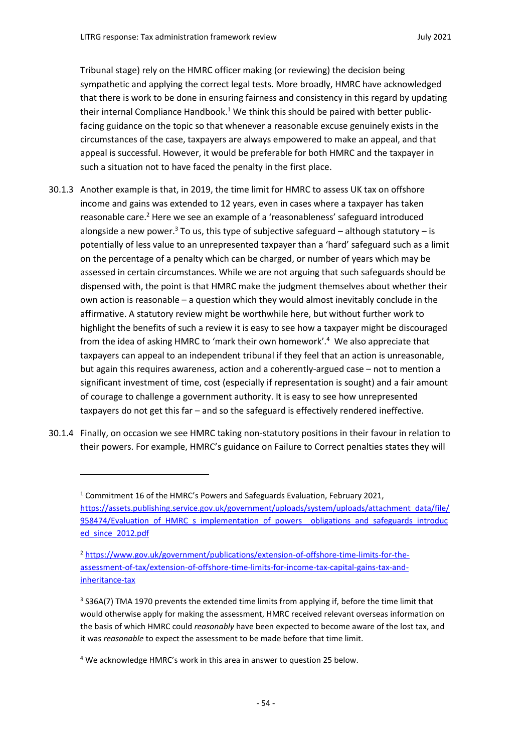Tribunal stage) rely on the HMRC officer making (or reviewing) the decision being sympathetic and applying the correct legal tests. More broadly, HMRC have acknowledged that there is work to be done in ensuring fairness and consistency in this regard by updating their internal Compliance Handbook.[1] We think this should be paired with better public-facing guidance on the topic so that whenever a reasonable excuse genuinely exists in the circumstances of the case, taxpayers are always empowered to make an appeal, and that appeal is successful. However, it would be preferable for both HMRC and the taxpayer in such a situation not to have faced the penalty in the first place.

30.1.3 Another example is that, in 2019, the time limit for HMRC to assess UK tax on offshore income and gains was extended to 12 years, even in cases where a taxpayer has taken reasonable care.[2] Here we see an example of a 'reasonableness' safeguard introduced alongside a new power.[3] To us, this type of subjective safeguard – although statutory – is potentially of less value to an unrepresented taxpayer than a 'hard' safeguard such as a limit on the percentage of a penalty which can be charged, or number of years which may be assessed in certain circumstances. While we are not arguing that such safeguards should be dispensed with, the point is that HMRC make the judgment themselves about whether their own action is reasonable – a question which they would almost inevitably conclude in the affirmative. A statutory review might be worthwhile here, but without further work to highlight the benefits of such a review it is easy to see how a taxpayer might be discouraged from the idea of asking HMRC to 'mark their own homework'.[4] We also appreciate that taxpayers can appeal to an independent tribunal if they feel that an action is unreasonable, but again this requires awareness, action and a coherently-argued case – not to mention a significant investment of time, cost (especially if representation is sought) and a fair amount of courage to challenge a government authority. It is easy to see how unrepresented taxpayers do not get this far – and so the safeguard is effectively rendered ineffective.

30.1.4 Finally, on occasion we see HMRC taking non-statutory positions in their favour in relation to their powers. For example, HMRC's guidance on Failure to Correct penalties states they will

---

[1] Commitment 16 of the HMRC's Powers and Safeguards Evaluation, February 2021, https://assets.publishing.service.gov.uk/government/uploads/system/uploads/attachment_data/file/958474/Evaluation_of_HMRC_s_implementation_of_powers__obligations_and_safeguards_introduced_since_2012.pdf

[2] https://www.gov.uk/government/publications/extension-of-offshore-time-limits-for-the-assessment-of-tax/extension-of-offshore-time-limits-for-income-tax-capital-gains-tax-and-inheritance-tax

[3] S36A(7) TMA 1970 prevents the extended time limits from applying if, before the time limit that would otherwise apply for making the assessment, HMRC received relevant overseas information on the basis of which HMRC could *reasonably* have been expected to become aware of the lost tax, and it was *reasonable* to expect the assessment to be made before that time limit.

[4] We acknowledge HMRC's work in this area in answer to question 25 below.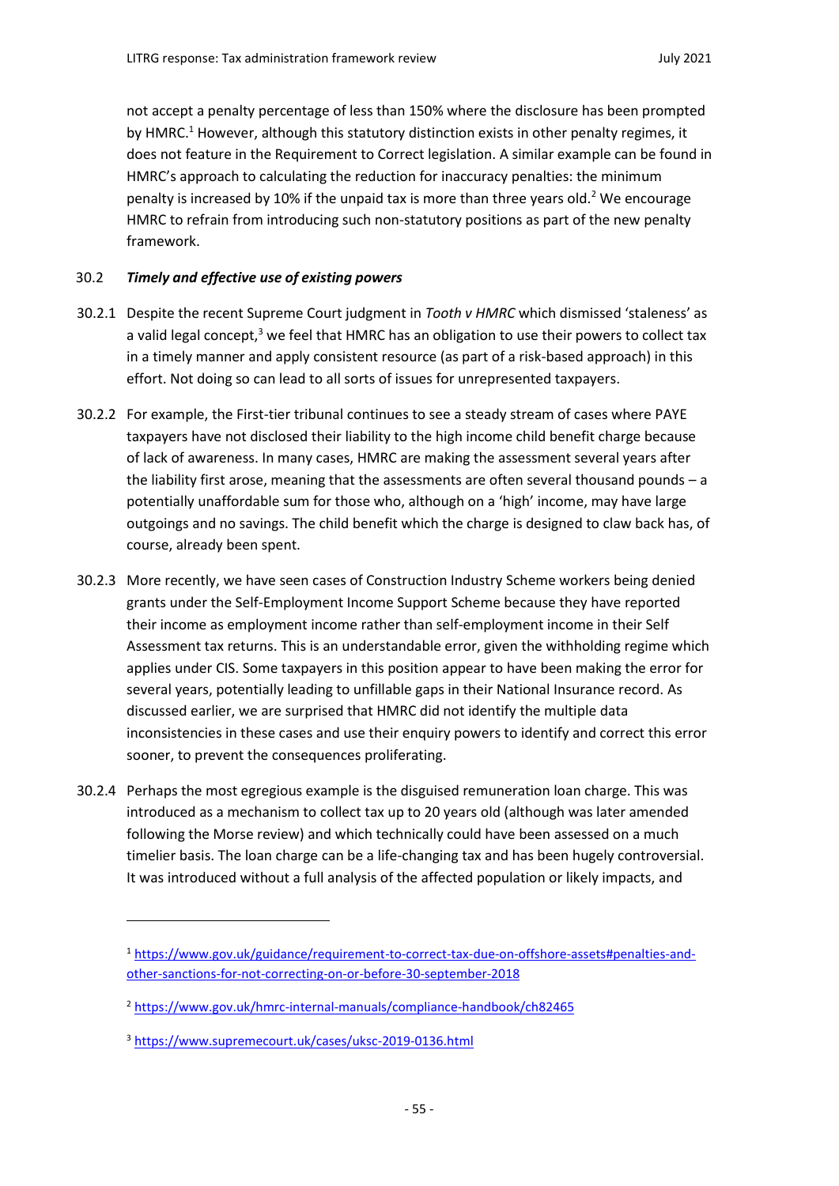not accept a penalty percentage of less than 150% where the disclosure has been prompted by HMRC.[1] However, although this statutory distinction exists in other penalty regimes, it does not feature in the Requirement to Correct legislation. A similar example can be found in HMRC's approach to calculating the reduction for inaccuracy penalties: the minimum penalty is increased by 10% if the unpaid tax is more than three years old.[2] We encourage HMRC to refrain from introducing such non-statutory positions as part of the new penalty framework.

### 30.2 *Timely and effective use of existing powers*

30.2.1 Despite the recent Supreme Court judgment in *Tooth v HMRC* which dismissed 'staleness' as a valid legal concept,[3] we feel that HMRC has an obligation to use their powers to collect tax in a timely manner and apply consistent resource (as part of a risk-based approach) in this effort. Not doing so can lead to all sorts of issues for unrepresented taxpayers.

30.2.2 For example, the First-tier tribunal continues to see a steady stream of cases where PAYE taxpayers have not disclosed their liability to the high income child benefit charge because of lack of awareness. In many cases, HMRC are making the assessment several years after the liability first arose, meaning that the assessments are often several thousand pounds – a potentially unaffordable sum for those who, although on a 'high' income, may have large outgoings and no savings. The child benefit which the charge is designed to claw back has, of course, already been spent.

30.2.3 More recently, we have seen cases of Construction Industry Scheme workers being denied grants under the Self-Employment Income Support Scheme because they have reported their income as employment income rather than self-employment income in their Self Assessment tax returns. This is an understandable error, given the withholding regime which applies under CIS. Some taxpayers in this position appear to have been making the error for several years, potentially leading to unfillable gaps in their National Insurance record. As discussed earlier, we are surprised that HMRC did not identify the multiple data inconsistencies in these cases and use their enquiry powers to identify and correct this error sooner, to prevent the consequences proliferating.

30.2.4 Perhaps the most egregious example is the disguised remuneration loan charge. This was introduced as a mechanism to collect tax up to 20 years old (although was later amended following the Morse review) and which technically could have been assessed on a much timelier basis. The loan charge can be a life-changing tax and has been hugely controversial. It was introduced without a full analysis of the affected population or likely impacts, and

---

[1] https://www.gov.uk/guidance/requirement-to-correct-tax-due-on-offshore-assets#penalties-and-other-sanctions-for-not-correcting-on-or-before-30-september-2018

[2] https://www.gov.uk/hmrc-internal-manuals/compliance-handbook/ch82465

[3] https://www.supremecourt.uk/cases/uksc-2019-0136.html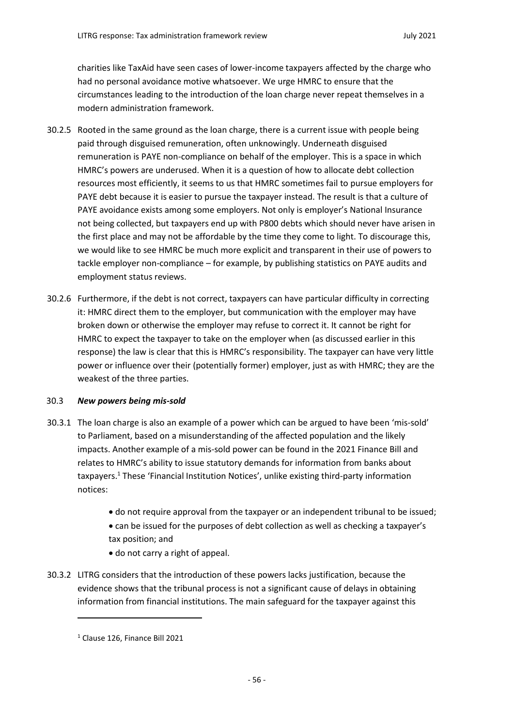charities like TaxAid have seen cases of lower-income taxpayers affected by the charge who had no personal avoidance motive whatsoever. We urge HMRC to ensure that the circumstances leading to the introduction of the loan charge never repeat themselves in a modern administration framework.

30.2.5 Rooted in the same ground as the loan charge, there is a current issue with people being paid through disguised remuneration, often unknowingly. Underneath disguised remuneration is PAYE non-compliance on behalf of the employer. This is a space in which HMRC's powers are underused. When it is a question of how to allocate debt collection resources most efficiently, it seems to us that HMRC sometimes fail to pursue employers for PAYE debt because it is easier to pursue the taxpayer instead. The result is that a culture of PAYE avoidance exists among some employers. Not only is employer's National Insurance not being collected, but taxpayers end up with P800 debts which should never have arisen in the first place and may not be affordable by the time they come to light. To discourage this, we would like to see HMRC be much more explicit and transparent in their use of powers to tackle employer non-compliance – for example, by publishing statistics on PAYE audits and employment status reviews.

30.2.6 Furthermore, if the debt is not correct, taxpayers can have particular difficulty in correcting it: HMRC direct them to the employer, but communication with the employer may have broken down or otherwise the employer may refuse to correct it. It cannot be right for HMRC to expect the taxpayer to take on the employer when (as discussed earlier in this response) the law is clear that this is HMRC's responsibility. The taxpayer can have very little power or influence over their (potentially former) employer, just as with HMRC; they are the weakest of the three parties.

### 30.3 *New powers being mis-sold*

30.3.1 The loan charge is also an example of a power which can be argued to have been 'mis-sold' to Parliament, based on a misunderstanding of the affected population and the likely impacts. Another example of a mis-sold power can be found in the 2021 Finance Bill and relates to HMRC's ability to issue statutory demands for information from banks about taxpayers.[1] These 'Financial Institution Notices', unlike existing third-party information notices:

- do not require approval from the taxpayer or an independent tribunal to be issued;
- can be issued for the purposes of debt collection as well as checking a taxpayer's tax position; and
- do not carry a right of appeal.

30.3.2 LITRG considers that the introduction of these powers lacks justification, because the evidence shows that the tribunal process is not a significant cause of delays in obtaining information from financial institutions. The main safeguard for the taxpayer against this

[1] Clause 126, Finance Bill 2021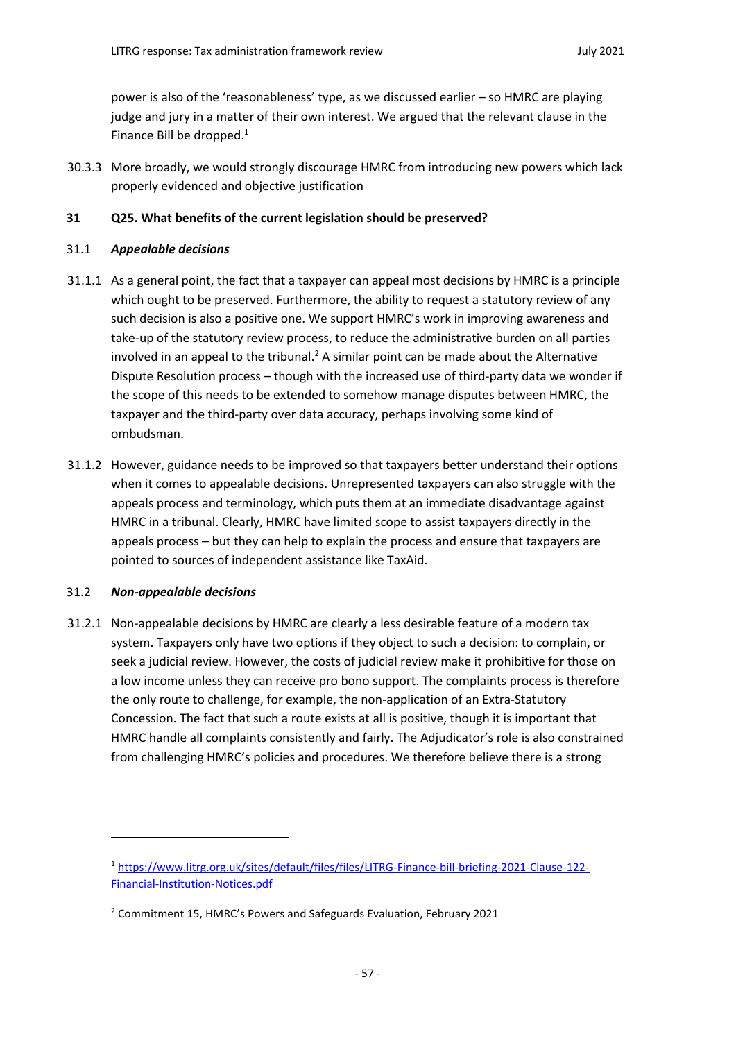power is also of the 'reasonableness' type, as we discussed earlier – so HMRC are playing judge and jury in a matter of their own interest. We argued that the relevant clause in the Finance Bill be dropped.[1]

30.3.3 More broadly, we would strongly discourage HMRC from introducing new powers which lack properly evidenced and objective justification

## 31 Q25. What benefits of the current legislation should be preserved?

### 31.1 *Appealable decisions*

31.1.1 As a general point, the fact that a taxpayer can appeal most decisions by HMRC is a principle which ought to be preserved. Furthermore, the ability to request a statutory review of any such decision is also a positive one. We support HMRC's work in improving awareness and take-up of the statutory review process, to reduce the administrative burden on all parties involved in an appeal to the tribunal.[2] A similar point can be made about the Alternative Dispute Resolution process – though with the increased use of third-party data we wonder if the scope of this needs to be extended to somehow manage disputes between HMRC, the taxpayer and the third-party over data accuracy, perhaps involving some kind of ombudsman.

31.1.2 However, guidance needs to be improved so that taxpayers better understand their options when it comes to appealable decisions. Unrepresented taxpayers can also struggle with the appeals process and terminology, which puts them at an immediate disadvantage against HMRC in a tribunal. Clearly, HMRC have limited scope to assist taxpayers directly in the appeals process – but they can help to explain the process and ensure that taxpayers are pointed to sources of independent assistance like TaxAid.

### 31.2 *Non-appealable decisions*

31.2.1 Non-appealable decisions by HMRC are clearly a less desirable feature of a modern tax system. Taxpayers only have two options if they object to such a decision: to complain, or seek a judicial review. However, the costs of judicial review make it prohibitive for those on a low income unless they can receive pro bono support. The complaints process is therefore the only route to challenge, for example, the non-application of an Extra-Statutory Concession. The fact that such a route exists at all is positive, though it is important that HMRC handle all complaints consistently and fairly. The Adjudicator's role is also constrained from challenging HMRC's policies and procedures. We therefore believe there is a strong

---

[1] https://www.litrg.org.uk/sites/default/files/files/LITRG-Finance-bill-briefing-2021-Clause-122-Financial-Institution-Notices.pdf

[2] Commitment 15, HMRC's Powers and Safeguards Evaluation, February 2021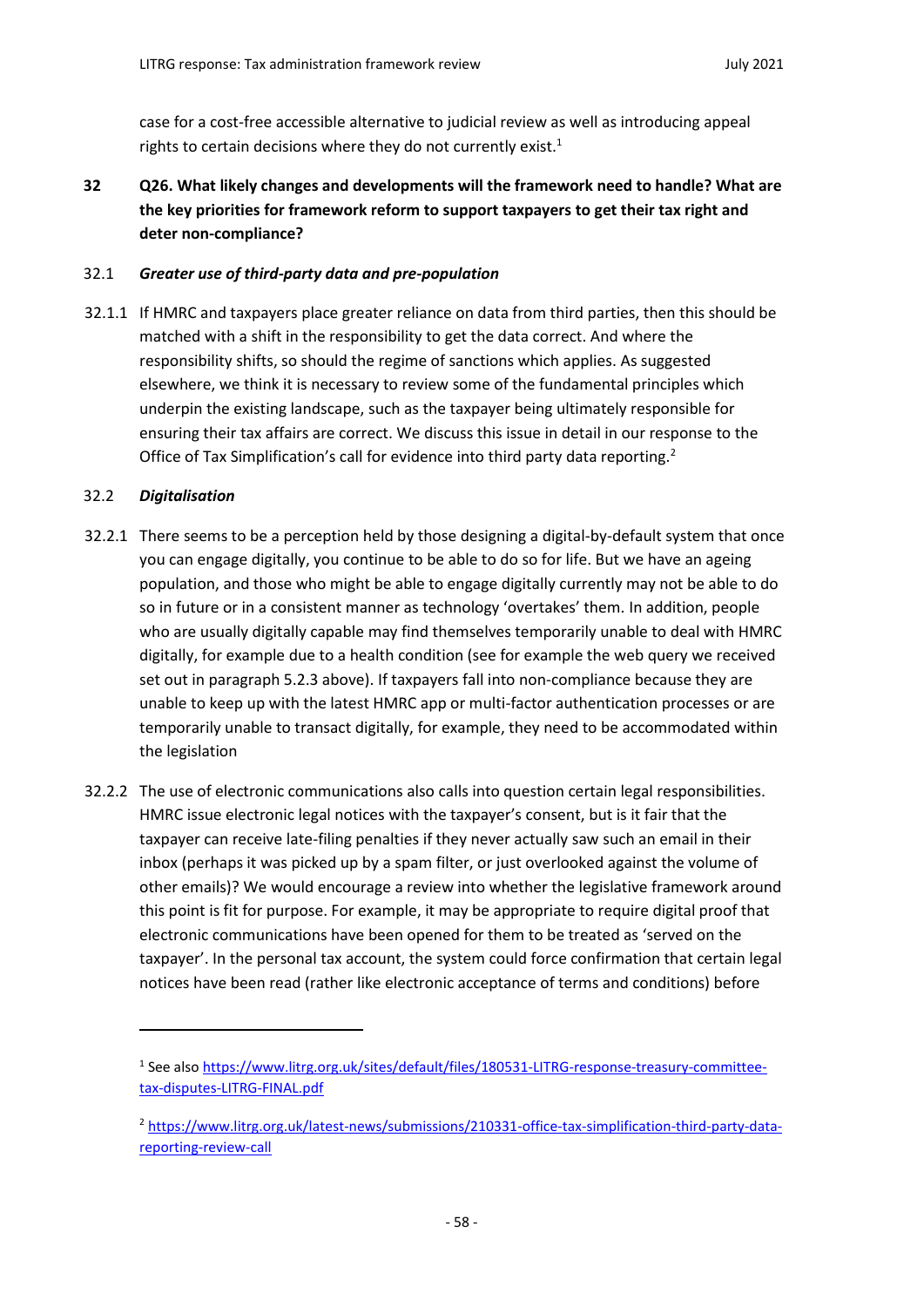case for a cost-free accessible alternative to judicial review as well as introducing appeal rights to certain decisions where they do not currently exist.[1]

**32 Q26. What likely changes and developments will the framework need to handle? What are the key priorities for framework reform to support taxpayers to get their tax right and deter non-compliance?**

32.1 ***Greater use of third-party data and pre-population***

32.1.1 If HMRC and taxpayers place greater reliance on data from third parties, then this should be matched with a shift in the responsibility to get the data correct. And where the responsibility shifts, so should the regime of sanctions which applies. As suggested elsewhere, we think it is necessary to review some of the fundamental principles which underpin the existing landscape, such as the taxpayer being ultimately responsible for ensuring their tax affairs are correct. We discuss this issue in detail in our response to the Office of Tax Simplification's call for evidence into third party data reporting.[2]

32.2 ***Digitalisation***

32.2.1 There seems to be a perception held by those designing a digital-by-default system that once you can engage digitally, you continue to be able to do so for life. But we have an ageing population, and those who might be able to engage digitally currently may not be able to do so in future or in a consistent manner as technology 'overtakes' them. In addition, people who are usually digitally capable may find themselves temporarily unable to deal with HMRC digitally, for example due to a health condition (see for example the web query we received set out in paragraph 5.2.3 above). If taxpayers fall into non-compliance because they are unable to keep up with the latest HMRC app or multi-factor authentication processes or are temporarily unable to transact digitally, for example, they need to be accommodated within the legislation

32.2.2 The use of electronic communications also calls into question certain legal responsibilities. HMRC issue electronic legal notices with the taxpayer's consent, but is it fair that the taxpayer can receive late-filing penalties if they never actually saw such an email in their inbox (perhaps it was picked up by a spam filter, or just overlooked against the volume of other emails)? We would encourage a review into whether the legislative framework around this point is fit for purpose. For example, it may be appropriate to require digital proof that electronic communications have been opened for them to be treated as 'served on the taxpayer'. In the personal tax account, the system could force confirmation that certain legal notices have been read (rather like electronic acceptance of terms and conditions) before

---

[1] See also https://www.litrg.org.uk/sites/default/files/180531-LITRG-response-treasury-committee-tax-disputes-LITRG-FINAL.pdf

[2] https://www.litrg.org.uk/latest-news/submissions/210331-office-tax-simplification-third-party-data-reporting-review-call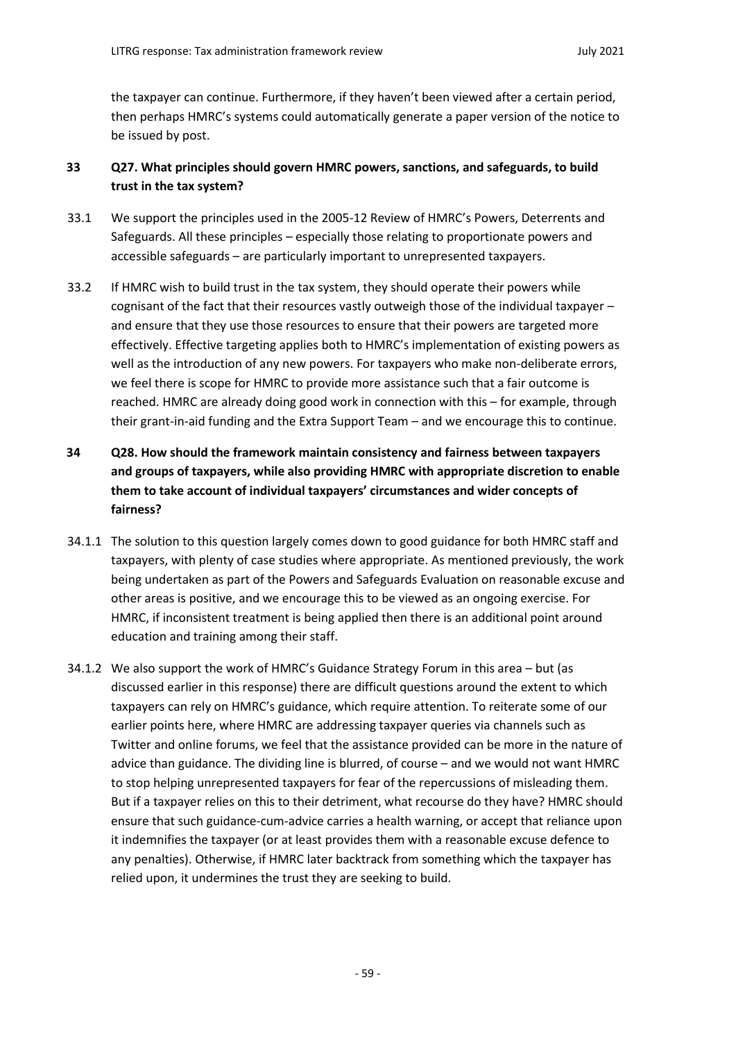the taxpayer can continue. Furthermore, if they haven't been viewed after a certain period, then perhaps HMRC's systems could automatically generate a paper version of the notice to be issued by post.

## 33 Q27. What principles should govern HMRC powers, sanctions, and safeguards, to build trust in the tax system?

33.1 We support the principles used in the 2005-12 Review of HMRC's Powers, Deterrents and Safeguards. All these principles – especially those relating to proportionate powers and accessible safeguards – are particularly important to unrepresented taxpayers.

33.2 If HMRC wish to build trust in the tax system, they should operate their powers while cognisant of the fact that their resources vastly outweigh those of the individual taxpayer – and ensure that they use those resources to ensure that their powers are targeted more effectively. Effective targeting applies both to HMRC's implementation of existing powers as well as the introduction of any new powers. For taxpayers who make non-deliberate errors, we feel there is scope for HMRC to provide more assistance such that a fair outcome is reached. HMRC are already doing good work in connection with this – for example, through their grant-in-aid funding and the Extra Support Team – and we encourage this to continue.

## 34 Q28. How should the framework maintain consistency and fairness between taxpayers and groups of taxpayers, while also providing HMRC with appropriate discretion to enable them to take account of individual taxpayers' circumstances and wider concepts of fairness?

34.1.1 The solution to this question largely comes down to good guidance for both HMRC staff and taxpayers, with plenty of case studies where appropriate. As mentioned previously, the work being undertaken as part of the Powers and Safeguards Evaluation on reasonable excuse and other areas is positive, and we encourage this to be viewed as an ongoing exercise. For HMRC, if inconsistent treatment is being applied then there is an additional point around education and training among their staff.

34.1.2 We also support the work of HMRC's Guidance Strategy Forum in this area – but (as discussed earlier in this response) there are difficult questions around the extent to which taxpayers can rely on HMRC's guidance, which require attention. To reiterate some of our earlier points here, where HMRC are addressing taxpayer queries via channels such as Twitter and online forums, we feel that the assistance provided can be more in the nature of advice than guidance. The dividing line is blurred, of course – and we would not want HMRC to stop helping unrepresented taxpayers for fear of the repercussions of misleading them. But if a taxpayer relies on this to their detriment, what recourse do they have? HMRC should ensure that such guidance-cum-advice carries a health warning, or accept that reliance upon it indemnifies the taxpayer (or at least provides them with a reasonable excuse defence to any penalties). Otherwise, if HMRC later backtrack from something which the taxpayer has relied upon, it undermines the trust they are seeking to build.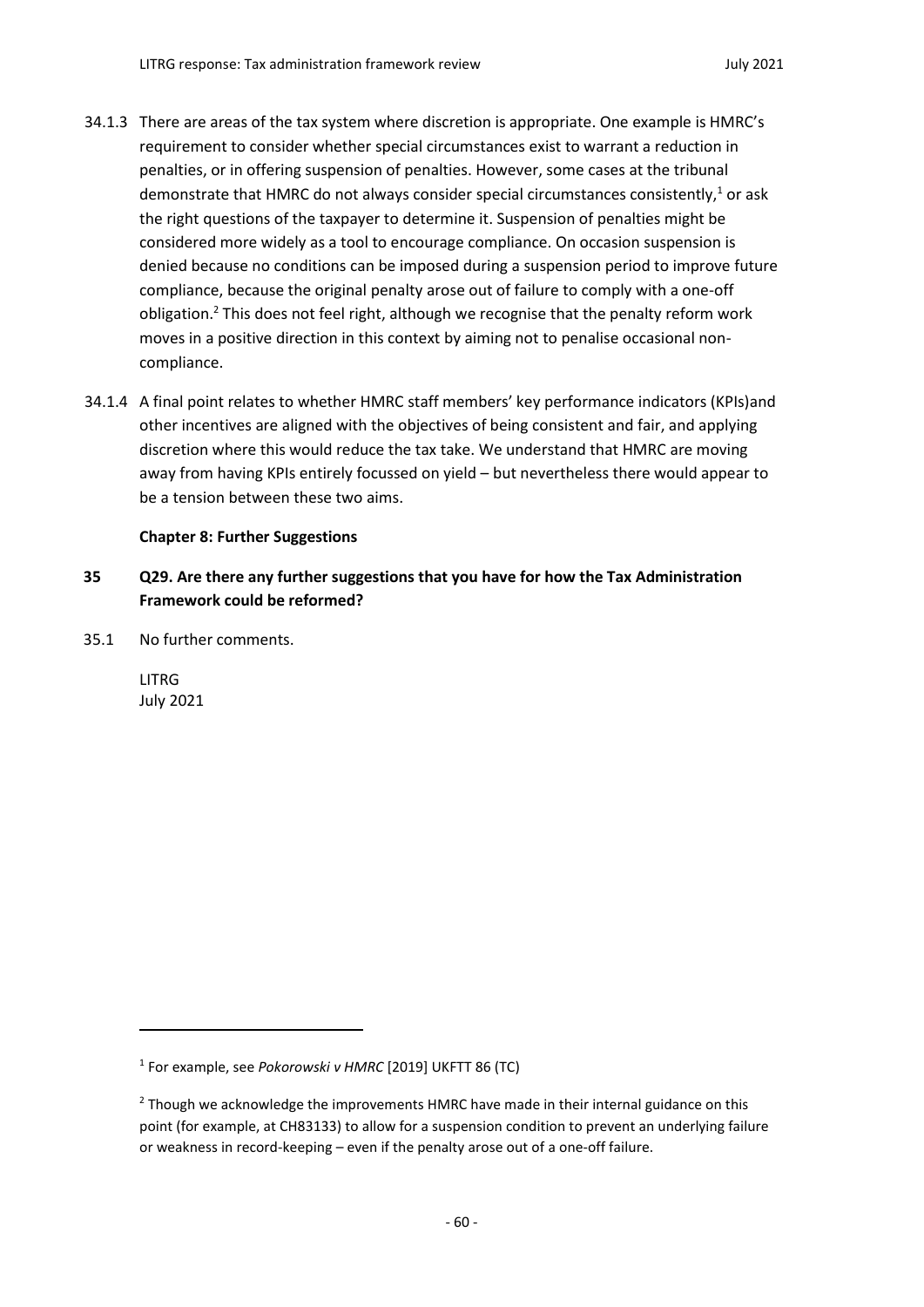34.1.3 There are areas of the tax system where discretion is appropriate. One example is HMRC's requirement to consider whether special circumstances exist to warrant a reduction in penalties, or in offering suspension of penalties. However, some cases at the tribunal demonstrate that HMRC do not always consider special circumstances consistently,[1] or ask the right questions of the taxpayer to determine it. Suspension of penalties might be considered more widely as a tool to encourage compliance. On occasion suspension is denied because no conditions can be imposed during a suspension period to improve future compliance, because the original penalty arose out of failure to comply with a one-off obligation.[2] This does not feel right, although we recognise that the penalty reform work moves in a positive direction in this context by aiming not to penalise occasional non-compliance.

34.1.4 A final point relates to whether HMRC staff members' key performance indicators (KPIs)and other incentives are aligned with the objectives of being consistent and fair, and applying discretion where this would reduce the tax take. We understand that HMRC are moving away from having KPIs entirely focussed on yield – but nevertheless there would appear to be a tension between these two aims.

**Chapter 8: Further Suggestions**

**35 Q29. Are there any further suggestions that you have for how the Tax Administration Framework could be reformed?**

35.1 No further comments.

LITRG
July 2021

---

[1] For example, see *Pokorowski v HMRC* [2019] UKFTT 86 (TC)

[2] Though we acknowledge the improvements HMRC have made in their internal guidance on this point (for example, at CH83133) to allow for a suspension condition to prevent an underlying failure or weakness in record-keeping – even if the penalty arose out of a one-off failure.